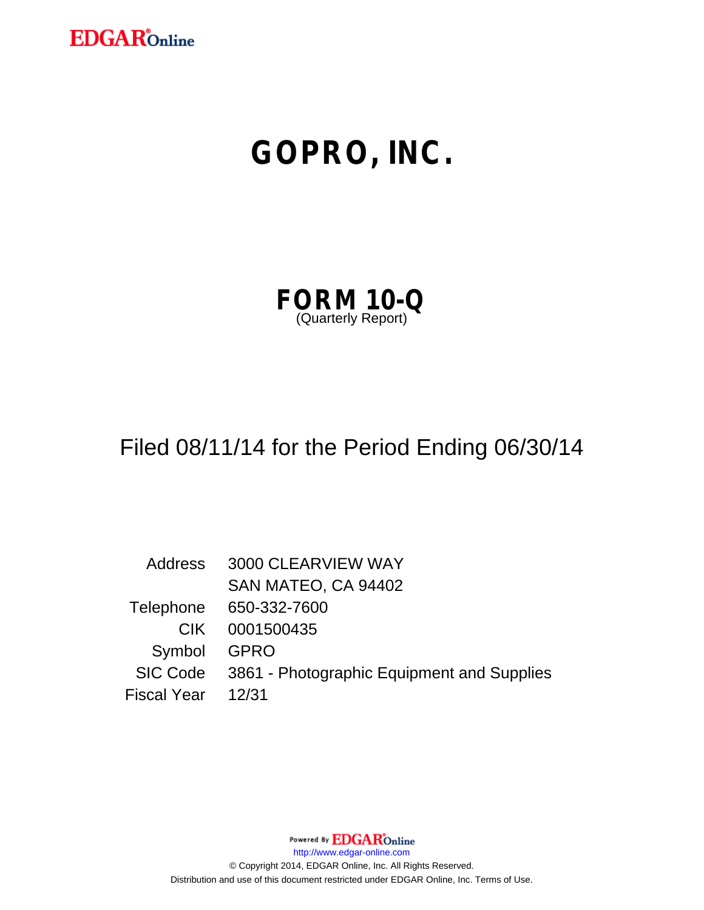EDGAR Online

# GOPRO, INC.

## FORM 10-Q
(Quarterly Report)

Filed 08/11/14 for the Period Ending 06/30/14

| | |
|---|---|
| Address | 3000 CLEARVIEW WAY |
| | SAN MATEO, CA 94402 |
| Telephone | 650-332-7600 |
| CIK | 0001500435 |
| Symbol | GPRO |
| SIC Code | 3861 - Photographic Equipment and Supplies |
| Fiscal Year | 12/31 |

Powered By EDGAR Online

http://www.edgar-online.com

© Copyright 2014, EDGAR Online, Inc. All Rights Reserved.

Distribution and use of this document restricted under EDGAR Online, Inc. Terms of Use.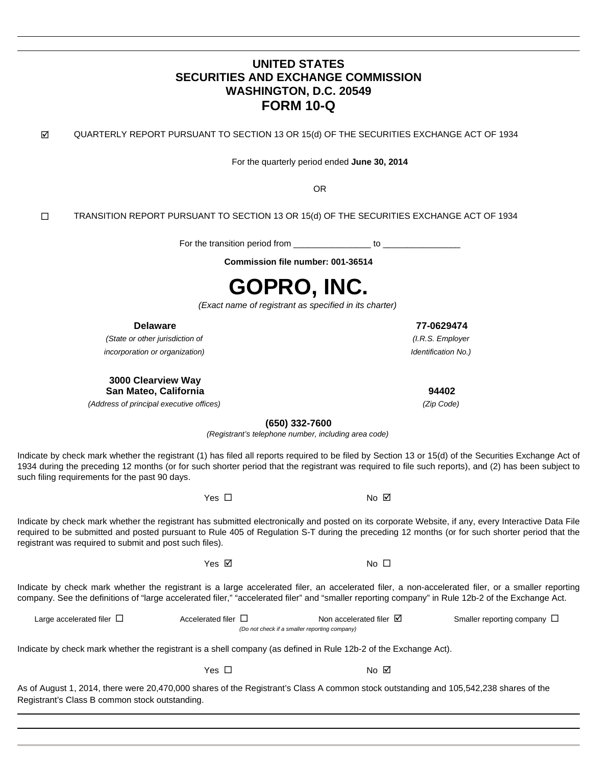# UNITED STATES
# SECURITIES AND EXCHANGE COMMISSION
# WASHINGTON, D.C. 20549
# FORM 10-Q

☑ QUARTERLY REPORT PURSUANT TO SECTION 13 OR 15(d) OF THE SECURITIES EXCHANGE ACT OF 1934

For the quarterly period ended **June 30, 2014**

OR

☐ TRANSITION REPORT PURSUANT TO SECTION 13 OR 15(d) OF THE SECURITIES EXCHANGE ACT OF 1934

For the transition period from ________________ to ________________

**Commission file number: 001-36514**

# GOPRO, INC.

*(Exact name of registrant as specified in its charter)*

| **Delaware** | **77-0629474** |
|---|---|
| *(State or other jurisdiction of incorporation or organization)* | *(I.R.S. Employer Identification No.)* |
| **3000 Clearview Way San Mateo, California** | **94402** |
| *(Address of principal executive offices)* | *(Zip Code)* |

**(650) 332-7600**

*(Registrant's telephone number, including area code)*

Indicate by check mark whether the registrant (1) has filed all reports required to be filed by Section 13 or 15(d) of the Securities Exchange Act of 1934 during the preceding 12 months (or for such shorter period that the registrant was required to file such reports), and (2) has been subject to such filing requirements for the past 90 days.

Yes ☐ No ☑

Indicate by check mark whether the registrant has submitted electronically and posted on its corporate Website, if any, every Interactive Data File required to be submitted and posted pursuant to Rule 405 of Regulation S-T during the preceding 12 months (or for such shorter period that the registrant was required to submit and post such files).

Yes ☑ No ☐

Indicate by check mark whether the registrant is a large accelerated filer, an accelerated filer, a non-accelerated filer, or a smaller reporting company. See the definitions of "large accelerated filer," "accelerated filer" and "smaller reporting company" in Rule 12b-2 of the Exchange Act.

Large accelerated filer ☐ Accelerated filer ☐ Non accelerated filer ☑ *(Do not check if a smaller reporting company)* Smaller reporting company ☐

Indicate by check mark whether the registrant is a shell company (as defined in Rule 12b-2 of the Exchange Act).

Yes ☐ No ☑

As of August 1, 2014, there were 20,470,000 shares of the Registrant's Class A common stock outstanding and 105,542,238 shares of the Registrant's Class B common stock outstanding.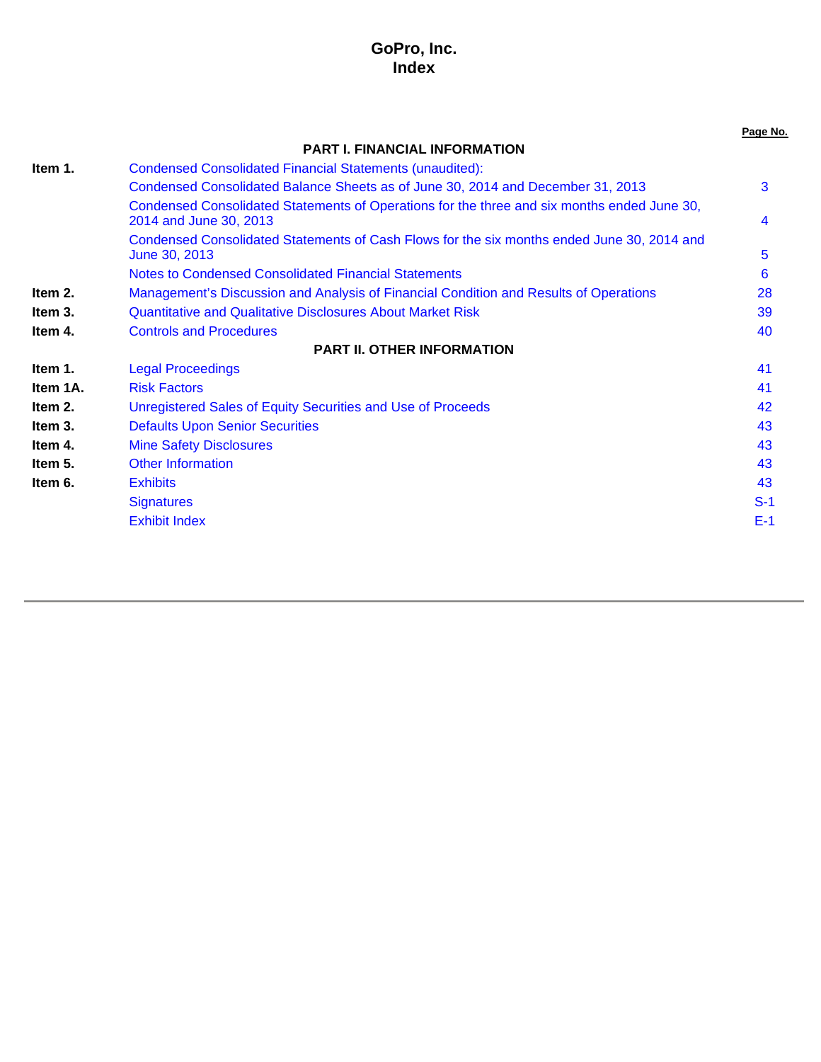# GoPro, Inc.
# Index

| | | Page No. |
|---|---|---|
| | **PART I. FINANCIAL INFORMATION** | |
| **Item 1.** | Condensed Consolidated Financial Statements (unaudited): | |
| | Condensed Consolidated Balance Sheets as of June 30, 2014 and December 31, 2013 | 3 |
| | Condensed Consolidated Statements of Operations for the three and six months ended June 30, 2014 and June 30, 2013 | 4 |
| | Condensed Consolidated Statements of Cash Flows for the six months ended June 30, 2014 and June 30, 2013 | 5 |
| | Notes to Condensed Consolidated Financial Statements | 6 |
| **Item 2.** | Management's Discussion and Analysis of Financial Condition and Results of Operations | 28 |
| **Item 3.** | Quantitative and Qualitative Disclosures About Market Risk | 39 |
| **Item 4.** | Controls and Procedures | 40 |
| | **PART II. OTHER INFORMATION** | |
| **Item 1.** | Legal Proceedings | 41 |
| **Item 1A.** | Risk Factors | 41 |
| **Item 2.** | Unregistered Sales of Equity Securities and Use of Proceeds | 42 |
| **Item 3.** | Defaults Upon Senior Securities | 43 |
| **Item 4.** | Mine Safety Disclosures | 43 |
| **Item 5.** | Other Information | 43 |
| **Item 6.** | Exhibits | 43 |
| | Signatures | S-1 |
| | Exhibit Index | E-1 |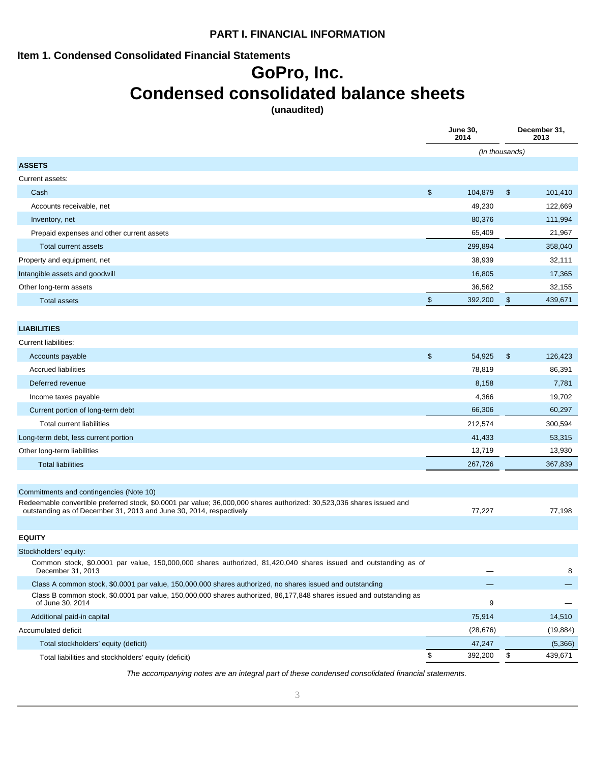## PART I. FINANCIAL INFORMATION

### Item 1. Condensed Consolidated Financial Statements

# GoPro, Inc.

# Condensed consolidated balance sheets

**(unaudited)**

| | June 30, 2014 | December 31, 2013 |
|---|---|---|
| | *(In thousands)* | |
| **ASSETS** | | |
| Current assets: | | |
| Cash | $ 104,879 | $ 101,410 |
| Accounts receivable, net | 49,230 | 122,669 |
| Inventory, net | 80,376 | 111,994 |
| Prepaid expenses and other current assets | 65,409 | 21,967 |
| Total current assets | 299,894 | 358,040 |
| Property and equipment, net | 38,939 | 32,111 |
| Intangible assets and goodwill | 16,805 | 17,365 |
| Other long-term assets | 36,562 | 32,155 |
| Total assets | $ 392,200 | $ 439,671 |
| | | |
| **LIABILITIES** | | |
| Current liabilities: | | |
| Accounts payable | $ 54,925 | $ 126,423 |
| Accrued liabilities | 78,819 | 86,391 |
| Deferred revenue | 8,158 | 7,781 |
| Income taxes payable | 4,366 | 19,702 |
| Current portion of long-term debt | 66,306 | 60,297 |
| Total current liabilities | 212,574 | 300,594 |
| Long-term debt, less current portion | 41,433 | 53,315 |
| Other long-term liabilities | 13,719 | 13,930 |
| Total liabilities | 267,726 | 367,839 |
| | | |
| Commitments and contingencies (Note 10) | | |
| Redeemable convertible preferred stock, $0.0001 par value; 36,000,000 shares authorized: 30,523,036 shares issued and outstanding as of December 31, 2013 and June 30, 2014, respectively | 77,227 | 77,198 |
| | | |
| **EQUITY** | | |
| Stockholders' equity: | | |
| Common stock, $0.0001 par value, 150,000,000 shares authorized, 81,420,040 shares issued and outstanding as of December 31, 2013 | — | 8 |
| Class A common stock, $0.0001 par value, 150,000,000 shares authorized, no shares issued and outstanding | — | — |
| Class B common stock, $0.0001 par value, 150,000,000 shares authorized, 86,177,848 shares issued and outstanding as of June 30, 2014 | 9 | — |
| Additional paid-in capital | 75,914 | 14,510 |
| Accumulated deficit | (28,676) | (19,884) |
| Total stockholders' equity (deficit) | 47,247 | (5,366) |
| Total liabilities and stockholders' equity (deficit) | $ 392,200 | $ 439,671 |

*The accompanying notes are an integral part of these condensed consolidated financial statements.*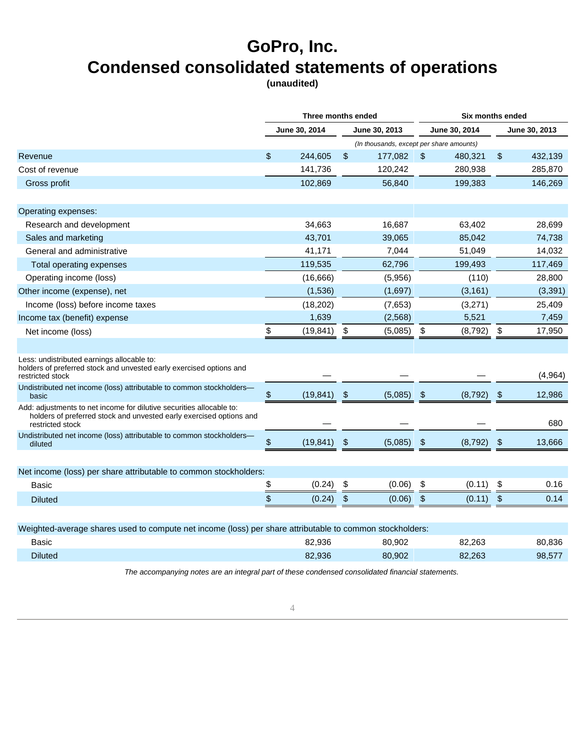# GoPro, Inc.
# Condensed consolidated statements of operations
**(unaudited)**

| | Three months ended | | Six months ended | |
|---|---|---|---|---|
| | June 30, 2014 | June 30, 2013 | June 30, 2014 | June 30, 2013 |
| | *(In thousands, except per share amounts)* | | | |
| Revenue | $ 244,605 | $ 177,082 | $ 480,321 | $ 432,139 |
| Cost of revenue | 141,736 | 120,242 | 280,938 | 285,870 |
| Gross profit | 102,869 | 56,840 | 199,383 | 146,269 |
| | | | | |
| Operating expenses: | | | | |
| Research and development | 34,663 | 16,687 | 63,402 | 28,699 |
| Sales and marketing | 43,701 | 39,065 | 85,042 | 74,738 |
| General and administrative | 41,171 | 7,044 | 51,049 | 14,032 |
| Total operating expenses | 119,535 | 62,796 | 199,493 | 117,469 |
| Operating income (loss) | (16,666) | (5,956) | (110) | 28,800 |
| Other income (expense), net | (1,536) | (1,697) | (3,161) | (3,391) |
| Income (loss) before income taxes | (18,202) | (7,653) | (3,271) | 25,409 |
| Income tax (benefit) expense | 1,639 | (2,568) | 5,521 | 7,459 |
| Net income (loss) | $ (19,841) | $ (5,085) | $ (8,792) | $ 17,950 |
| | | | | |
| Less: undistributed earnings allocable to: holders of preferred stock and unvested early exercised options and restricted stock | — | — | — | (4,964) |
| Undistributed net income (loss) attributable to common stockholders—basic | $ (19,841) | $ (5,085) | $ (8,792) | $ 12,986 |
| Add: adjustments to net income for dilutive securities allocable to: holders of preferred stock and unvested early exercised options and restricted stock | — | — | — | 680 |
| Undistributed net income (loss) attributable to common stockholders—diluted | $ (19,841) | $ (5,085) | $ (8,792) | $ 13,666 |
| | | | | |
| Net income (loss) per share attributable to common stockholders: | | | | |
| Basic | $ (0.24) | $ (0.06) | $ (0.11) | $ 0.16 |
| Diluted | $ (0.24) | $ (0.06) | $ (0.11) | $ 0.14 |
| | | | | |
| Weighted-average shares used to compute net income (loss) per share attributable to common stockholders: | | | | |
| Basic | 82,936 | 80,902 | 82,263 | 80,836 |
| Diluted | 82,936 | 80,902 | 82,263 | 98,577 |

*The accompanying notes are an integral part of these condensed consolidated financial statements.*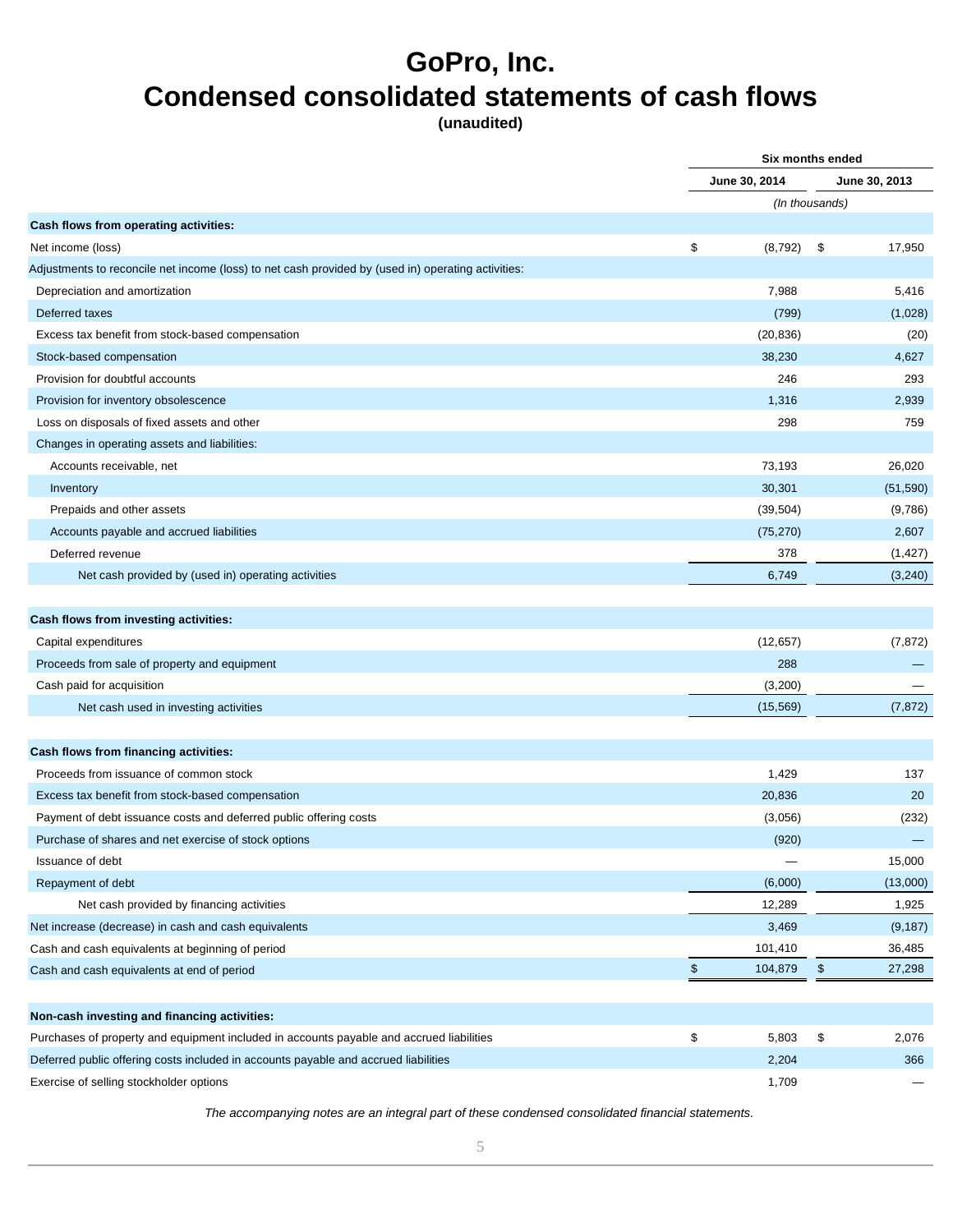# GoPro, Inc.
# Condensed consolidated statements of cash flows
**(unaudited)**

| | Six months ended | |
|---|---|---|
| | June 30, 2014 | June 30, 2013 |
| | *(In thousands)* | |
| **Cash flows from operating activities:** | | |
| Net income (loss) | $ (8,792) | $ 17,950 |
| Adjustments to reconcile net income (loss) to net cash provided by (used in) operating activities: | | |
| Depreciation and amortization | 7,988 | 5,416 |
| Deferred taxes | (799) | (1,028) |
| Excess tax benefit from stock-based compensation | (20,836) | (20) |
| Stock-based compensation | 38,230 | 4,627 |
| Provision for doubtful accounts | 246 | 293 |
| Provision for inventory obsolescence | 1,316 | 2,939 |
| Loss on disposals of fixed assets and other | 298 | 759 |
| Changes in operating assets and liabilities: | | |
| Accounts receivable, net | 73,193 | 26,020 |
| Inventory | 30,301 | (51,590) |
| Prepaids and other assets | (39,504) | (9,786) |
| Accounts payable and accrued liabilities | (75,270) | 2,607 |
| Deferred revenue | 378 | (1,427) |
| Net cash provided by (used in) operating activities | 6,749 | (3,240) |
| **Cash flows from investing activities:** | | |
| Capital expenditures | (12,657) | (7,872) |
| Proceeds from sale of property and equipment | 288 | — |
| Cash paid for acquisition | (3,200) | — |
| Net cash used in investing activities | (15,569) | (7,872) |
| **Cash flows from financing activities:** | | |
| Proceeds from issuance of common stock | 1,429 | 137 |
| Excess tax benefit from stock-based compensation | 20,836 | 20 |
| Payment of debt issuance costs and deferred public offering costs | (3,056) | (232) |
| Purchase of shares and net exercise of stock options | (920) | — |
| Issuance of debt | — | 15,000 |
| Repayment of debt | (6,000) | (13,000) |
| Net cash provided by financing activities | 12,289 | 1,925 |
| Net increase (decrease) in cash and cash equivalents | 3,469 | (9,187) |
| Cash and cash equivalents at beginning of period | 101,410 | 36,485 |
| Cash and cash equivalents at end of period | $ 104,879 | $ 27,298 |
| **Non-cash investing and financing activities:** | | |
| Purchases of property and equipment included in accounts payable and accrued liabilities | $ 5,803 | $ 2,076 |
| Deferred public offering costs included in accounts payable and accrued liabilities | 2,204 | 366 |
| Exercise of selling stockholder options | 1,709 | — |

*The accompanying notes are an integral part of these condensed consolidated financial statements.*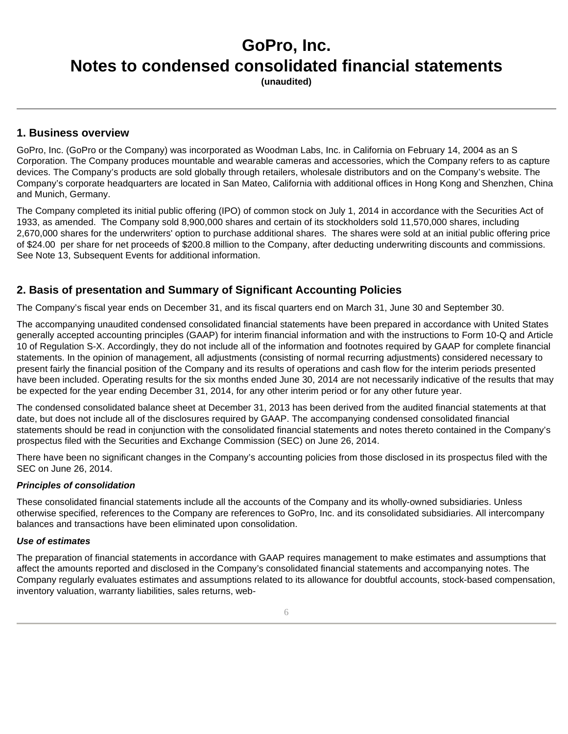# GoPro, Inc.
# Notes to condensed consolidated financial statements
**(unaudited)**

---

## 1. Business overview

GoPro, Inc. (GoPro or the Company) was incorporated as Woodman Labs, Inc. in California on February 14, 2004 as an S Corporation. The Company produces mountable and wearable cameras and accessories, which the Company refers to as capture devices. The Company's products are sold globally through retailers, wholesale distributors and on the Company's website. The Company's corporate headquarters are located in San Mateo, California with additional offices in Hong Kong and Shenzhen, China and Munich, Germany.

The Company completed its initial public offering (IPO) of common stock on July 1, 2014 in accordance with the Securities Act of 1933, as amended. The Company sold 8,900,000 shares and certain of its stockholders sold 11,570,000 shares, including 2,670,000 shares for the underwriters' option to purchase additional shares. The shares were sold at an initial public offering price of $24.00 per share for net proceeds of $200.8 million to the Company, after deducting underwriting discounts and commissions. See Note 13, Subsequent Events for additional information.

## 2. Basis of presentation and Summary of Significant Accounting Policies

The Company's fiscal year ends on December 31, and its fiscal quarters end on March 31, June 30 and September 30.

The accompanying unaudited condensed consolidated financial statements have been prepared in accordance with United States generally accepted accounting principles (GAAP) for interim financial information and with the instructions to Form 10-Q and Article 10 of Regulation S-X. Accordingly, they do not include all of the information and footnotes required by GAAP for complete financial statements. In the opinion of management, all adjustments (consisting of normal recurring adjustments) considered necessary to present fairly the financial position of the Company and its results of operations and cash flow for the interim periods presented have been included. Operating results for the six months ended June 30, 2014 are not necessarily indicative of the results that may be expected for the year ending December 31, 2014, for any other interim period or for any other future year.

The condensed consolidated balance sheet at December 31, 2013 has been derived from the audited financial statements at that date, but does not include all of the disclosures required by GAAP. The accompanying condensed consolidated financial statements should be read in conjunction with the consolidated financial statements and notes thereto contained in the Company's prospectus filed with the Securities and Exchange Commission (SEC) on June 26, 2014.

There have been no significant changes in the Company's accounting policies from those disclosed in its prospectus filed with the SEC on June 26, 2014.

***Principles of consolidation***

These consolidated financial statements include all the accounts of the Company and its wholly-owned subsidiaries. Unless otherwise specified, references to the Company are references to GoPro, Inc. and its consolidated subsidiaries. All intercompany balances and transactions have been eliminated upon consolidation.

***Use of estimates***

The preparation of financial statements in accordance with GAAP requires management to make estimates and assumptions that affect the amounts reported and disclosed in the Company's consolidated financial statements and accompanying notes. The Company regularly evaluates estimates and assumptions related to its allowance for doubtful accounts, stock-based compensation, inventory valuation, warranty liabilities, sales returns, web-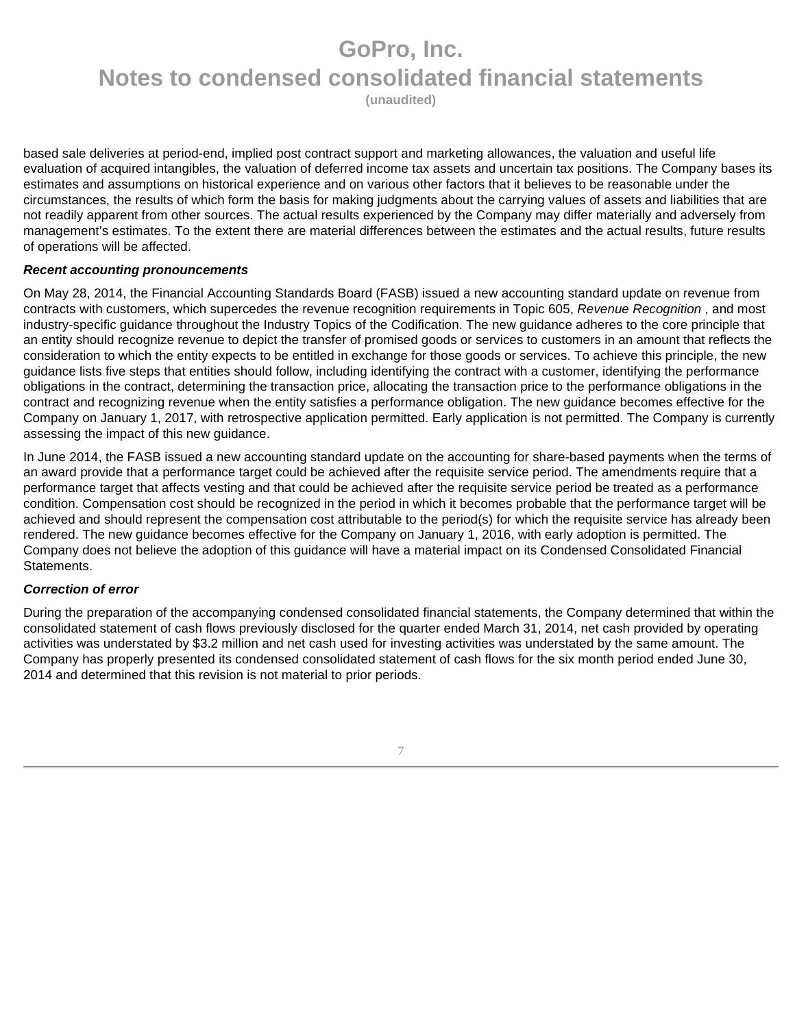based sale deliveries at period-end, implied post contract support and marketing allowances, the valuation and useful life evaluation of acquired intangibles, the valuation of deferred income tax assets and uncertain tax positions. The Company bases its estimates and assumptions on historical experience and on various other factors that it believes to be reasonable under the circumstances, the results of which form the basis for making judgments about the carrying values of assets and liabilities that are not readily apparent from other sources. The actual results experienced by the Company may differ materially and adversely from management's estimates. To the extent there are material differences between the estimates and the actual results, future results of operations will be affected.

***Recent accounting pronouncements***

On May 28, 2014, the Financial Accounting Standards Board (FASB) issued a new accounting standard update on revenue from contracts with customers, which supercedes the revenue recognition requirements in Topic 605, *Revenue Recognition* , and most industry-specific guidance throughout the Industry Topics of the Codification. The new guidance adheres to the core principle that an entity should recognize revenue to depict the transfer of promised goods or services to customers in an amount that reflects the consideration to which the entity expects to be entitled in exchange for those goods or services. To achieve this principle, the new guidance lists five steps that entities should follow, including identifying the contract with a customer, identifying the performance obligations in the contract, determining the transaction price, allocating the transaction price to the performance obligations in the contract and recognizing revenue when the entity satisfies a performance obligation. The new guidance becomes effective for the Company on January 1, 2017, with retrospective application permitted. Early application is not permitted. The Company is currently assessing the impact of this new guidance.

In June 2014, the FASB issued a new accounting standard update on the accounting for share-based payments when the terms of an award provide that a performance target could be achieved after the requisite service period. The amendments require that a performance target that affects vesting and that could be achieved after the requisite service period be treated as a performance condition. Compensation cost should be recognized in the period in which it becomes probable that the performance target will be achieved and should represent the compensation cost attributable to the period(s) for which the requisite service has already been rendered. The new guidance becomes effective for the Company on January 1, 2016, with early adoption is permitted. The Company does not believe the adoption of this guidance will have a material impact on its Condensed Consolidated Financial Statements.

***Correction of error***

During the preparation of the accompanying condensed consolidated financial statements, the Company determined that within the consolidated statement of cash flows previously disclosed for the quarter ended March 31, 2014, net cash provided by operating activities was understated by $3.2 million and net cash used for investing activities was understated by the same amount. The Company has properly presented its condensed consolidated statement of cash flows for the six month period ended June 30, 2014 and determined that this revision is not material to prior periods.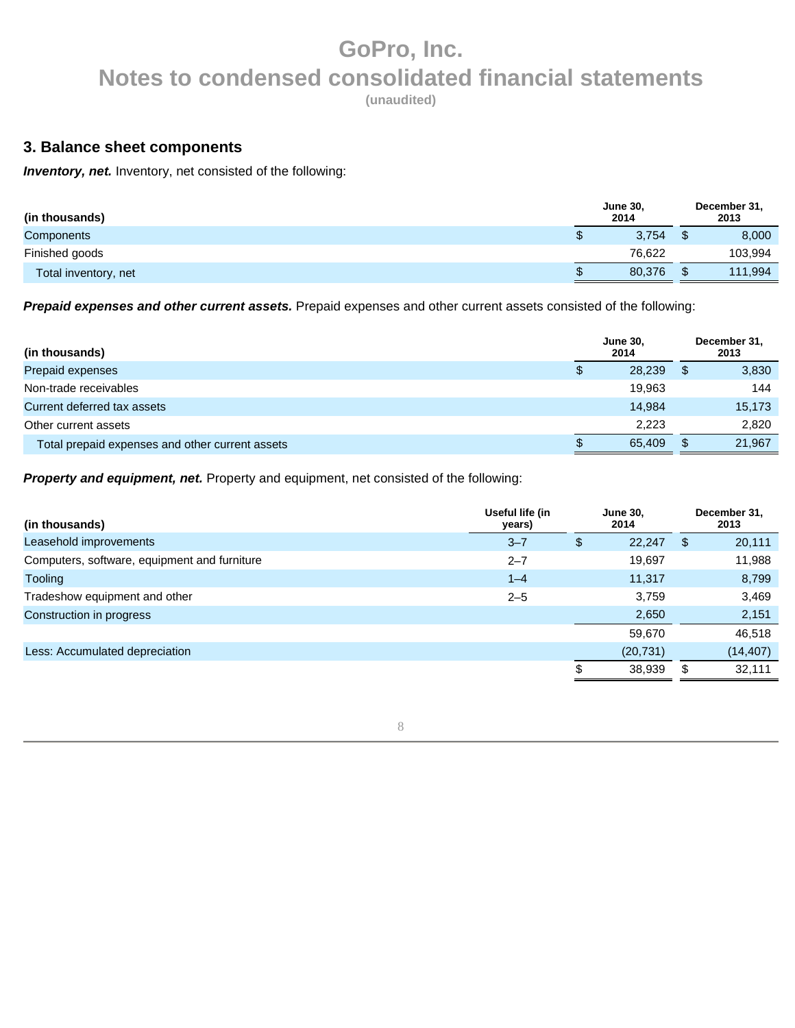## 3. Balance sheet components

***Inventory, net.*** Inventory, net consisted of the following:

| (in thousands) | June 30, 2014 | December 31, 2013 |
|---|---|---|
| Components | $ 3,754 | $ 8,000 |
| Finished goods | 76,622 | 103,994 |
| Total inventory, net | $ 80,376 | $ 111,994 |

***Prepaid expenses and other current assets.*** Prepaid expenses and other current assets consisted of the following:

| (in thousands) | June 30, 2014 | December 31, 2013 |
|---|---|---|
| Prepaid expenses | $ 28,239 | $ 3,830 |
| Non-trade receivables | 19,963 | 144 |
| Current deferred tax assets | 14,984 | 15,173 |
| Other current assets | 2,223 | 2,820 |
| Total prepaid expenses and other current assets | $ 65,409 | $ 21,967 |

***Property and equipment, net.*** Property and equipment, net consisted of the following:

| (in thousands) | Useful life (in years) | June 30, 2014 | December 31, 2013 |
|---|---|---|---|
| Leasehold improvements | 3–7 | $ 22,247 | $ 20,111 |
| Computers, software, equipment and furniture | 2–7 | 19,697 | 11,988 |
| Tooling | 1–4 | 11,317 | 8,799 |
| Tradeshow equipment and other | 2–5 | 3,759 | 3,469 |
| Construction in progress | | 2,650 | 2,151 |
| | | 59,670 | 46,518 |
| Less: Accumulated depreciation | | (20,731) | (14,407) |
| | | $ 38,939 | $ 32,111 |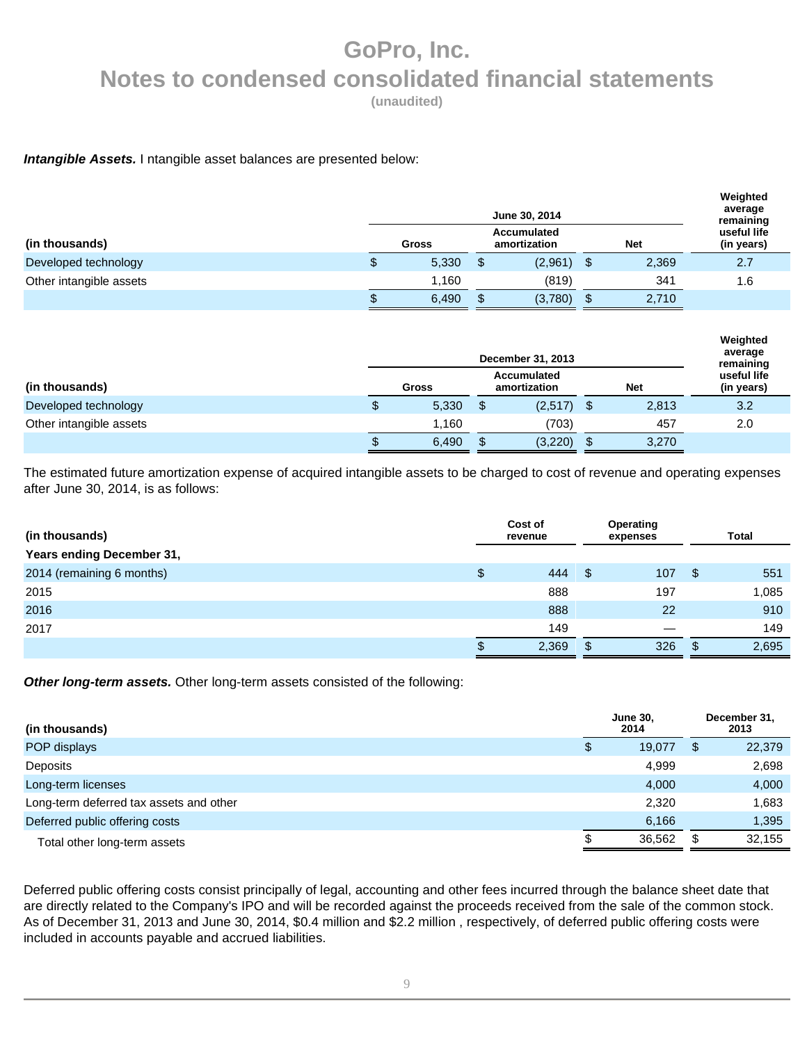# GoPro, Inc.
# Notes to condensed consolidated financial statements
**(unaudited)**

***Intangible Assets.*** I ntangible asset balances are presented below:

| | June 30, 2014 | | | Weighted average remaining |
|---|---|---|---|---|
| **(in thousands)** | **Gross** | **Accumulated amortization** | **Net** | **useful life (in years)** |
| Developed technology | $ 5,330 | $ (2,961) | $ 2,369 | 2.7 |
| Other intangible assets | 1,160 | (819) | 341 | 1.6 |
| | $ 6,490 | $ (3,780) | $ 2,710 | |

| | December 31, 2013 | | | Weighted average remaining |
|---|---|---|---|---|
| **(in thousands)** | **Gross** | **Accumulated amortization** | **Net** | **useful life (in years)** |
| Developed technology | $ 5,330 | $ (2,517) | $ 2,813 | 3.2 |
| Other intangible assets | 1,160 | (703) | 457 | 2.0 |
| | $ 6,490 | $ (3,220) | $ 3,270 | |

The estimated future amortization expense of acquired intangible assets to be charged to cost of revenue and operating expenses after June 30, 2014, is as follows:

| **(in thousands)** | **Cost of revenue** | **Operating expenses** | **Total** |
|---|---|---|---|
| **Years ending December 31,** | | | |
| 2014 (remaining 6 months) | $ 444 | $ 107 | $ 551 |
| 2015 | 888 | 197 | 1,085 |
| 2016 | 888 | 22 | 910 |
| 2017 | 149 | — | 149 |
| | $ 2,369 | $ 326 | $ 2,695 |

***Other long-term assets.*** Other long-term assets consisted of the following:

| **(in thousands)** | **June 30, 2014** | **December 31, 2013** |
|---|---|---|
| POP displays | $ 19,077 | $ 22,379 |
| Deposits | 4,999 | 2,698 |
| Long-term licenses | 4,000 | 4,000 |
| Long-term deferred tax assets and other | 2,320 | 1,683 |
| Deferred public offering costs | 6,166 | 1,395 |
| Total other long-term assets | $ 36,562 | $ 32,155 |

Deferred public offering costs consist principally of legal, accounting and other fees incurred through the balance sheet date that are directly related to the Company's IPO and will be recorded against the proceeds received from the sale of the common stock. As of December 31, 2013 and June 30, 2014, $0.4 million and $2.2 million , respectively, of deferred public offering costs were included in accounts payable and accrued liabilities.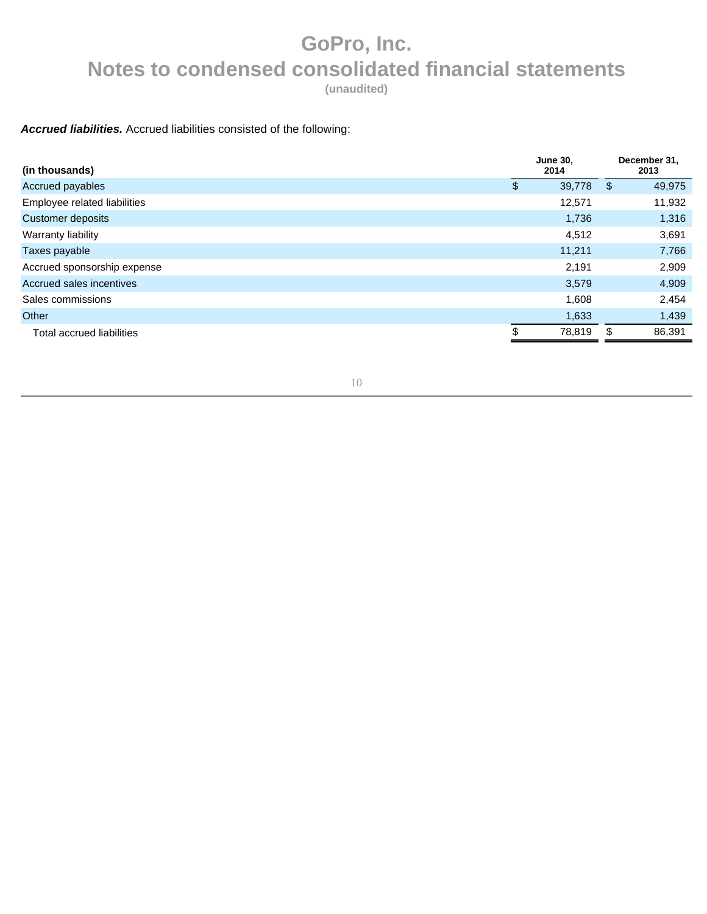***Accrued liabilities.*** Accrued liabilities consisted of the following:

| (in thousands) | June 30, 2014 | December 31, 2013 |
|---|---|---|
| Accrued payables | $ 39,778 | $ 49,975 |
| Employee related liabilities | 12,571 | 11,932 |
| Customer deposits | 1,736 | 1,316 |
| Warranty liability | 4,512 | 3,691 |
| Taxes payable | 11,211 | 7,766 |
| Accrued sponsorship expense | 2,191 | 2,909 |
| Accrued sales incentives | 3,579 | 4,909 |
| Sales commissions | 1,608 | 2,454 |
| Other | 1,633 | 1,439 |
| Total accrued liabilities | $ 78,819 | $ 86,391 |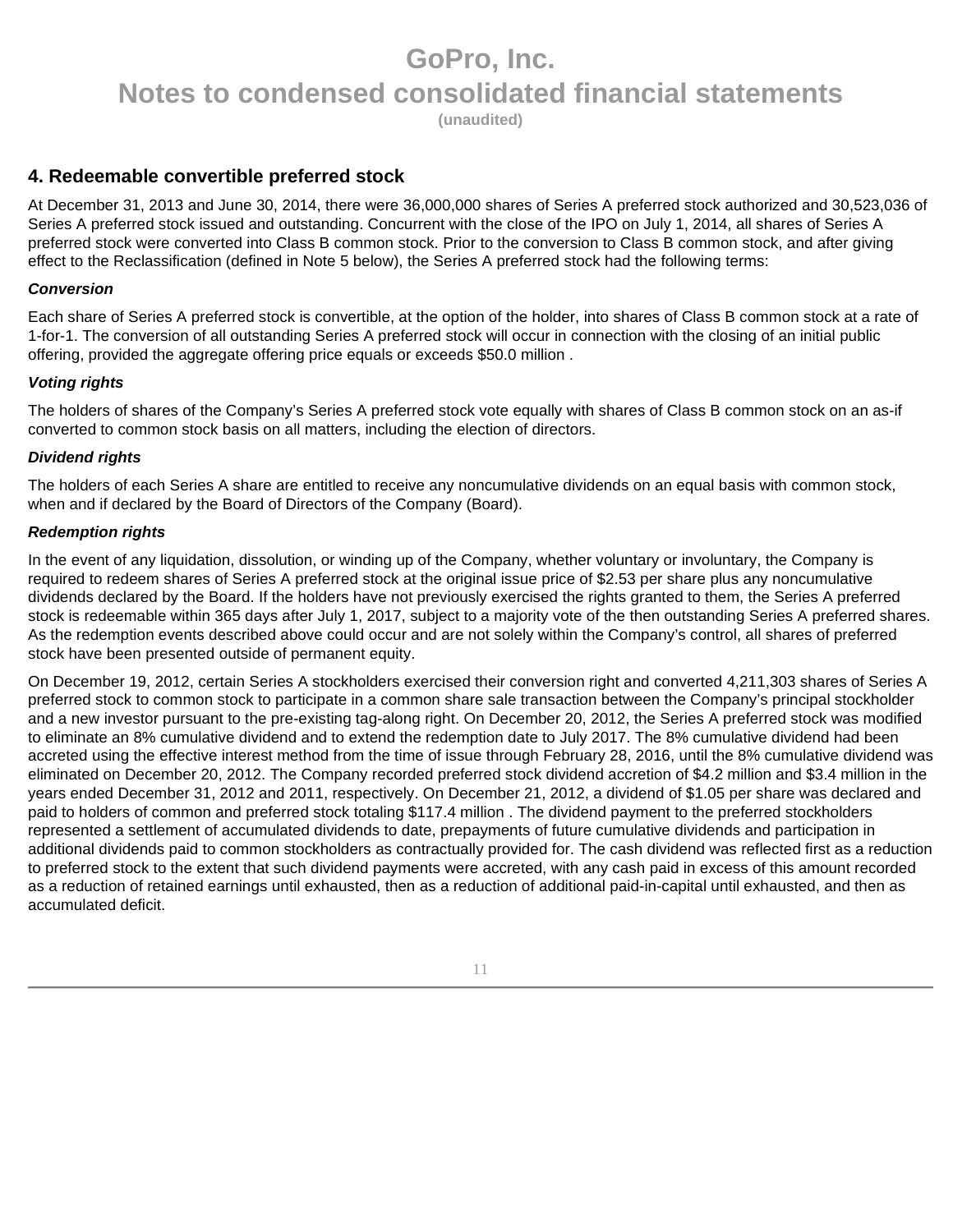# GoPro, Inc.
## Notes to condensed consolidated financial statements
**(unaudited)**

### 4. Redeemable convertible preferred stock

At December 31, 2013 and June 30, 2014, there were 36,000,000 shares of Series A preferred stock authorized and 30,523,036 of Series A preferred stock issued and outstanding. Concurrent with the close of the IPO on July 1, 2014, all shares of Series A preferred stock were converted into Class B common stock. Prior to the conversion to Class B common stock, and after giving effect to the Reclassification (defined in Note 5 below), the Series A preferred stock had the following terms:

***Conversion***

Each share of Series A preferred stock is convertible, at the option of the holder, into shares of Class B common stock at a rate of 1-for-1. The conversion of all outstanding Series A preferred stock will occur in connection with the closing of an initial public offering, provided the aggregate offering price equals or exceeds $50.0 million .

***Voting rights***

The holders of shares of the Company's Series A preferred stock vote equally with shares of Class B common stock on an as-if converted to common stock basis on all matters, including the election of directors.

***Dividend rights***

The holders of each Series A share are entitled to receive any noncumulative dividends on an equal basis with common stock, when and if declared by the Board of Directors of the Company (Board).

***Redemption rights***

In the event of any liquidation, dissolution, or winding up of the Company, whether voluntary or involuntary, the Company is required to redeem shares of Series A preferred stock at the original issue price of $2.53 per share plus any noncumulative dividends declared by the Board. If the holders have not previously exercised the rights granted to them, the Series A preferred stock is redeemable within 365 days after July 1, 2017, subject to a majority vote of the then outstanding Series A preferred shares. As the redemption events described above could occur and are not solely within the Company's control, all shares of preferred stock have been presented outside of permanent equity.

On December 19, 2012, certain Series A stockholders exercised their conversion right and converted 4,211,303 shares of Series A preferred stock to common stock to participate in a common share sale transaction between the Company's principal stockholder and a new investor pursuant to the pre-existing tag-along right. On December 20, 2012, the Series A preferred stock was modified to eliminate an 8% cumulative dividend and to extend the redemption date to July 2017. The 8% cumulative dividend had been accreted using the effective interest method from the time of issue through February 28, 2016, until the 8% cumulative dividend was eliminated on December 20, 2012. The Company recorded preferred stock dividend accretion of $4.2 million and $3.4 million in the years ended December 31, 2012 and 2011, respectively. On December 21, 2012, a dividend of $1.05 per share was declared and paid to holders of common and preferred stock totaling $117.4 million . The dividend payment to the preferred stockholders represented a settlement of accumulated dividends to date, prepayments of future cumulative dividends and participation in additional dividends paid to common stockholders as contractually provided for. The cash dividend was reflected first as a reduction to preferred stock to the extent that such dividend payments were accreted, with any cash paid in excess of this amount recorded as a reduction of retained earnings until exhausted, then as a reduction of additional paid-in-capital until exhausted, and then as accumulated deficit.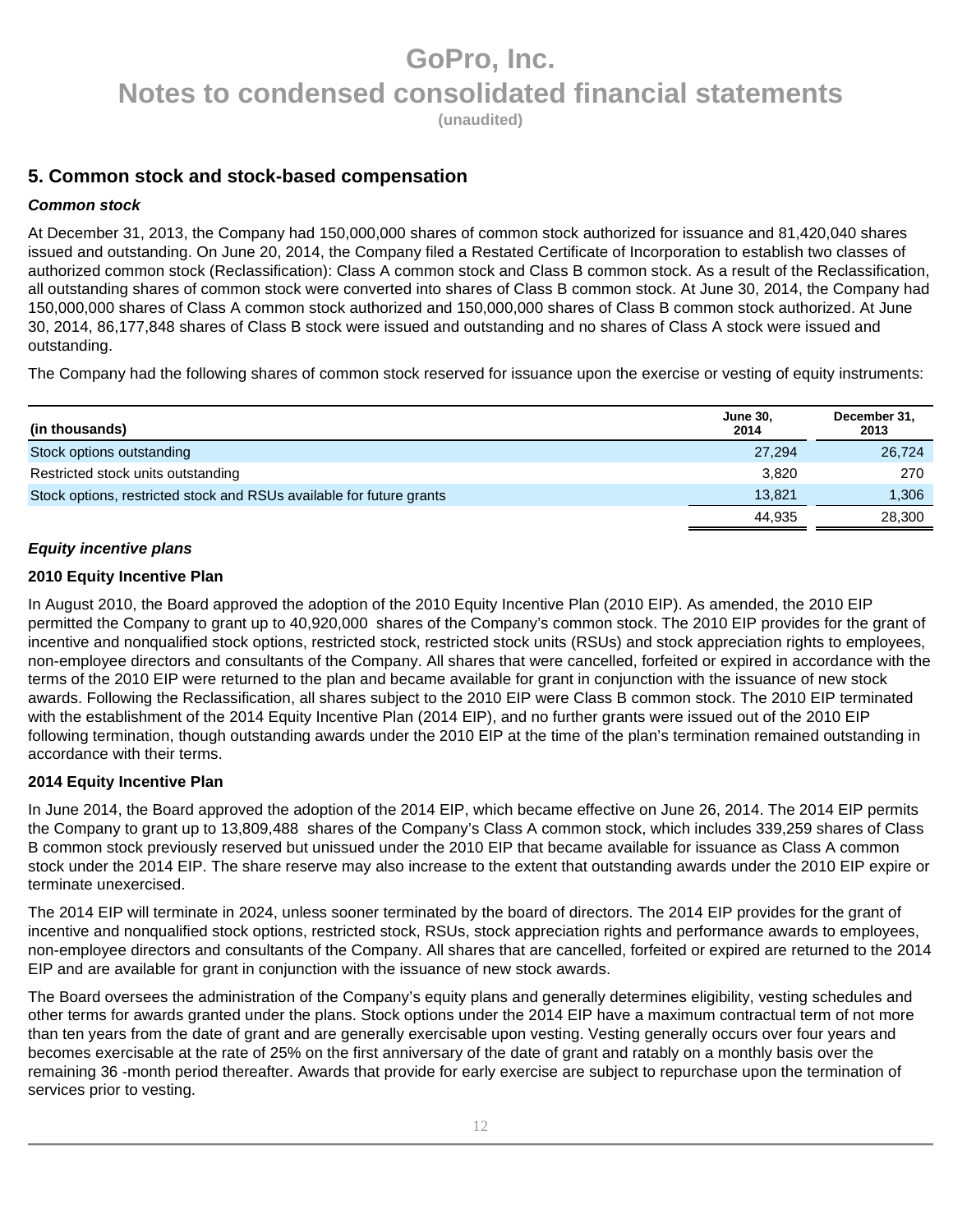# GoPro, Inc.
## Notes to condensed consolidated financial statements
**(unaudited)**

## 5. Common stock and stock-based compensation

### *Common stock*

At December 31, 2013, the Company had 150,000,000 shares of common stock authorized for issuance and 81,420,040 shares issued and outstanding. On June 20, 2014, the Company filed a Restated Certificate of Incorporation to establish two classes of authorized common stock (Reclassification): Class A common stock and Class B common stock. As a result of the Reclassification, all outstanding shares of common stock were converted into shares of Class B common stock. At June 30, 2014, the Company had 150,000,000 shares of Class A common stock authorized and 150,000,000 shares of Class B common stock authorized. At June 30, 2014, 86,177,848 shares of Class B stock were issued and outstanding and no shares of Class A stock were issued and outstanding.

The Company had the following shares of common stock reserved for issuance upon the exercise or vesting of equity instruments:

| (in thousands) | June 30, 2014 | December 31, 2013 |
|---|---|---|
| Stock options outstanding | 27,294 | 26,724 |
| Restricted stock units outstanding | 3,820 | 270 |
| Stock options, restricted stock and RSUs available for future grants | 13,821 | 1,306 |
| | 44,935 | 28,300 |

### *Equity incentive plans*

**2010 Equity Incentive Plan**

In August 2010, the Board approved the adoption of the 2010 Equity Incentive Plan (2010 EIP). As amended, the 2010 EIP permitted the Company to grant up to 40,920,000 shares of the Company's common stock. The 2010 EIP provides for the grant of incentive and nonqualified stock options, restricted stock, restricted stock units (RSUs) and stock appreciation rights to employees, non-employee directors and consultants of the Company. All shares that were cancelled, forfeited or expired in accordance with the terms of the 2010 EIP were returned to the plan and became available for grant in conjunction with the issuance of new stock awards. Following the Reclassification, all shares subject to the 2010 EIP were Class B common stock. The 2010 EIP terminated with the establishment of the 2014 Equity Incentive Plan (2014 EIP), and no further grants were issued out of the 2010 EIP following termination, though outstanding awards under the 2010 EIP at the time of the plan's termination remained outstanding in accordance with their terms.

**2014 Equity Incentive Plan**

In June 2014, the Board approved the adoption of the 2014 EIP, which became effective on June 26, 2014. The 2014 EIP permits the Company to grant up to 13,809,488 shares of the Company's Class A common stock, which includes 339,259 shares of Class B common stock previously reserved but unissued under the 2010 EIP that became available for issuance as Class A common stock under the 2014 EIP. The share reserve may also increase to the extent that outstanding awards under the 2010 EIP expire or terminate unexercised.

The 2014 EIP will terminate in 2024, unless sooner terminated by the board of directors. The 2014 EIP provides for the grant of incentive and nonqualified stock options, restricted stock, RSUs, stock appreciation rights and performance awards to employees, non-employee directors and consultants of the Company. All shares that are cancelled, forfeited or expired are returned to the 2014 EIP and are available for grant in conjunction with the issuance of new stock awards.

The Board oversees the administration of the Company's equity plans and generally determines eligibility, vesting schedules and other terms for awards granted under the plans. Stock options under the 2014 EIP have a maximum contractual term of not more than ten years from the date of grant and are generally exercisable upon vesting. Vesting generally occurs over four years and becomes exercisable at the rate of 25% on the first anniversary of the date of grant and ratably on a monthly basis over the remaining 36 -month period thereafter. Awards that provide for early exercise are subject to repurchase upon the termination of services prior to vesting.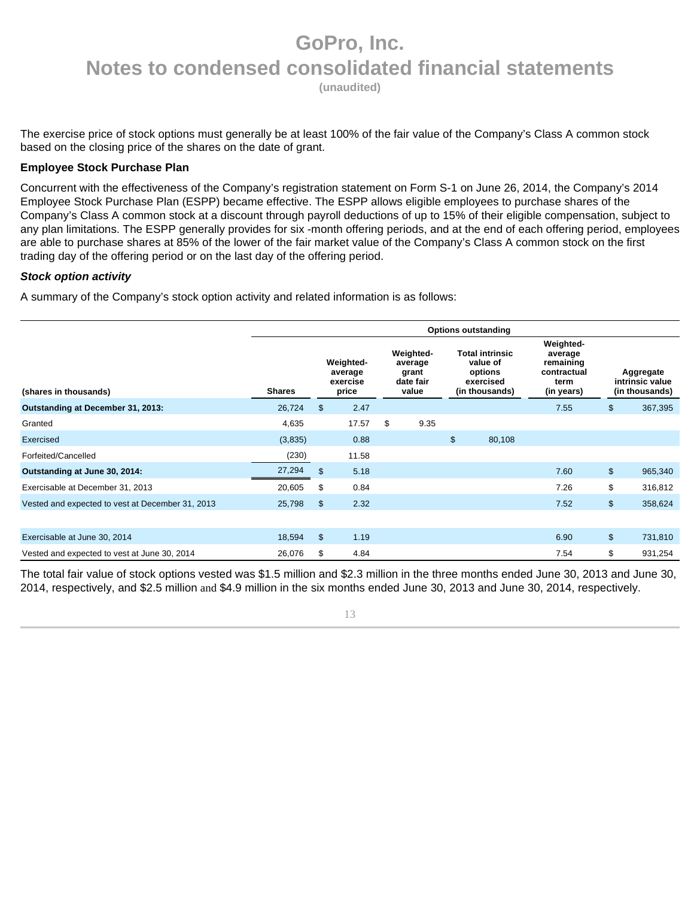The exercise price of stock options must generally be at least 100% of the fair value of the Company's Class A common stock based on the closing price of the shares on the date of grant.

**Employee Stock Purchase Plan**

Concurrent with the effectiveness of the Company's registration statement on Form S-1 on June 26, 2014, the Company's 2014 Employee Stock Purchase Plan (ESPP) became effective. The ESPP allows eligible employees to purchase shares of the Company's Class A common stock at a discount through payroll deductions of up to 15% of their eligible compensation, subject to any plan limitations. The ESPP generally provides for six -month offering periods, and at the end of each offering period, employees are able to purchase shares at 85% of the lower of the fair market value of the Company's Class A common stock on the first trading day of the offering period or on the last day of the offering period.

***Stock option activity***

A summary of the Company's stock option activity and related information is as follows:

| | Options outstanding | | | | | |
|---|---|---|---|---|---|---|
| (shares in thousands) | Shares | Weighted-average exercise price | Weighted-average grant date fair value | Total intrinsic value of options exercised (in thousands) | Weighted-average remaining contractual term (in years) | Aggregate intrinsic value (in thousands) |
| **Outstanding at December 31, 2013:** | 26,724 | $ 2.47 | | | 7.55 | $ 367,395 |
| Granted | 4,635 | 17.57 | $ 9.35 | | | |
| Exercised | (3,835) | 0.88 | | $ 80,108 | | |
| Forfeited/Cancelled | (230) | 11.58 | | | | |
| **Outstanding at June 30, 2014:** | 27,294 | $ 5.18 | | | 7.60 | $ 965,340 |
| Exercisable at December 31, 2013 | 20,605 | $ 0.84 | | | 7.26 | $ 316,812 |
| Vested and expected to vest at December 31, 2013 | 25,798 | $ 2.32 | | | 7.52 | $ 358,624 |
| | | | | | | |
| Exercisable at June 30, 2014 | 18,594 | $ 1.19 | | | 6.90 | $ 731,810 |
| Vested and expected to vest at June 30, 2014 | 26,076 | $ 4.84 | | | 7.54 | $ 931,254 |

The total fair value of stock options vested was $1.5 million and $2.3 million in the three months ended June 30, 2013 and June 30, 2014, respectively, and $2.5 million and $4.9 million in the six months ended June 30, 2013 and June 30, 2014, respectively.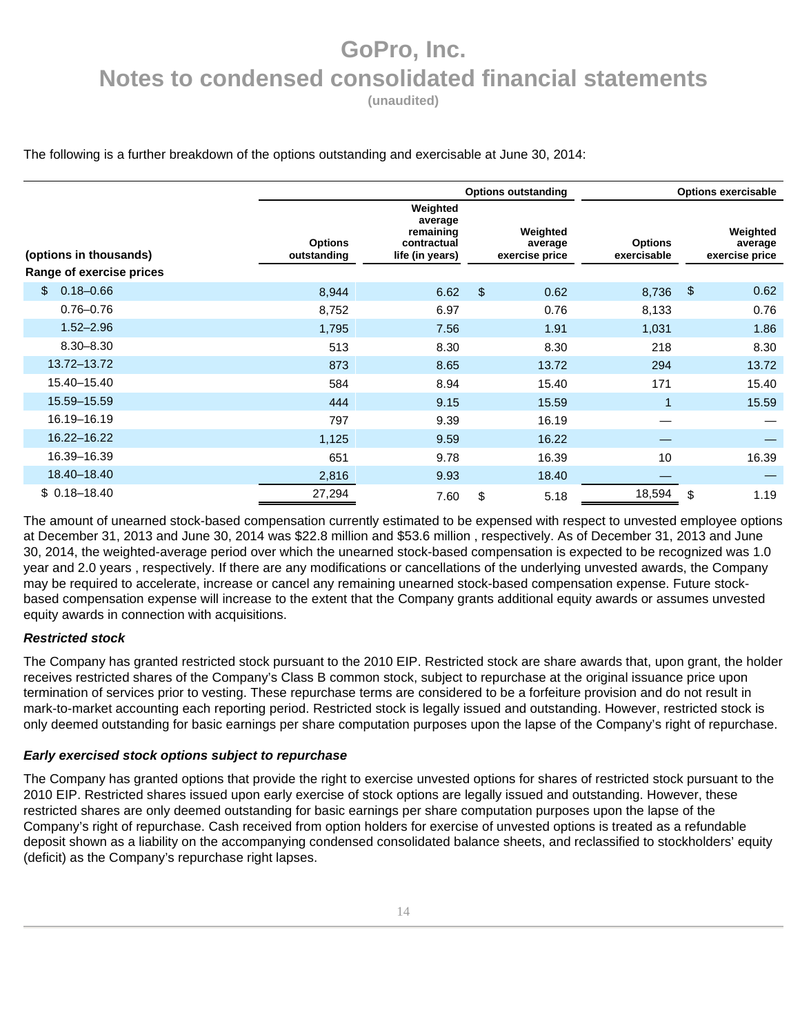# GoPro, Inc.
## Notes to condensed consolidated financial statements
**(unaudited)**

The following is a further breakdown of the options outstanding and exercisable at June 30, 2014:

| (options in thousands) | Options outstanding | | | Options exercisable | |
|---|---|---|---|---|---|
| | Options outstanding | Weighted average remaining contractual life (in years) | Weighted average exercise price | Options exercisable | Weighted average exercise price |
| **Range of exercise prices** | | | | | |
| $ 0.18–0.66 | 8,944 | 6.62 | $ 0.62 | 8,736 | $ 0.62 |
| 0.76–0.76 | 8,752 | 6.97 | 0.76 | 8,133 | 0.76 |
| 1.52–2.96 | 1,795 | 7.56 | 1.91 | 1,031 | 1.86 |
| 8.30–8.30 | 513 | 8.30 | 8.30 | 218 | 8.30 |
| 13.72–13.72 | 873 | 8.65 | 13.72 | 294 | 13.72 |
| 15.40–15.40 | 584 | 8.94 | 15.40 | 171 | 15.40 |
| 15.59–15.59 | 444 | 9.15 | 15.59 | 1 | 15.59 |
| 16.19–16.19 | 797 | 9.39 | 16.19 | — | — |
| 16.22–16.22 | 1,125 | 9.59 | 16.22 | — | — |
| 16.39–16.39 | 651 | 9.78 | 16.39 | 10 | 16.39 |
| 18.40–18.40 | 2,816 | 9.93 | 18.40 | — | — |
| $ 0.18–18.40 | 27,294 | 7.60 | $ 5.18 | 18,594 | $ 1.19 |

The amount of unearned stock-based compensation currently estimated to be expensed with respect to unvested employee options at December 31, 2013 and June 30, 2014 was $22.8 million and $53.6 million , respectively. As of December 31, 2013 and June 30, 2014, the weighted-average period over which the unearned stock-based compensation is expected to be recognized was 1.0 year and 2.0 years , respectively. If there are any modifications or cancellations of the underlying unvested awards, the Company may be required to accelerate, increase or cancel any remaining unearned stock-based compensation expense. Future stock-based compensation expense will increase to the extent that the Company grants additional equity awards or assumes unvested equity awards in connection with acquisitions.

***Restricted stock***

The Company has granted restricted stock pursuant to the 2010 EIP. Restricted stock are share awards that, upon grant, the holder receives restricted shares of the Company's Class B common stock, subject to repurchase at the original issuance price upon termination of services prior to vesting. These repurchase terms are considered to be a forfeiture provision and do not result in mark-to-market accounting each reporting period. Restricted stock is legally issued and outstanding. However, restricted stock is only deemed outstanding for basic earnings per share computation purposes upon the lapse of the Company's right of repurchase.

***Early exercised stock options subject to repurchase***

The Company has granted options that provide the right to exercise unvested options for shares of restricted stock pursuant to the 2010 EIP. Restricted shares issued upon early exercise of stock options are legally issued and outstanding. However, these restricted shares are only deemed outstanding for basic earnings per share computation purposes upon the lapse of the Company's right of repurchase. Cash received from option holders for exercise of unvested options is treated as a refundable deposit shown as a liability on the accompanying condensed consolidated balance sheets, and reclassified to stockholders' equity (deficit) as the Company's repurchase right lapses.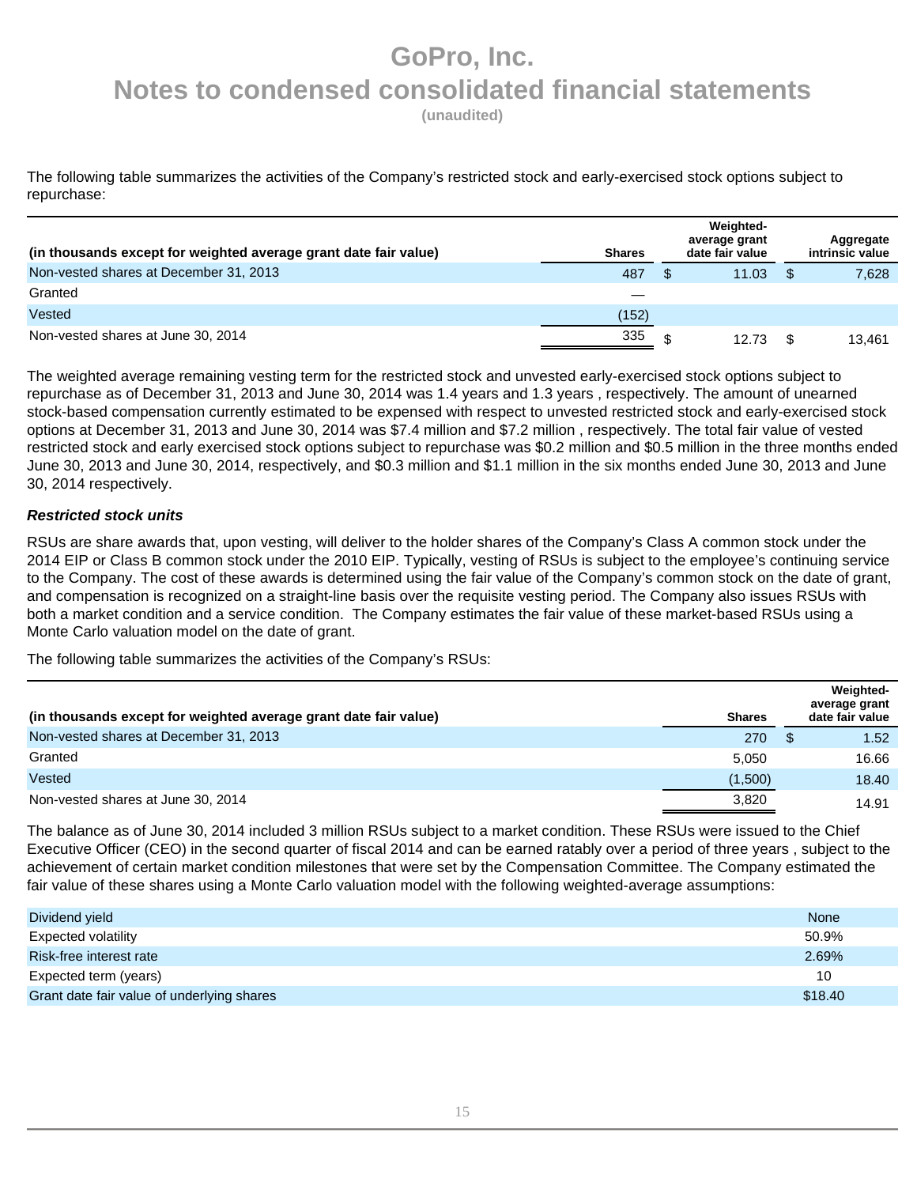The following table summarizes the activities of the Company's restricted stock and early-exercised stock options subject to repurchase:

| (in thousands except for weighted average grant date fair value) | Shares | Weighted-average grant date fair value | Aggregate intrinsic value |
|---|---|---|---|
| Non-vested shares at December 31, 2013 | 487 | $ 11.03 | $ 7,628 |
| Granted | — | | |
| Vested | (152) | | |
| Non-vested shares at June 30, 2014 | 335 | $ 12.73 | $ 13,461 |

The weighted average remaining vesting term for the restricted stock and unvested early-exercised stock options subject to repurchase as of December 31, 2013 and June 30, 2014 was 1.4 years and 1.3 years , respectively. The amount of unearned stock-based compensation currently estimated to be expensed with respect to unvested restricted stock and early-exercised stock options at December 31, 2013 and June 30, 2014 was $7.4 million and $7.2 million , respectively. The total fair value of vested restricted stock and early exercised stock options subject to repurchase was $0.2 million and $0.5 million in the three months ended June 30, 2013 and June 30, 2014, respectively, and $0.3 million and $1.1 million in the six months ended June 30, 2013 and June 30, 2014 respectively.

***Restricted stock units***

RSUs are share awards that, upon vesting, will deliver to the holder shares of the Company's Class A common stock under the 2014 EIP or Class B common stock under the 2010 EIP. Typically, vesting of RSUs is subject to the employee's continuing service to the Company. The cost of these awards is determined using the fair value of the Company's common stock on the date of grant, and compensation is recognized on a straight-line basis over the requisite vesting period. The Company also issues RSUs with both a market condition and a service condition. The Company estimates the fair value of these market-based RSUs using a Monte Carlo valuation model on the date of grant.

The following table summarizes the activities of the Company's RSUs:

| (in thousands except for weighted average grant date fair value) | Shares | Weighted-average grant date fair value |
|---|---|---|
| Non-vested shares at December 31, 2013 | 270 | $ 1.52 |
| Granted | 5,050 | 16.66 |
| Vested | (1,500) | 18.40 |
| Non-vested shares at June 30, 2014 | 3,820 | 14.91 |

The balance as of June 30, 2014 included 3 million RSUs subject to a market condition. These RSUs were issued to the Chief Executive Officer (CEO) in the second quarter of fiscal 2014 and can be earned ratably over a period of three years , subject to the achievement of certain market condition milestones that were set by the Compensation Committee. The Company estimated the fair value of these shares using a Monte Carlo valuation model with the following weighted-average assumptions:

| | |
|---|---|
| Dividend yield | None |
| Expected volatility | 50.9% |
| Risk-free interest rate | 2.69% |
| Expected term (years) | 10 |
| Grant date fair value of underlying shares | $18.40 |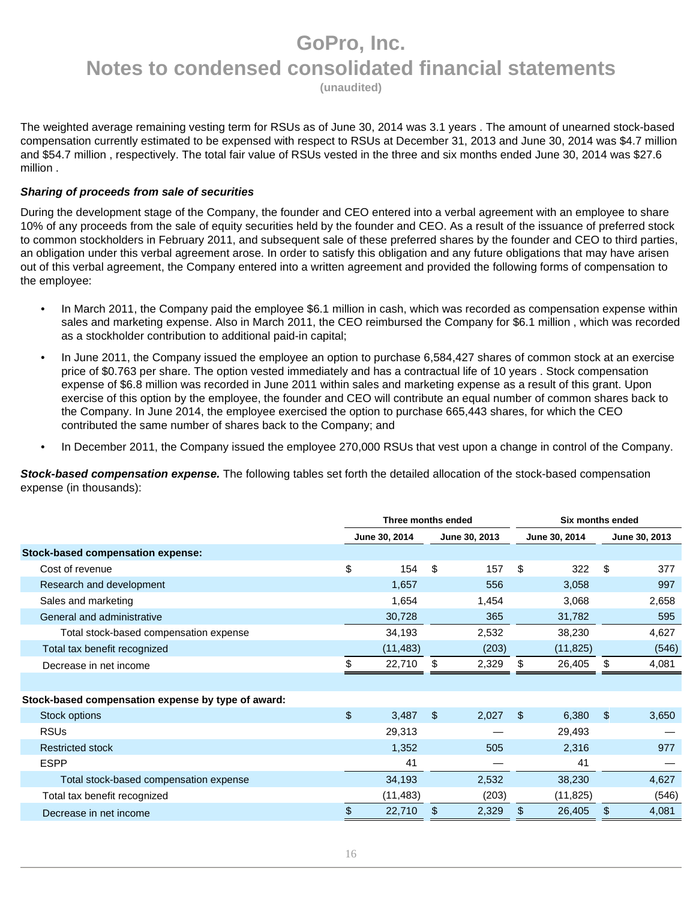The weighted average remaining vesting term for RSUs as of June 30, 2014 was 3.1 years . The amount of unearned stock-based compensation currently estimated to be expensed with respect to RSUs at December 31, 2013 and June 30, 2014 was $4.7 million and $54.7 million , respectively. The total fair value of RSUs vested in the three and six months ended June 30, 2014 was $27.6 million .

***Sharing of proceeds from sale of securities***

During the development stage of the Company, the founder and CEO entered into a verbal agreement with an employee to share 10% of any proceeds from the sale of equity securities held by the founder and CEO. As a result of the issuance of preferred stock to common stockholders in February 2011, and subsequent sale of these preferred shares by the founder and CEO to third parties, an obligation under this verbal agreement arose. In order to satisfy this obligation and any future obligations that may have arisen out of this verbal agreement, the Company entered into a written agreement and provided the following forms of compensation to the employee:

- In March 2011, the Company paid the employee $6.1 million in cash, which was recorded as compensation expense within sales and marketing expense. Also in March 2011, the CEO reimbursed the Company for $6.1 million , which was recorded as a stockholder contribution to additional paid-in capital;
- In June 2011, the Company issued the employee an option to purchase 6,584,427 shares of common stock at an exercise price of $0.763 per share. The option vested immediately and has a contractual life of 10 years . Stock compensation expense of $6.8 million was recorded in June 2011 within sales and marketing expense as a result of this grant. Upon exercise of this option by the employee, the founder and CEO will contribute an equal number of common shares back to the Company. In June 2014, the employee exercised the option to purchase 665,443 shares, for which the CEO contributed the same number of shares back to the Company; and
- In December 2011, the Company issued the employee 270,000 RSUs that vest upon a change in control of the Company.

***Stock-based compensation expense.*** The following tables set forth the detailed allocation of the stock-based compensation expense (in thousands):

| | Three months ended | | Six months ended | |
|---|---|---|---|---|
| | June 30, 2014 | June 30, 2013 | June 30, 2014 | June 30, 2013 |
| **Stock-based compensation expense:** | | | | |
| Cost of revenue | $ 154 | $ 157 | $ 322 | $ 377 |
| Research and development | 1,657 | 556 | 3,058 | 997 |
| Sales and marketing | 1,654 | 1,454 | 3,068 | 2,658 |
| General and administrative | 30,728 | 365 | 31,782 | 595 |
| Total stock-based compensation expense | 34,193 | 2,532 | 38,230 | 4,627 |
| Total tax benefit recognized | (11,483) | (203) | (11,825) | (546) |
| Decrease in net income | $ 22,710 | $ 2,329 | $ 26,405 | $ 4,081 |
| | | | | |
| **Stock-based compensation expense by type of award:** | | | | |
| Stock options | $ 3,487 | $ 2,027 | $ 6,380 | $ 3,650 |
| RSUs | 29,313 | — | 29,493 | — |
| Restricted stock | 1,352 | 505 | 2,316 | 977 |
| ESPP | 41 | — | 41 | — |
| Total stock-based compensation expense | 34,193 | 2,532 | 38,230 | 4,627 |
| Total tax benefit recognized | (11,483) | (203) | (11,825) | (546) |
| Decrease in net income | $ 22,710 | $ 2,329 | $ 26,405 | $ 4,081 |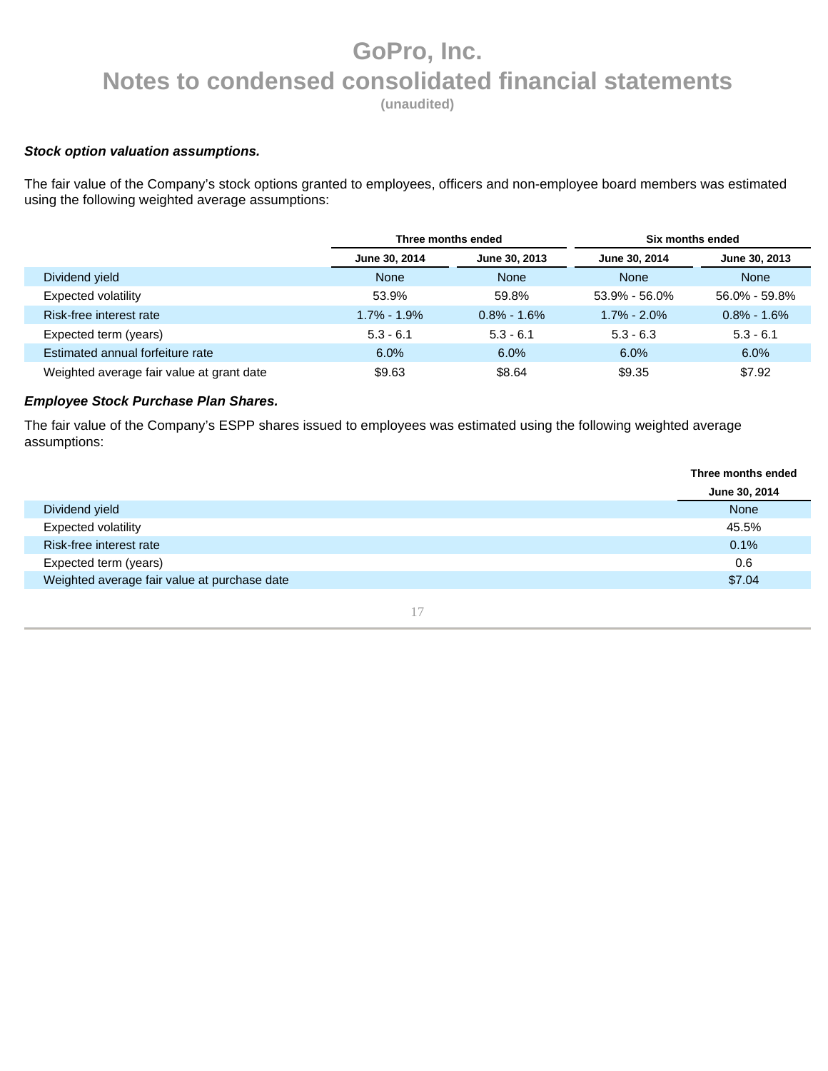***Stock option valuation assumptions.***

The fair value of the Company's stock options granted to employees, officers and non-employee board members was estimated using the following weighted average assumptions:

| | Three months ended | | Six months ended | |
|---|---|---|---|---|
| | June 30, 2014 | June 30, 2013 | June 30, 2014 | June 30, 2013 |
| Dividend yield | None | None | None | None |
| Expected volatility | 53.9% | 59.8% | 53.9% - 56.0% | 56.0% - 59.8% |
| Risk-free interest rate | 1.7% - 1.9% | 0.8% - 1.6% | 1.7% - 2.0% | 0.8% - 1.6% |
| Expected term (years) | 5.3 - 6.1 | 5.3 - 6.1 | 5.3 - 6.3 | 5.3 - 6.1 |
| Estimated annual forfeiture rate | 6.0% | 6.0% | 6.0% | 6.0% |
| Weighted average fair value at grant date | $9.63 | $8.64 | $9.35 | $7.92 |

***Employee Stock Purchase Plan Shares.***

The fair value of the Company's ESPP shares issued to employees was estimated using the following weighted average assumptions:

| | Three months ended |
|---|---|
| | June 30, 2014 |
| Dividend yield | None |
| Expected volatility | 45.5% |
| Risk-free interest rate | 0.1% |
| Expected term (years) | 0.6 |
| Weighted average fair value at purchase date | $7.04 |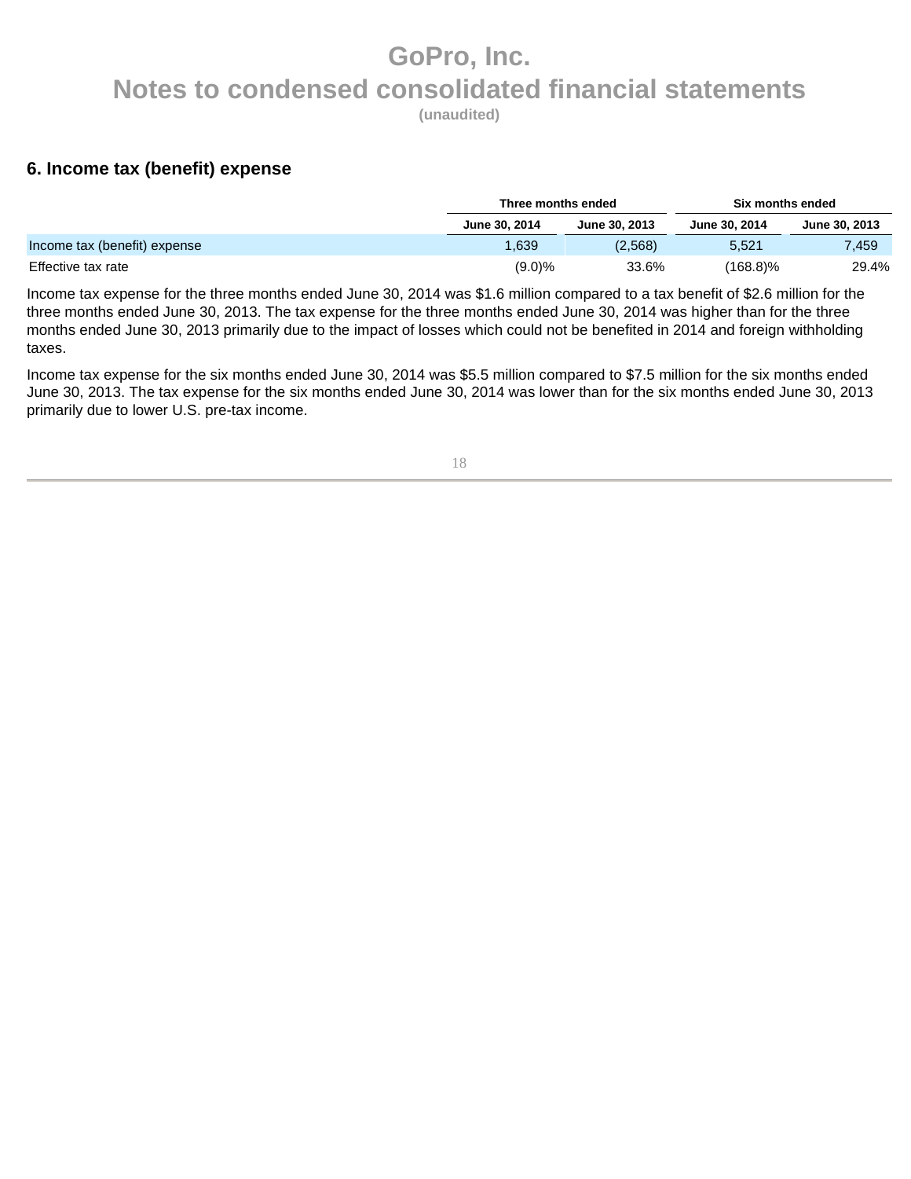## 6. Income tax (benefit) expense

| | Three months ended | | Six months ended | |
|---|---|---|---|---|
| | June 30, 2014 | June 30, 2013 | June 30, 2014 | June 30, 2013 |
| Income tax (benefit) expense | 1,639 | (2,568) | 5,521 | 7,459 |
| Effective tax rate | (9.0)% | 33.6% | (168.8)% | 29.4% |

Income tax expense for the three months ended June 30, 2014 was $1.6 million compared to a tax benefit of $2.6 million for the three months ended June 30, 2013. The tax expense for the three months ended June 30, 2014 was higher than for the three months ended June 30, 2013 primarily due to the impact of losses which could not be benefited in 2014 and foreign withholding taxes.

Income tax expense for the six months ended June 30, 2014 was $5.5 million compared to $7.5 million for the six months ended June 30, 2013. The tax expense for the six months ended June 30, 2014 was lower than for the six months ended June 30, 2013 primarily due to lower U.S. pre-tax income.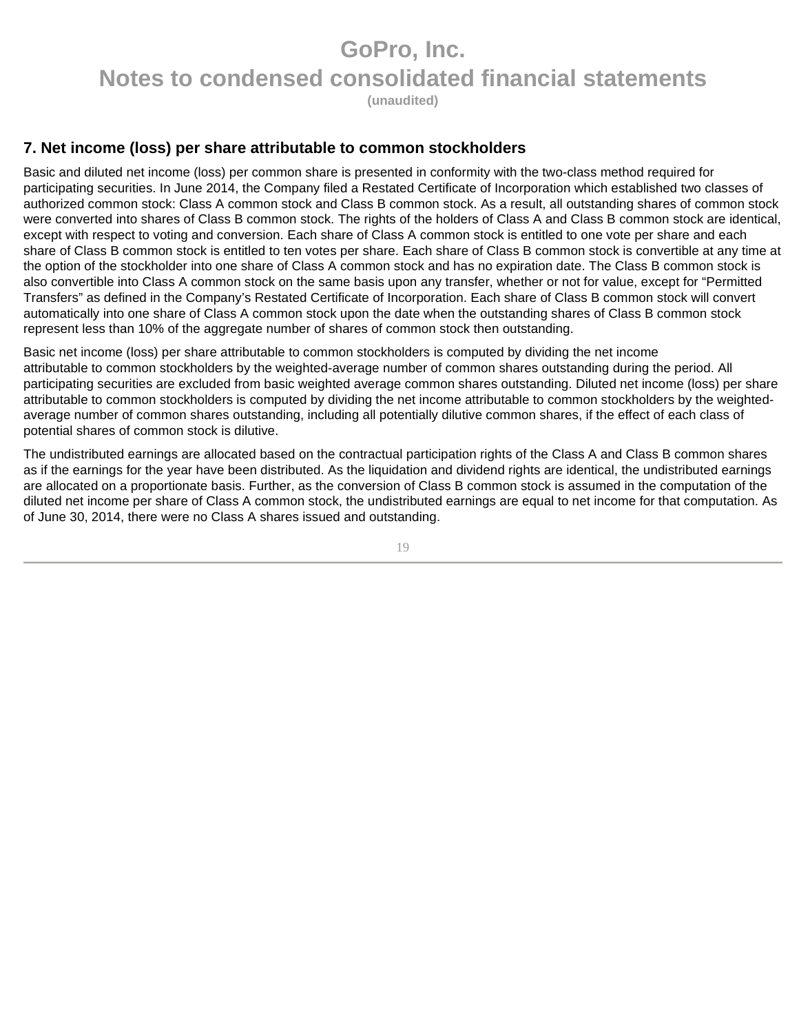## 7. Net income (loss) per share attributable to common stockholders

Basic and diluted net income (loss) per common share is presented in conformity with the two-class method required for participating securities. In June 2014, the Company filed a Restated Certificate of Incorporation which established two classes of authorized common stock: Class A common stock and Class B common stock. As a result, all outstanding shares of common stock were converted into shares of Class B common stock. The rights of the holders of Class A and Class B common stock are identical, except with respect to voting and conversion. Each share of Class A common stock is entitled to one vote per share and each share of Class B common stock is entitled to ten votes per share. Each share of Class B common stock is convertible at any time at the option of the stockholder into one share of Class A common stock and has no expiration date. The Class B common stock is also convertible into Class A common stock on the same basis upon any transfer, whether or not for value, except for "Permitted Transfers" as defined in the Company's Restated Certificate of Incorporation. Each share of Class B common stock will convert automatically into one share of Class A common stock upon the date when the outstanding shares of Class B common stock represent less than 10% of the aggregate number of shares of common stock then outstanding.

Basic net income (loss) per share attributable to common stockholders is computed by dividing the net income attributable to common stockholders by the weighted-average number of common shares outstanding during the period. All participating securities are excluded from basic weighted average common shares outstanding. Diluted net income (loss) per share attributable to common stockholders is computed by dividing the net income attributable to common stockholders by the weighted-average number of common shares outstanding, including all potentially dilutive common shares, if the effect of each class of potential shares of common stock is dilutive.

The undistributed earnings are allocated based on the contractual participation rights of the Class A and Class B common shares as if the earnings for the year have been distributed. As the liquidation and dividend rights are identical, the undistributed earnings are allocated on a proportionate basis. Further, as the conversion of Class B common stock is assumed in the computation of the diluted net income per share of Class A common stock, the undistributed earnings are equal to net income for that computation. As of June 30, 2014, there were no Class A shares issued and outstanding.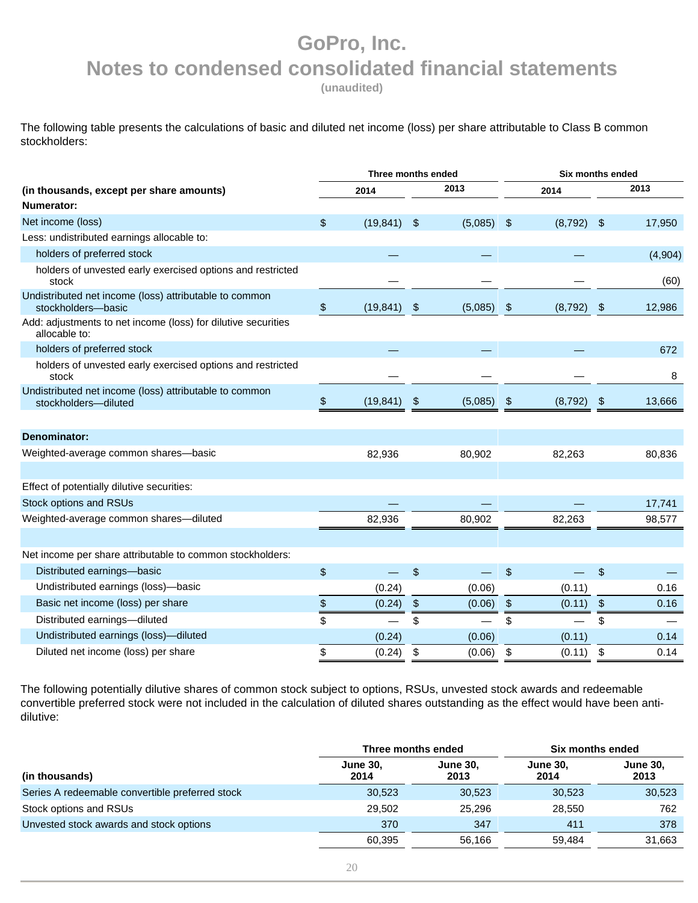# GoPro, Inc.
## Notes to condensed consolidated financial statements
**(unaudited)**

The following table presents the calculations of basic and diluted net income (loss) per share attributable to Class B common stockholders:

| | Three months ended | | Six months ended | |
|---|---|---|---|---|
| **(in thousands, except per share amounts)** | **2014** | **2013** | **2014** | **2013** |
| **Numerator:** | | | | |
| Net income (loss) | $ (19,841) | $ (5,085) | $ (8,792) | $ 17,950 |
| Less: undistributed earnings allocable to: | | | | |
| holders of preferred stock | — | — | — | (4,904) |
| holders of unvested early exercised options and restricted stock | — | — | — | (60) |
| Undistributed net income (loss) attributable to common stockholders—basic | $ (19,841) | $ (5,085) | $ (8,792) | $ 12,986 |
| Add: adjustments to net income (loss) for dilutive securities allocable to: | | | | |
| holders of preferred stock | — | — | — | 672 |
| holders of unvested early exercised options and restricted stock | — | — | — | 8 |
| Undistributed net income (loss) attributable to common stockholders—diluted | $ (19,841) | $ (5,085) | $ (8,792) | $ 13,666 |
| | | | | |
| **Denominator:** | | | | |
| Weighted-average common shares—basic | 82,936 | 80,902 | 82,263 | 80,836 |
| | | | | |
| Effect of potentially dilutive securities: | | | | |
| Stock options and RSUs | — | — | — | 17,741 |
| Weighted-average common shares—diluted | 82,936 | 80,902 | 82,263 | 98,577 |
| | | | | |
| Net income per share attributable to common stockholders: | | | | |
| Distributed earnings—basic | $ — | $ — | $ — | $ — |
| Undistributed earnings (loss)—basic | (0.24) | (0.06) | (0.11) | 0.16 |
| Basic net income (loss) per share | $ (0.24) | $ (0.06) | $ (0.11) | $ 0.16 |
| Distributed earnings—diluted | $ — | $ — | $ — | $ — |
| Undistributed earnings (loss)—diluted | (0.24) | (0.06) | (0.11) | 0.14 |
| Diluted net income (loss) per share | $ (0.24) | $ (0.06) | $ (0.11) | $ 0.14 |

The following potentially dilutive shares of common stock subject to options, RSUs, unvested stock awards and redeemable convertible preferred stock were not included in the calculation of diluted shares outstanding as the effect would have been anti-dilutive:

| | Three months ended | | Six months ended | |
|---|---|---|---|---|
| **(in thousands)** | **June 30, 2014** | **June 30, 2013** | **June 30, 2014** | **June 30, 2013** |
| Series A redeemable convertible preferred stock | 30,523 | 30,523 | 30,523 | 30,523 |
| Stock options and RSUs | 29,502 | 25,296 | 28,550 | 762 |
| Unvested stock awards and stock options | 370 | 347 | 411 | 378 |
| | 60,395 | 56,166 | 59,484 | 31,663 |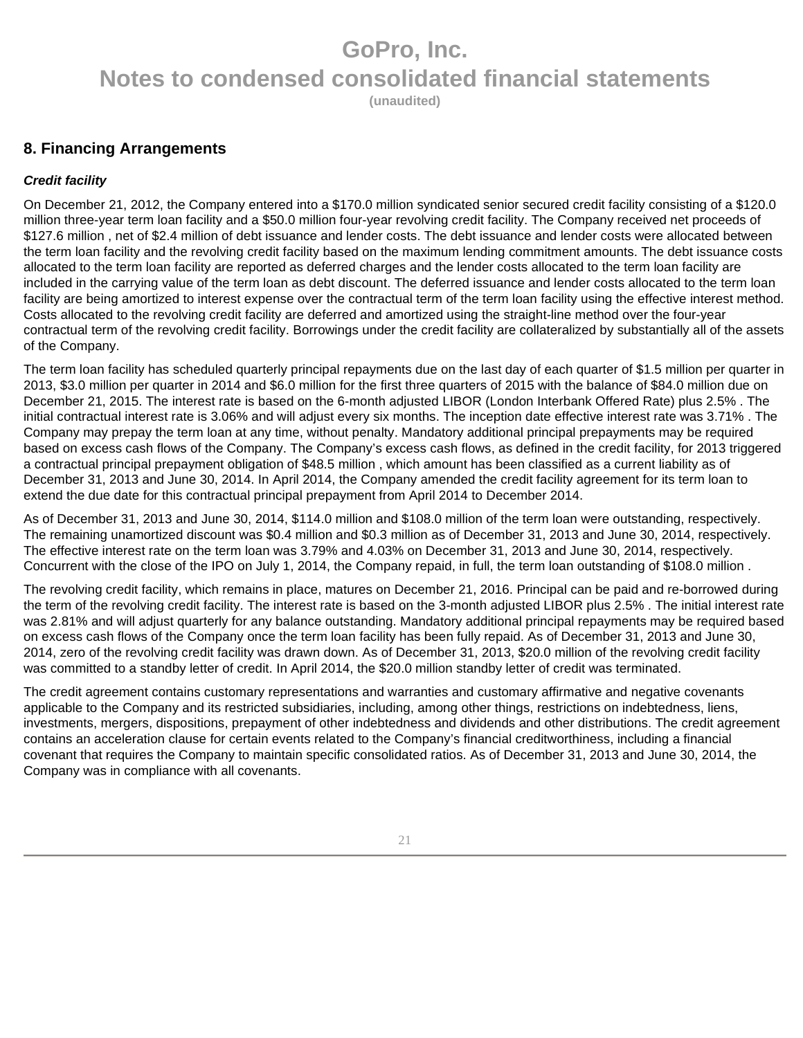## 8. Financing Arrangements

***Credit facility***

On December 21, 2012, the Company entered into a $170.0 million syndicated senior secured credit facility consisting of a $120.0 million three-year term loan facility and a $50.0 million four-year revolving credit facility. The Company received net proceeds of $127.6 million , net of $2.4 million of debt issuance and lender costs. The debt issuance and lender costs were allocated between the term loan facility and the revolving credit facility based on the maximum lending commitment amounts. The debt issuance costs allocated to the term loan facility are reported as deferred charges and the lender costs allocated to the term loan facility are included in the carrying value of the term loan as debt discount. The deferred issuance and lender costs allocated to the term loan facility are being amortized to interest expense over the contractual term of the term loan facility using the effective interest method. Costs allocated to the revolving credit facility are deferred and amortized using the straight-line method over the four-year contractual term of the revolving credit facility. Borrowings under the credit facility are collateralized by substantially all of the assets of the Company.

The term loan facility has scheduled quarterly principal repayments due on the last day of each quarter of $1.5 million per quarter in 2013, $3.0 million per quarter in 2014 and $6.0 million for the first three quarters of 2015 with the balance of $84.0 million due on December 21, 2015. The interest rate is based on the 6-month adjusted LIBOR (London Interbank Offered Rate) plus 2.5% . The initial contractual interest rate is 3.06% and will adjust every six months. The inception date effective interest rate was 3.71% . The Company may prepay the term loan at any time, without penalty. Mandatory additional principal prepayments may be required based on excess cash flows of the Company. The Company's excess cash flows, as defined in the credit facility, for 2013 triggered a contractual principal prepayment obligation of $48.5 million , which amount has been classified as a current liability as of December 31, 2013 and June 30, 2014. In April 2014, the Company amended the credit facility agreement for its term loan to extend the due date for this contractual principal prepayment from April 2014 to December 2014.

As of December 31, 2013 and June 30, 2014, $114.0 million and $108.0 million of the term loan were outstanding, respectively. The remaining unamortized discount was $0.4 million and $0.3 million as of December 31, 2013 and June 30, 2014, respectively. The effective interest rate on the term loan was 3.79% and 4.03% on December 31, 2013 and June 30, 2014, respectively. Concurrent with the close of the IPO on July 1, 2014, the Company repaid, in full, the term loan outstanding of $108.0 million .

The revolving credit facility, which remains in place, matures on December 21, 2016. Principal can be paid and re-borrowed during the term of the revolving credit facility. The interest rate is based on the 3-month adjusted LIBOR plus 2.5% . The initial interest rate was 2.81% and will adjust quarterly for any balance outstanding. Mandatory additional principal repayments may be required based on excess cash flows of the Company once the term loan facility has been fully repaid. As of December 31, 2013 and June 30, 2014, zero of the revolving credit facility was drawn down. As of December 31, 2013, $20.0 million of the revolving credit facility was committed to a standby letter of credit. In April 2014, the $20.0 million standby letter of credit was terminated.

The credit agreement contains customary representations and warranties and customary affirmative and negative covenants applicable to the Company and its restricted subsidiaries, including, among other things, restrictions on indebtedness, liens, investments, mergers, dispositions, prepayment of other indebtedness and dividends and other distributions. The credit agreement contains an acceleration clause for certain events related to the Company's financial creditworthiness, including a financial covenant that requires the Company to maintain specific consolidated ratios. As of December 31, 2013 and June 30, 2014, the Company was in compliance with all covenants.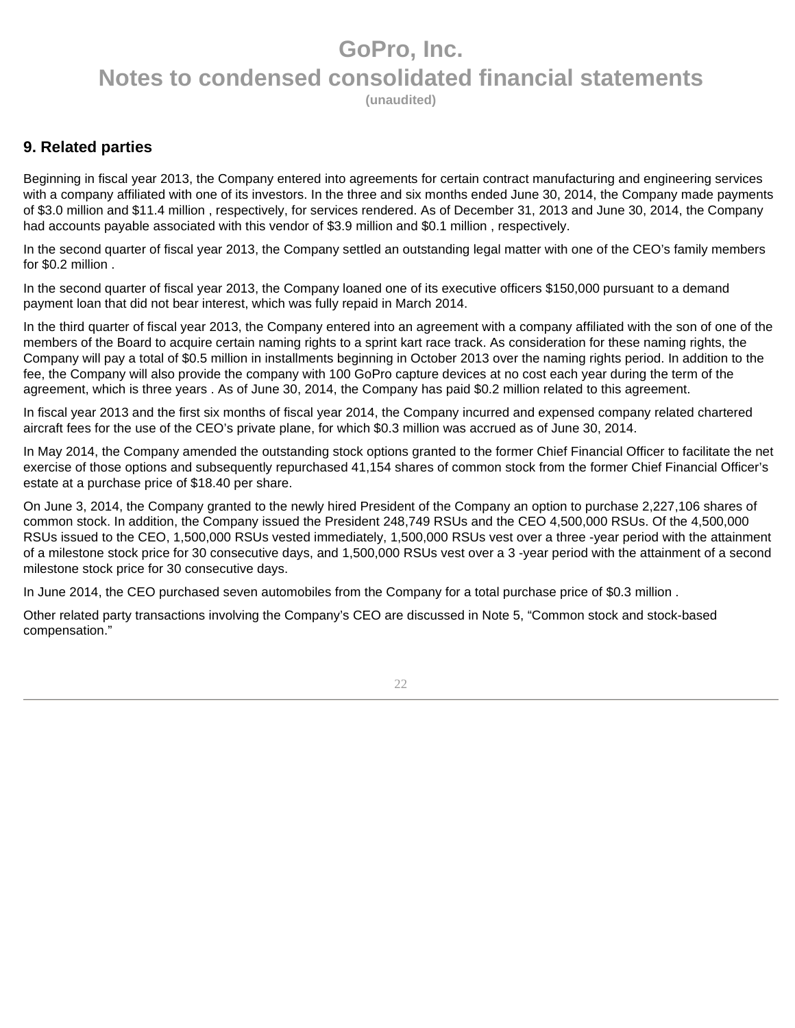## 9. Related parties

Beginning in fiscal year 2013, the Company entered into agreements for certain contract manufacturing and engineering services with a company affiliated with one of its investors. In the three and six months ended June 30, 2014, the Company made payments of $3.0 million and $11.4 million , respectively, for services rendered. As of December 31, 2013 and June 30, 2014, the Company had accounts payable associated with this vendor of $3.9 million and $0.1 million , respectively.

In the second quarter of fiscal year 2013, the Company settled an outstanding legal matter with one of the CEO's family members for $0.2 million .

In the second quarter of fiscal year 2013, the Company loaned one of its executive officers $150,000 pursuant to a demand payment loan that did not bear interest, which was fully repaid in March 2014.

In the third quarter of fiscal year 2013, the Company entered into an agreement with a company affiliated with the son of one of the members of the Board to acquire certain naming rights to a sprint kart race track. As consideration for these naming rights, the Company will pay a total of $0.5 million in installments beginning in October 2013 over the naming rights period. In addition to the fee, the Company will also provide the company with 100 GoPro capture devices at no cost each year during the term of the agreement, which is three years . As of June 30, 2014, the Company has paid $0.2 million related to this agreement.

In fiscal year 2013 and the first six months of fiscal year 2014, the Company incurred and expensed company related chartered aircraft fees for the use of the CEO's private plane, for which $0.3 million was accrued as of June 30, 2014.

In May 2014, the Company amended the outstanding stock options granted to the former Chief Financial Officer to facilitate the net exercise of those options and subsequently repurchased 41,154 shares of common stock from the former Chief Financial Officer's estate at a purchase price of $18.40 per share.

On June 3, 2014, the Company granted to the newly hired President of the Company an option to purchase 2,227,106 shares of common stock. In addition, the Company issued the President 248,749 RSUs and the CEO 4,500,000 RSUs. Of the 4,500,000 RSUs issued to the CEO, 1,500,000 RSUs vested immediately, 1,500,000 RSUs vest over a three -year period with the attainment of a milestone stock price for 30 consecutive days, and 1,500,000 RSUs vest over a 3 -year period with the attainment of a second milestone stock price for 30 consecutive days.

In June 2014, the CEO purchased seven automobiles from the Company for a total purchase price of $0.3 million .

Other related party transactions involving the Company's CEO are discussed in Note 5, "Common stock and stock-based compensation."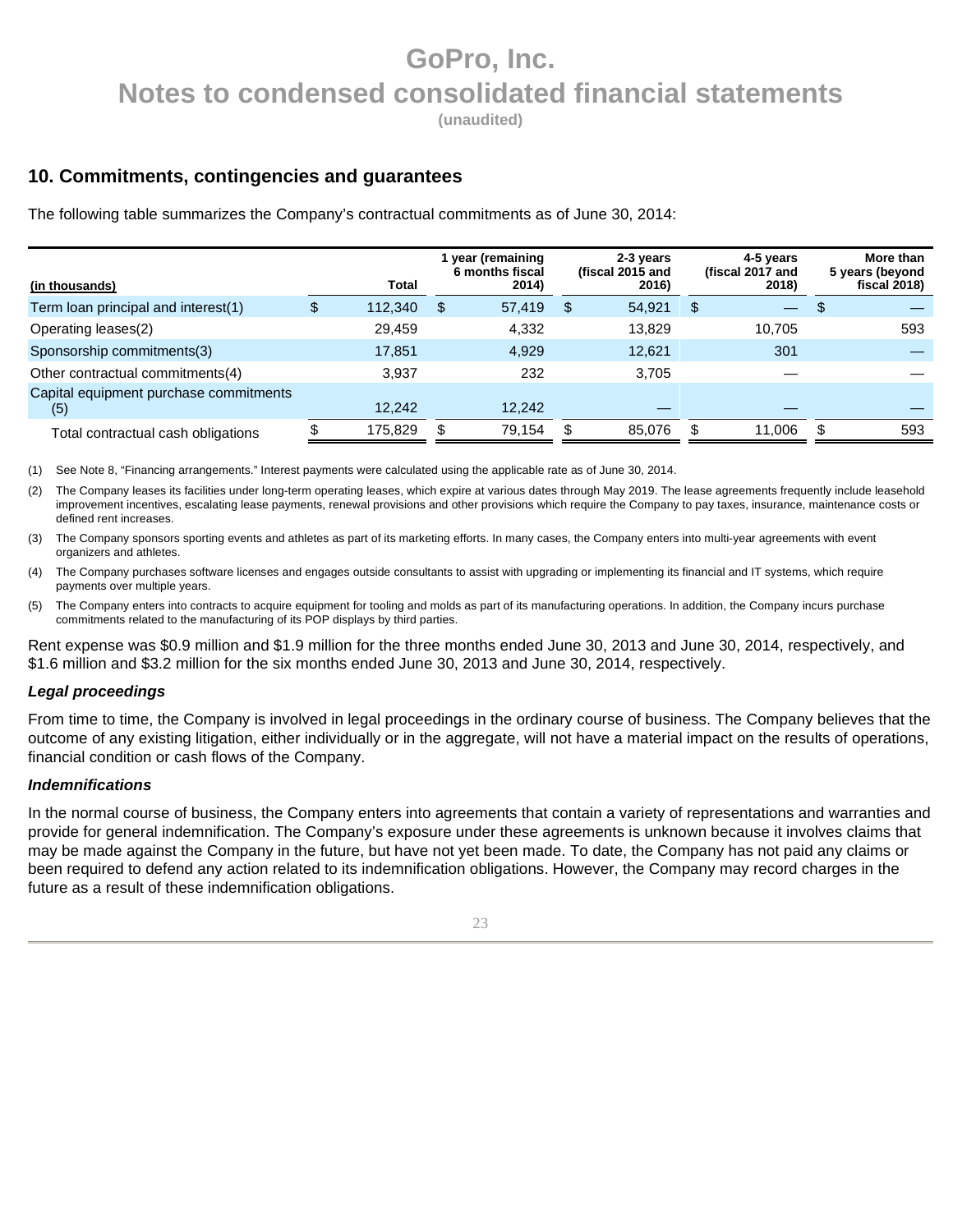# GoPro, Inc.
# Notes to condensed consolidated financial statements
**(unaudited)**

## 10. Commitments, contingencies and guarantees

The following table summarizes the Company's contractual commitments as of June 30, 2014:

| (in thousands) | Total | 1 year (remaining 6 months fiscal 2014) | 2-3 years (fiscal 2015 and 2016) | 4-5 years (fiscal 2017 and 2018) | More than 5 years (beyond fiscal 2018) |
|---|---|---|---|---|---|
| Term loan principal and interest(1) | $ 112,340 | $ 57,419 | $ 54,921 | $ — | $ — |
| Operating leases(2) | 29,459 | 4,332 | 13,829 | 10,705 | 593 |
| Sponsorship commitments(3) | 17,851 | 4,929 | 12,621 | 301 | — |
| Other contractual commitments(4) | 3,937 | 232 | 3,705 | — | — |
| Capital equipment purchase commitments (5) | 12,242 | 12,242 | — | — | — |
| Total contractual cash obligations | $ 175,829 | $ 79,154 | $ 85,076 | $ 11,006 | $ 593 |

(1) See Note 8, "Financing arrangements." Interest payments were calculated using the applicable rate as of June 30, 2014.

(2) The Company leases its facilities under long-term operating leases, which expire at various dates through May 2019. The lease agreements frequently include leasehold improvement incentives, escalating lease payments, renewal provisions and other provisions which require the Company to pay taxes, insurance, maintenance costs or defined rent increases.

(3) The Company sponsors sporting events and athletes as part of its marketing efforts. In many cases, the Company enters into multi-year agreements with event organizers and athletes.

(4) The Company purchases software licenses and engages outside consultants to assist with upgrading or implementing its financial and IT systems, which require payments over multiple years.

(5) The Company enters into contracts to acquire equipment for tooling and molds as part of its manufacturing operations. In addition, the Company incurs purchase commitments related to the manufacturing of its POP displays by third parties.

Rent expense was $0.9 million and $1.9 million for the three months ended June 30, 2013 and June 30, 2014, respectively, and $1.6 million and $3.2 million for the six months ended June 30, 2013 and June 30, 2014, respectively.

***Legal proceedings***

From time to time, the Company is involved in legal proceedings in the ordinary course of business. The Company believes that the outcome of any existing litigation, either individually or in the aggregate, will not have a material impact on the results of operations, financial condition or cash flows of the Company.

***Indemnifications***

In the normal course of business, the Company enters into agreements that contain a variety of representations and warranties and provide for general indemnification. The Company's exposure under these agreements is unknown because it involves claims that may be made against the Company in the future, but have not yet been made. To date, the Company has not paid any claims or been required to defend any action related to its indemnification obligations. However, the Company may record charges in the future as a result of these indemnification obligations.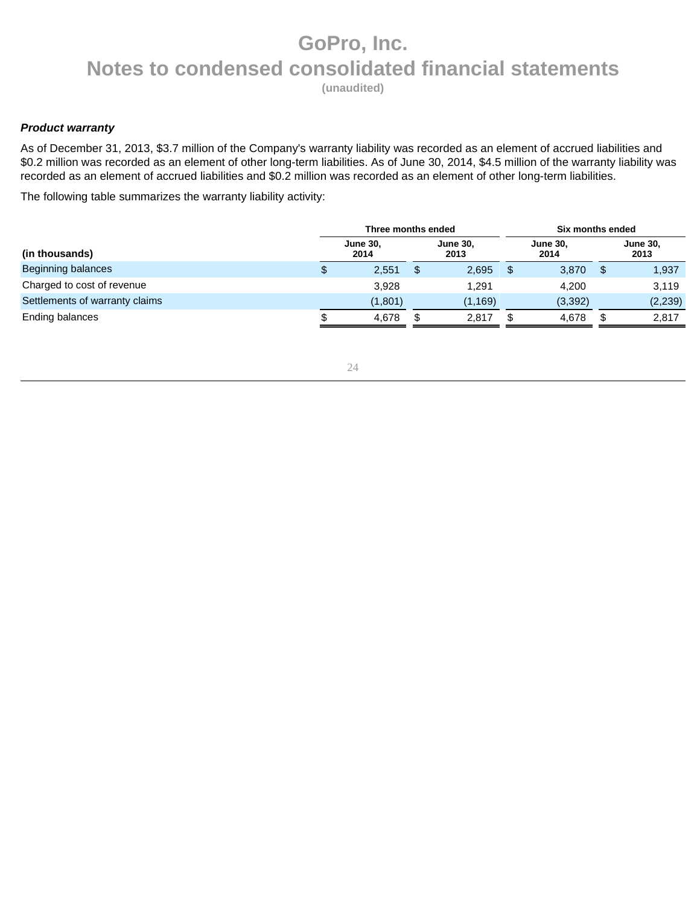### *Product warranty*

As of December 31, 2013, $3.7 million of the Company's warranty liability was recorded as an element of accrued liabilities and $0.2 million was recorded as an element of other long-term liabilities. As of June 30, 2014, $4.5 million of the warranty liability was recorded as an element of accrued liabilities and $0.2 million was recorded as an element of other long-term liabilities.

The following table summarizes the warranty liability activity:

| | Three months ended | | Six months ended | |
|---|---|---|---|---|
| **(in thousands)** | **June 30, 2014** | **June 30, 2013** | **June 30, 2014** | **June 30, 2013** |
| Beginning balances | $ 2,551 | $ 2,695 | $ 3,870 | $ 1,937 |
| Charged to cost of revenue | 3,928 | 1,291 | 4,200 | 3,119 |
| Settlements of warranty claims | (1,801) | (1,169) | (3,392) | (2,239) |
| Ending balances | $ 4,678 | $ 2,817 | $ 4,678 | $ 2,817 |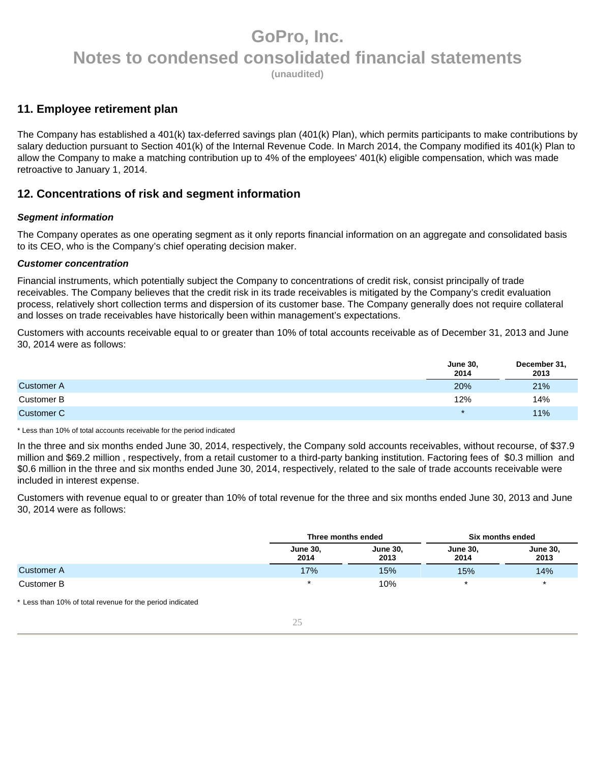## 11. Employee retirement plan

The Company has established a 401(k) tax-deferred savings plan (401(k) Plan), which permits participants to make contributions by salary deduction pursuant to Section 401(k) of the Internal Revenue Code. In March 2014, the Company modified its 401(k) Plan to allow the Company to make a matching contribution up to 4% of the employees' 401(k) eligible compensation, which was made retroactive to January 1, 2014.

## 12. Concentrations of risk and segment information

***Segment information***

The Company operates as one operating segment as it only reports financial information on an aggregate and consolidated basis to its CEO, who is the Company's chief operating decision maker.

***Customer concentration***

Financial instruments, which potentially subject the Company to concentrations of credit risk, consist principally of trade receivables. The Company believes that the credit risk in its trade receivables is mitigated by the Company's credit evaluation process, relatively short collection terms and dispersion of its customer base. The Company generally does not require collateral and losses on trade receivables have historically been within management's expectations.

Customers with accounts receivable equal to or greater than 10% of total accounts receivable as of December 31, 2013 and June 30, 2014 were as follows:

| | June 30, 2014 | December 31, 2013 |
|---|---|---|
| Customer A | 20% | 21% |
| Customer B | 12% | 14% |
| Customer C | * | 11% |

* Less than 10% of total accounts receivable for the period indicated

In the three and six months ended June 30, 2014, respectively, the Company sold accounts receivables, without recourse, of $37.9 million and $69.2 million , respectively, from a retail customer to a third-party banking institution. Factoring fees of $0.3 million and $0.6 million in the three and six months ended June 30, 2014, respectively, related to the sale of trade accounts receivable were included in interest expense.

Customers with revenue equal to or greater than 10% of total revenue for the three and six months ended June 30, 2013 and June 30, 2014 were as follows:

| | Three months ended | | Six months ended | |
|---|---|---|---|---|
| | June 30, 2014 | June 30, 2013 | June 30, 2014 | June 30, 2013 |
| Customer A | 17% | 15% | 15% | 14% |
| Customer B | * | 10% | * | * |

* Less than 10% of total revenue for the period indicated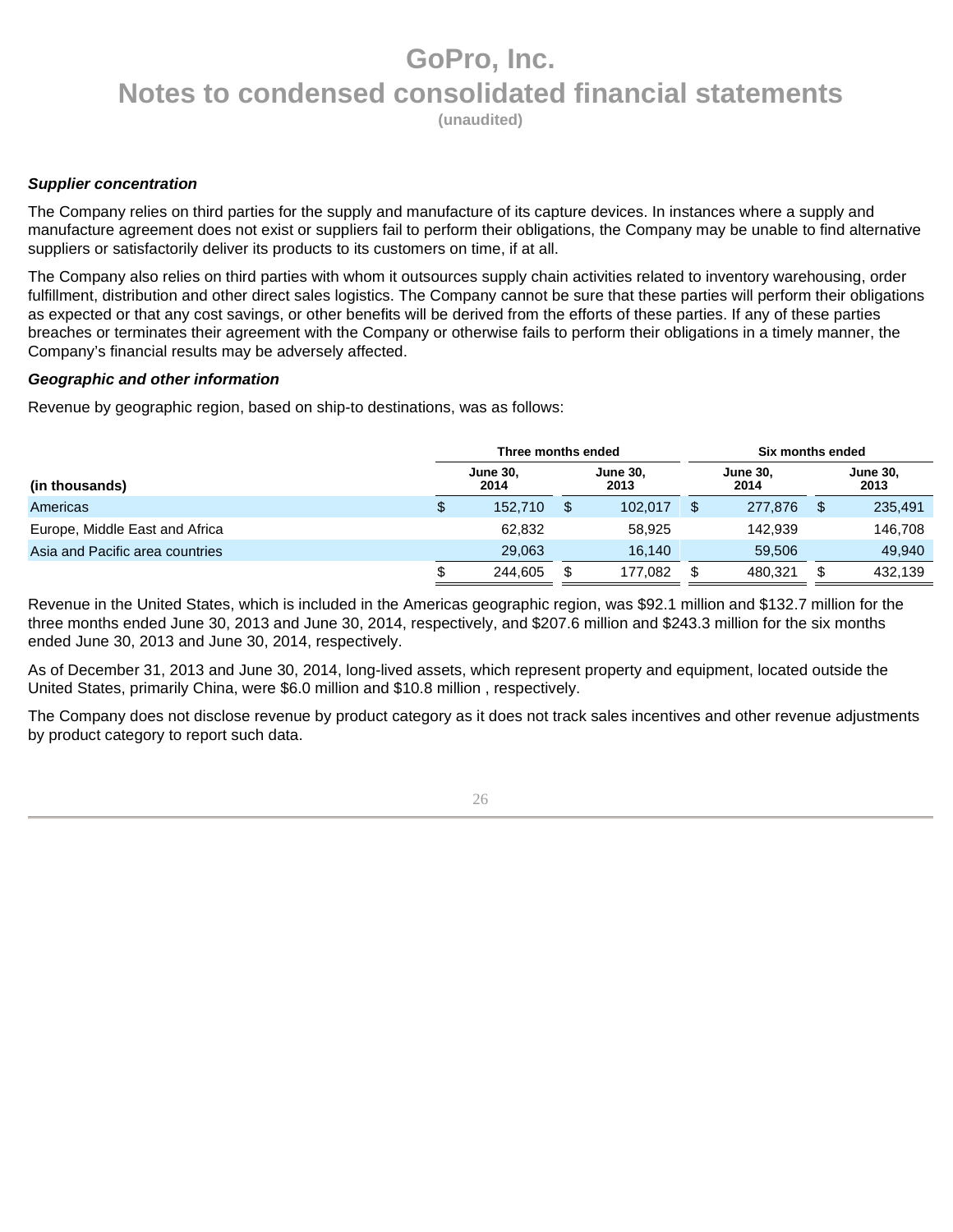# GoPro, Inc.
## Notes to condensed consolidated financial statements
**(unaudited)**

***Supplier concentration***

The Company relies on third parties for the supply and manufacture of its capture devices. In instances where a supply and manufacture agreement does not exist or suppliers fail to perform their obligations, the Company may be unable to find alternative suppliers or satisfactorily deliver its products to its customers on time, if at all.

The Company also relies on third parties with whom it outsources supply chain activities related to inventory warehousing, order fulfillment, distribution and other direct sales logistics. The Company cannot be sure that these parties will perform their obligations as expected or that any cost savings, or other benefits will be derived from the efforts of these parties. If any of these parties breaches or terminates their agreement with the Company or otherwise fails to perform their obligations in a timely manner, the Company's financial results may be adversely affected.

***Geographic and other information***

Revenue by geographic region, based on ship-to destinations, was as follows:

| | Three months ended | | Six months ended | |
|---|---|---|---|---|
| **(in thousands)** | **June 30, 2014** | **June 30, 2013** | **June 30, 2014** | **June 30, 2013** |
| Americas | $ 152,710 | $ 102,017 | $ 277,876 | $ 235,491 |
| Europe, Middle East and Africa | 62,832 | 58,925 | 142,939 | 146,708 |
| Asia and Pacific area countries | 29,063 | 16,140 | 59,506 | 49,940 |
| | $ 244,605 | $ 177,082 | $ 480,321 | $ 432,139 |

Revenue in the United States, which is included in the Americas geographic region, was $92.1 million and $132.7 million for the three months ended June 30, 2013 and June 30, 2014, respectively, and $207.6 million and $243.3 million for the six months ended June 30, 2013 and June 30, 2014, respectively.

As of December 31, 2013 and June 30, 2014, long-lived assets, which represent property and equipment, located outside the United States, primarily China, were $6.0 million and $10.8 million , respectively.

The Company does not disclose revenue by product category as it does not track sales incentives and other revenue adjustments by product category to report such data.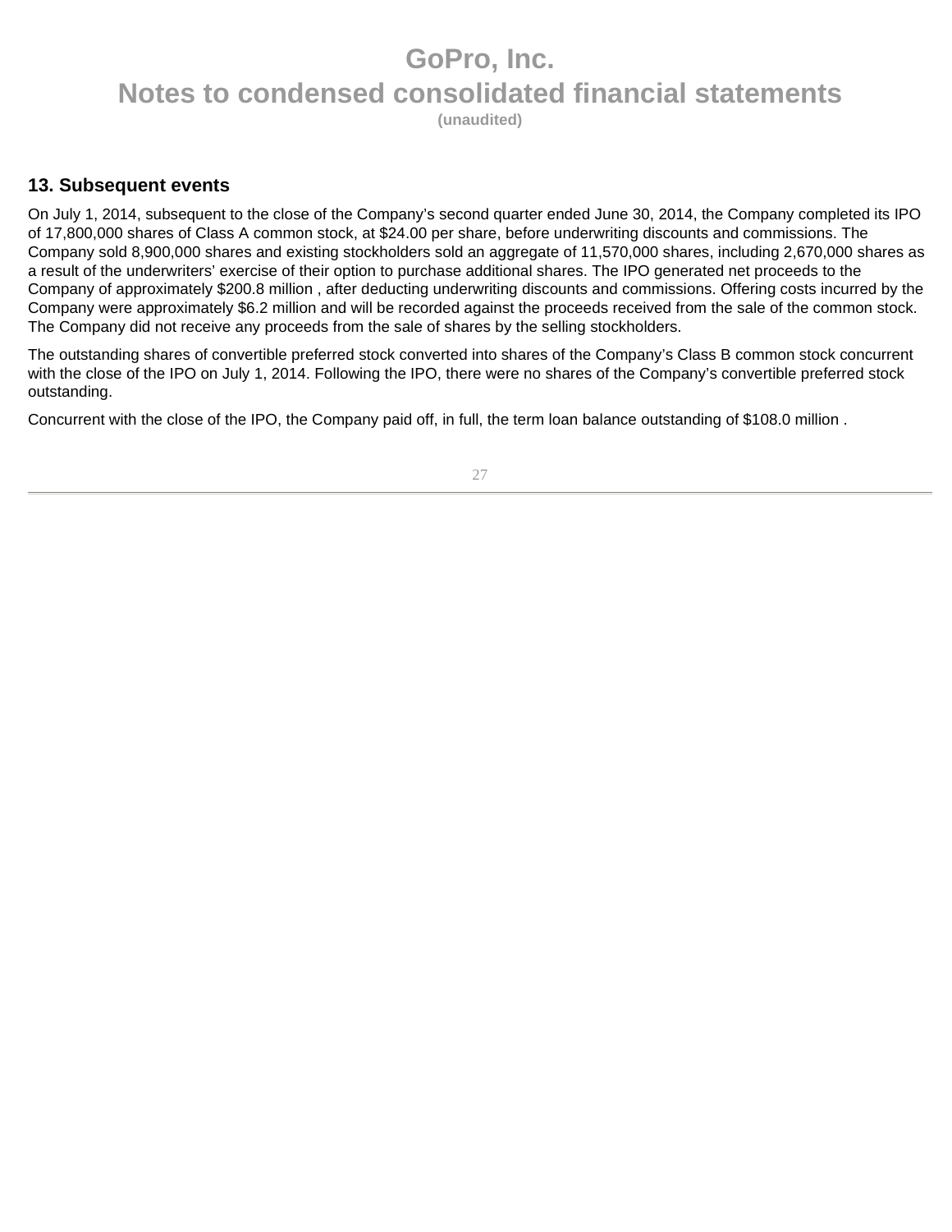## 13. Subsequent events

On July 1, 2014, subsequent to the close of the Company's second quarter ended June 30, 2014, the Company completed its IPO of 17,800,000 shares of Class A common stock, at $24.00 per share, before underwriting discounts and commissions. The Company sold 8,900,000 shares and existing stockholders sold an aggregate of 11,570,000 shares, including 2,670,000 shares as a result of the underwriters' exercise of their option to purchase additional shares. The IPO generated net proceeds to the Company of approximately $200.8 million , after deducting underwriting discounts and commissions. Offering costs incurred by the Company were approximately $6.2 million and will be recorded against the proceeds received from the sale of the common stock. The Company did not receive any proceeds from the sale of shares by the selling stockholders.

The outstanding shares of convertible preferred stock converted into shares of the Company's Class B common stock concurrent with the close of the IPO on July 1, 2014. Following the IPO, there were no shares of the Company's convertible preferred stock outstanding.

Concurrent with the close of the IPO, the Company paid off, in full, the term loan balance outstanding of $108.0 million .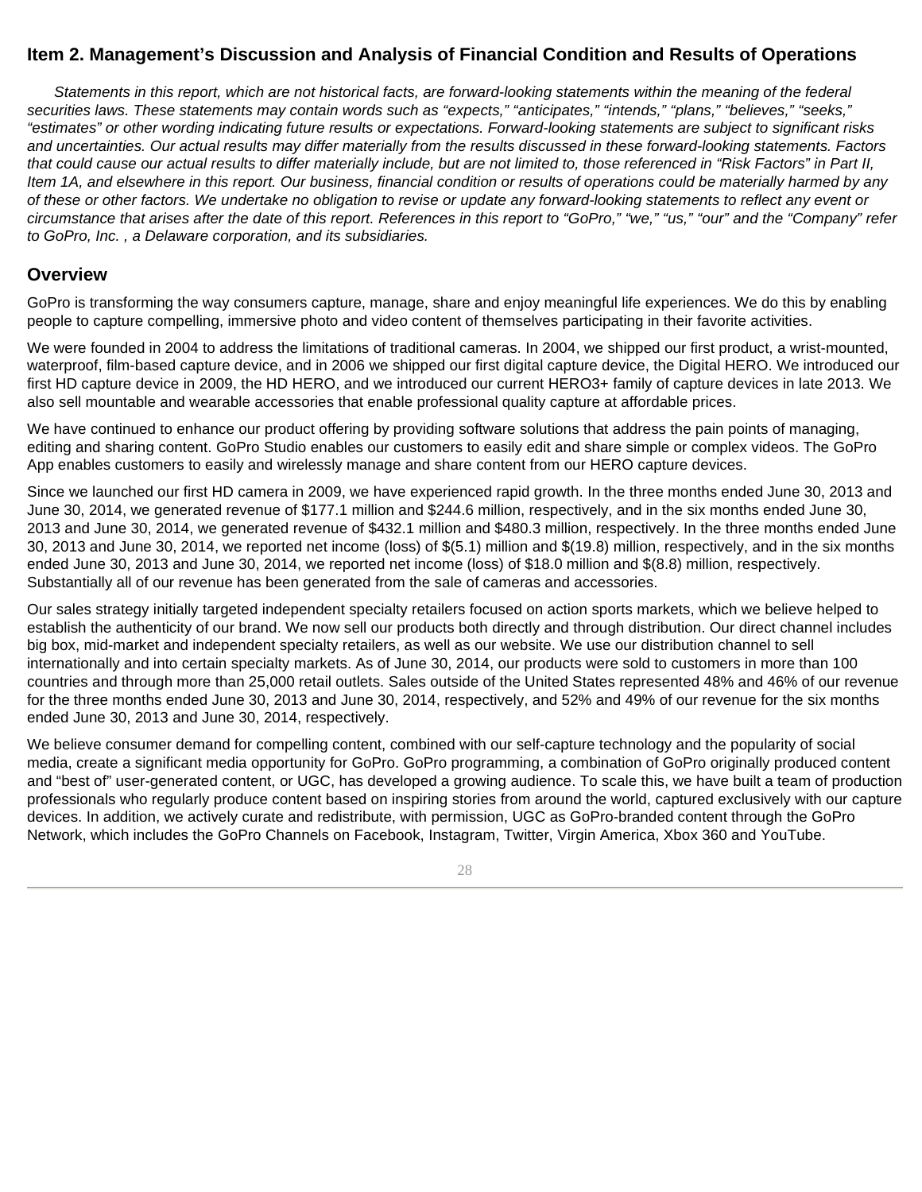## Item 2. Management's Discussion and Analysis of Financial Condition and Results of Operations

*Statements in this report, which are not historical facts, are forward-looking statements within the meaning of the federal securities laws. These statements may contain words such as "expects," "anticipates," "intends," "plans," "believes," "seeks," "estimates" or other wording indicating future results or expectations. Forward-looking statements are subject to significant risks and uncertainties. Our actual results may differ materially from the results discussed in these forward-looking statements. Factors that could cause our actual results to differ materially include, but are not limited to, those referenced in "Risk Factors" in Part II, Item 1A, and elsewhere in this report. Our business, financial condition or results of operations could be materially harmed by any of these or other factors. We undertake no obligation to revise or update any forward-looking statements to reflect any event or circumstance that arises after the date of this report. References in this report to "GoPro," "we," "us," "our" and the "Company" refer to GoPro, Inc. , a Delaware corporation, and its subsidiaries.*

## Overview

GoPro is transforming the way consumers capture, manage, share and enjoy meaningful life experiences. We do this by enabling people to capture compelling, immersive photo and video content of themselves participating in their favorite activities.

We were founded in 2004 to address the limitations of traditional cameras. In 2004, we shipped our first product, a wrist-mounted, waterproof, film-based capture device, and in 2006 we shipped our first digital capture device, the Digital HERO. We introduced our first HD capture device in 2009, the HD HERO, and we introduced our current HERO3+ family of capture devices in late 2013. We also sell mountable and wearable accessories that enable professional quality capture at affordable prices.

We have continued to enhance our product offering by providing software solutions that address the pain points of managing, editing and sharing content. GoPro Studio enables our customers to easily edit and share simple or complex videos. The GoPro App enables customers to easily and wirelessly manage and share content from our HERO capture devices.

Since we launched our first HD camera in 2009, we have experienced rapid growth. In the three months ended June 30, 2013 and June 30, 2014, we generated revenue of $177.1 million and $244.6 million, respectively, and in the six months ended June 30, 2013 and June 30, 2014, we generated revenue of $432.1 million and $480.3 million, respectively. In the three months ended June 30, 2013 and June 30, 2014, we reported net income (loss) of $(5.1) million and $(19.8) million, respectively, and in the six months ended June 30, 2013 and June 30, 2014, we reported net income (loss) of $18.0 million and $(8.8) million, respectively. Substantially all of our revenue has been generated from the sale of cameras and accessories.

Our sales strategy initially targeted independent specialty retailers focused on action sports markets, which we believe helped to establish the authenticity of our brand. We now sell our products both directly and through distribution. Our direct channel includes big box, mid-market and independent specialty retailers, as well as our website. We use our distribution channel to sell internationally and into certain specialty markets. As of June 30, 2014, our products were sold to customers in more than 100 countries and through more than 25,000 retail outlets. Sales outside of the United States represented 48% and 46% of our revenue for the three months ended June 30, 2013 and June 30, 2014, respectively, and 52% and 49% of our revenue for the six months ended June 30, 2013 and June 30, 2014, respectively.

We believe consumer demand for compelling content, combined with our self-capture technology and the popularity of social media, create a significant media opportunity for GoPro. GoPro programming, a combination of GoPro originally produced content and "best of" user-generated content, or UGC, has developed a growing audience. To scale this, we have built a team of production professionals who regularly produce content based on inspiring stories from around the world, captured exclusively with our capture devices. In addition, we actively curate and redistribute, with permission, UGC as GoPro-branded content through the GoPro Network, which includes the GoPro Channels on Facebook, Instagram, Twitter, Virgin America, Xbox 360 and YouTube.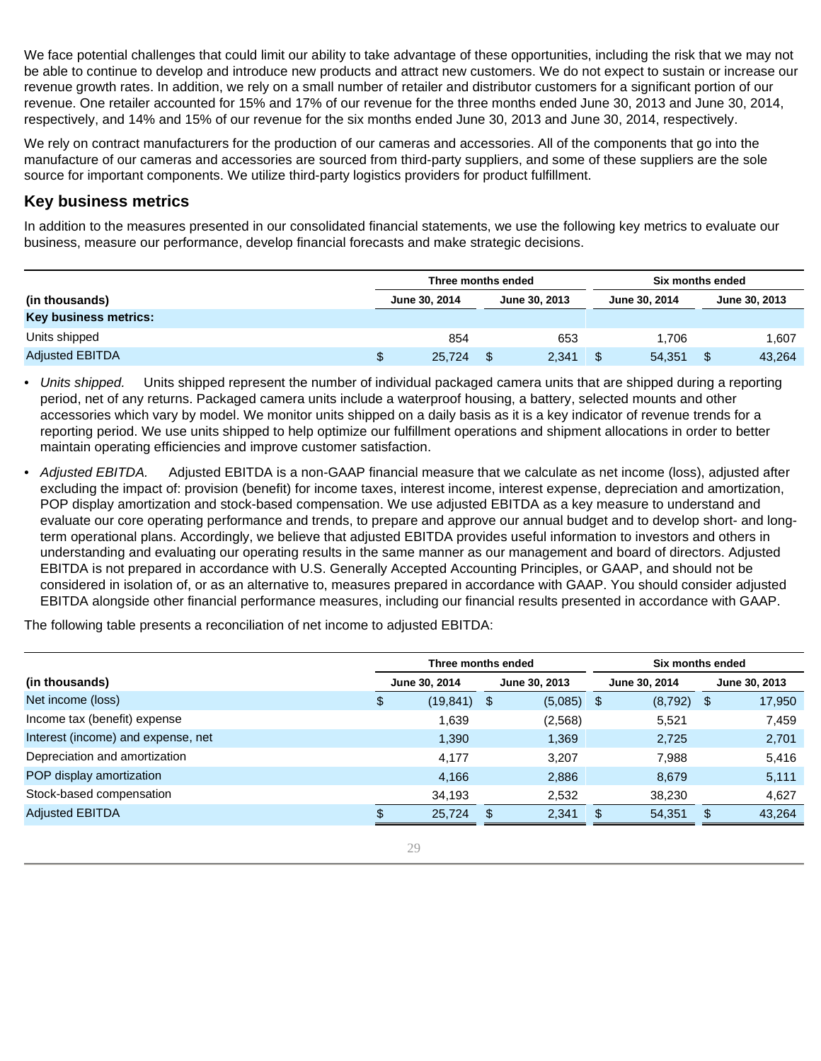We face potential challenges that could limit our ability to take advantage of these opportunities, including the risk that we may not be able to continue to develop and introduce new products and attract new customers. We do not expect to sustain or increase our revenue growth rates. In addition, we rely on a small number of retailer and distributor customers for a significant portion of our revenue. One retailer accounted for 15% and 17% of our revenue for the three months ended June 30, 2013 and June 30, 2014, respectively, and 14% and 15% of our revenue for the six months ended June 30, 2013 and June 30, 2014, respectively.

We rely on contract manufacturers for the production of our cameras and accessories. All of the components that go into the manufacture of our cameras and accessories are sourced from third-party suppliers, and some of these suppliers are the sole source for important components. We utilize third-party logistics providers for product fulfillment.

## Key business metrics

In addition to the measures presented in our consolidated financial statements, we use the following key metrics to evaluate our business, measure our performance, develop financial forecasts and make strategic decisions.

| | Three months ended | | Six months ended | |
|---|---|---|---|---|
| (in thousands) | June 30, 2014 | June 30, 2013 | June 30, 2014 | June 30, 2013 |
| **Key business metrics:** | | | | |
| Units shipped | 854 | 653 | 1,706 | 1,607 |
| Adjusted EBITDA | $ 25,724 | $ 2,341 | $ 54,351 | $ 43,264 |

- *Units shipped.* Units shipped represent the number of individual packaged camera units that are shipped during a reporting period, net of any returns. Packaged camera units include a waterproof housing, a battery, selected mounts and other accessories which vary by model. We monitor units shipped on a daily basis as it is a key indicator of revenue trends for a reporting period. We use units shipped to help optimize our fulfillment operations and shipment allocations in order to better maintain operating efficiencies and improve customer satisfaction.
- *Adjusted EBITDA.* Adjusted EBITDA is a non-GAAP financial measure that we calculate as net income (loss), adjusted after excluding the impact of: provision (benefit) for income taxes, interest income, interest expense, depreciation and amortization, POP display amortization and stock-based compensation. We use adjusted EBITDA as a key measure to understand and evaluate our core operating performance and trends, to prepare and approve our annual budget and to develop short- and long-term operational plans. Accordingly, we believe that adjusted EBITDA provides useful information to investors and others in understanding and evaluating our operating results in the same manner as our management and board of directors. Adjusted EBITDA is not prepared in accordance with U.S. Generally Accepted Accounting Principles, or GAAP, and should not be considered in isolation of, or as an alternative to, measures prepared in accordance with GAAP. You should consider adjusted EBITDA alongside other financial performance measures, including our financial results presented in accordance with GAAP.

The following table presents a reconciliation of net income to adjusted EBITDA:

| | Three months ended | | Six months ended | |
|---|---|---|---|---|
| (in thousands) | June 30, 2014 | June 30, 2013 | June 30, 2014 | June 30, 2013 |
| Net income (loss) | $ (19,841) | $ (5,085) | $ (8,792) | $ 17,950 |
| Income tax (benefit) expense | 1,639 | (2,568) | 5,521 | 7,459 |
| Interest (income) and expense, net | 1,390 | 1,369 | 2,725 | 2,701 |
| Depreciation and amortization | 4,177 | 3,207 | 7,988 | 5,416 |
| POP display amortization | 4,166 | 2,886 | 8,679 | 5,111 |
| Stock-based compensation | 34,193 | 2,532 | 38,230 | 4,627 |
| Adjusted EBITDA | $ 25,724 | $ 2,341 | $ 54,351 | $ 43,264 |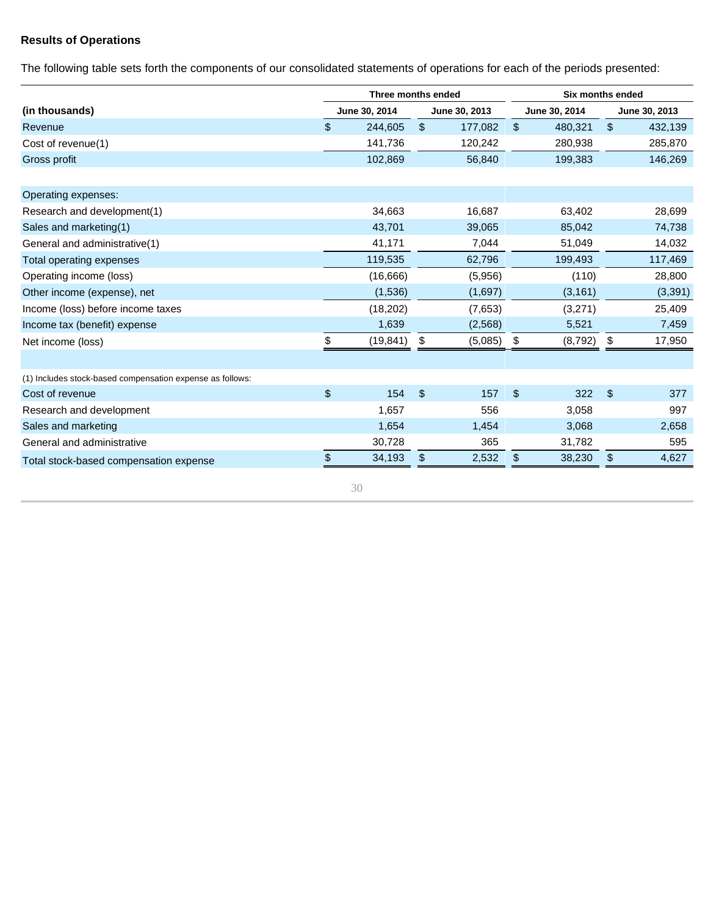**Results of Operations**

The following table sets forth the components of our consolidated statements of operations for each of the periods presented:

| | Three months ended | | Six months ended | |
|---|---|---|---|---|
| **(in thousands)** | June 30, 2014 | June 30, 2013 | June 30, 2014 | June 30, 2013 |
| Revenue | $ 244,605 | $ 177,082 | $ 480,321 | $ 432,139 |
| Cost of revenue(1) | 141,736 | 120,242 | 280,938 | 285,870 |
| Gross profit | 102,869 | 56,840 | 199,383 | 146,269 |
| Operating expenses: | | | | |
| Research and development(1) | 34,663 | 16,687 | 63,402 | 28,699 |
| Sales and marketing(1) | 43,701 | 39,065 | 85,042 | 74,738 |
| General and administrative(1) | 41,171 | 7,044 | 51,049 | 14,032 |
| Total operating expenses | 119,535 | 62,796 | 199,493 | 117,469 |
| Operating income (loss) | (16,666) | (5,956) | (110) | 28,800 |
| Other income (expense), net | (1,536) | (1,697) | (3,161) | (3,391) |
| Income (loss) before income taxes | (18,202) | (7,653) | (3,271) | 25,409 |
| Income tax (benefit) expense | 1,639 | (2,568) | 5,521 | 7,459 |
| Net income (loss) | $ (19,841) | $ (5,085) | $ (8,792) | $ 17,950 |
| | | | | |
| (1) Includes stock-based compensation expense as follows: | | | | |
| Cost of revenue | $ 154 | $ 157 | $ 322 | $ 377 |
| Research and development | 1,657 | 556 | 3,058 | 997 |
| Sales and marketing | 1,654 | 1,454 | 3,068 | 2,658 |
| General and administrative | 30,728 | 365 | 31,782 | 595 |
| Total stock-based compensation expense | $ 34,193 | $ 2,532 | $ 38,230 | $ 4,627 |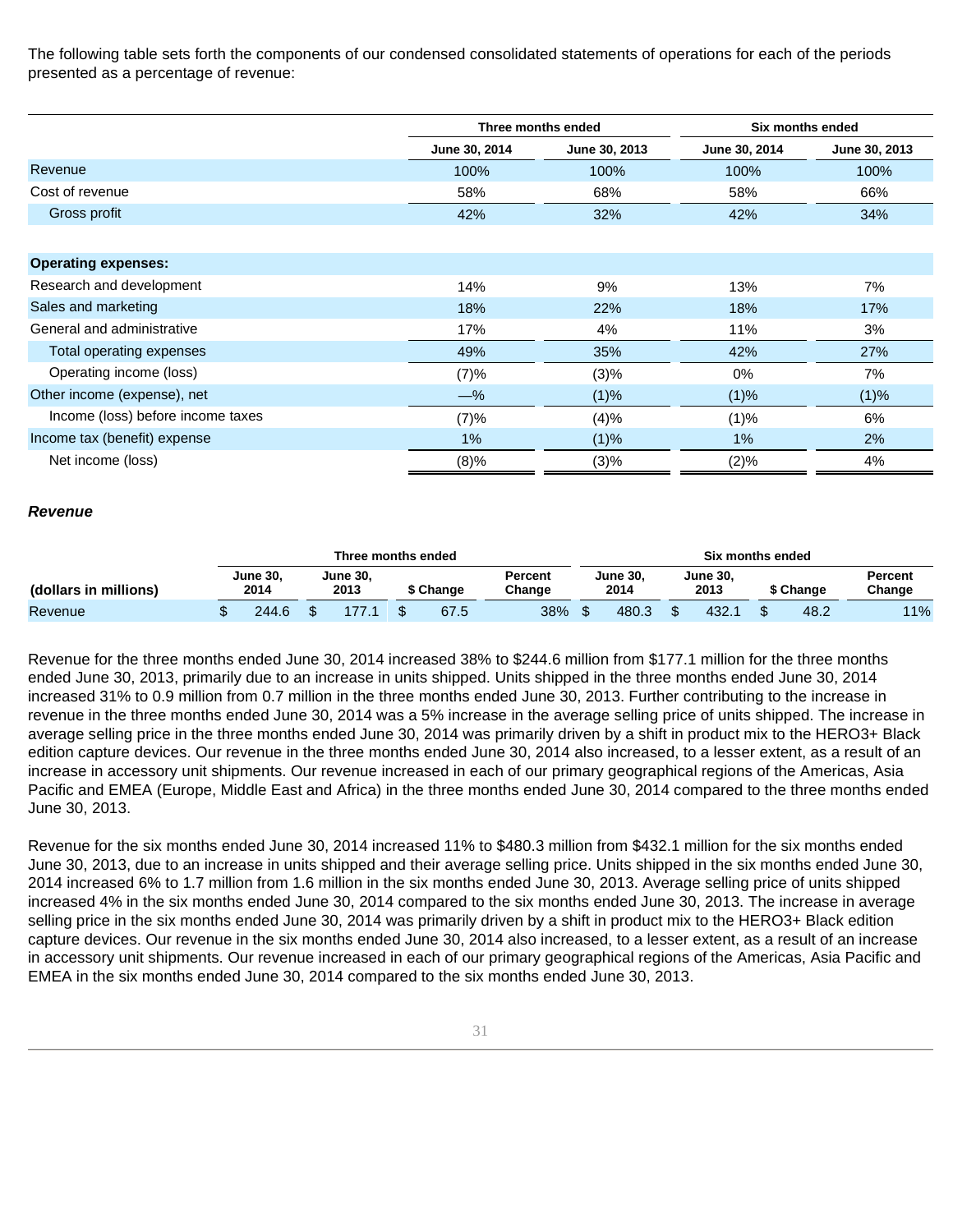The following table sets forth the components of our condensed consolidated statements of operations for each of the periods presented as a percentage of revenue:

| | Three months ended | | Six months ended | |
|---|---|---|---|---|
| | June 30, 2014 | June 30, 2013 | June 30, 2014 | June 30, 2013 |
| Revenue | 100% | 100% | 100% | 100% |
| Cost of revenue | 58% | 68% | 58% | 66% |
| Gross profit | 42% | 32% | 42% | 34% |
| **Operating expenses:** | | | | |
| Research and development | 14% | 9% | 13% | 7% |
| Sales and marketing | 18% | 22% | 18% | 17% |
| General and administrative | 17% | 4% | 11% | 3% |
| Total operating expenses | 49% | 35% | 42% | 27% |
| Operating income (loss) | (7)% | (3)% | 0% | 7% |
| Other income (expense), net | —% | (1)% | (1)% | (1)% |
| Income (loss) before income taxes | (7)% | (4)% | (1)% | 6% |
| Income tax (benefit) expense | 1% | (1)% | 1% | 2% |
| Net income (loss) | (8)% | (3)% | (2)% | 4% |

***Revenue***

| | Three months ended | | | | Six months ended | | | |
|---|---|---|---|---|---|---|---|---|
| (dollars in millions) | June 30, 2014 | June 30, 2013 | $ Change | Percent Change | June 30, 2014 | June 30, 2013 | $ Change | Percent Change |
| Revenue | $ 244.6 | $ 177.1 | $ 67.5 | 38% | $ 480.3 | $ 432.1 | $ 48.2 | 11% |

Revenue for the three months ended June 30, 2014 increased 38% to $244.6 million from $177.1 million for the three months ended June 30, 2013, primarily due to an increase in units shipped. Units shipped in the three months ended June 30, 2014 increased 31% to 0.9 million from 0.7 million in the three months ended June 30, 2013. Further contributing to the increase in revenue in the three months ended June 30, 2014 was a 5% increase in the average selling price of units shipped. The increase in average selling price in the three months ended June 30, 2014 was primarily driven by a shift in product mix to the HERO3+ Black edition capture devices. Our revenue in the three months ended June 30, 2014 also increased, to a lesser extent, as a result of an increase in accessory unit shipments. Our revenue increased in each of our primary geographical regions of the Americas, Asia Pacific and EMEA (Europe, Middle East and Africa) in the three months ended June 30, 2014 compared to the three months ended June 30, 2013.

Revenue for the six months ended June 30, 2014 increased 11% to $480.3 million from $432.1 million for the six months ended June 30, 2013, due to an increase in units shipped and their average selling price. Units shipped in the six months ended June 30, 2014 increased 6% to 1.7 million from 1.6 million in the six months ended June 30, 2013. Average selling price of units shipped increased 4% in the six months ended June 30, 2014 compared to the six months ended June 30, 2013. The increase in average selling price in the six months ended June 30, 2014 was primarily driven by a shift in product mix to the HERO3+ Black edition capture devices. Our revenue in the six months ended June 30, 2014 also increased, to a lesser extent, as a result of an increase in accessory unit shipments. Our revenue increased in each of our primary geographical regions of the Americas, Asia Pacific and EMEA in the six months ended June 30, 2014 compared to the six months ended June 30, 2013.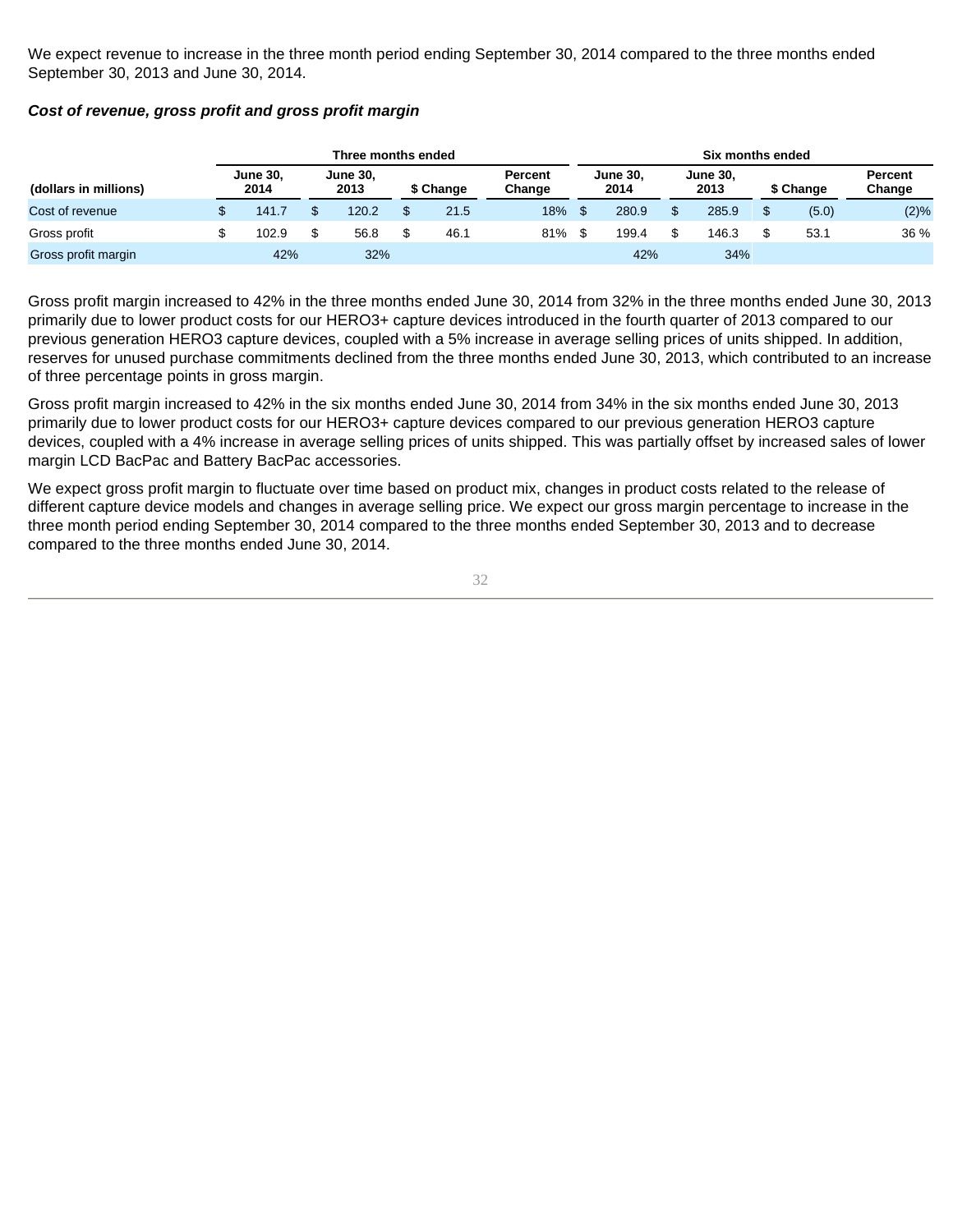We expect revenue to increase in the three month period ending September 30, 2014 compared to the three months ended September 30, 2013 and June 30, 2014.

***Cost of revenue, gross profit and gross profit margin***

| | Three months ended | | | | Six months ended | | | |
|---|---|---|---|---|---|---|---|---|
| (dollars in millions) | June 30, 2014 | June 30, 2013 | $ Change | Percent Change | June 30, 2014 | June 30, 2013 | $ Change | Percent Change |
| Cost of revenue | $ 141.7 | $ 120.2 | $ 21.5 | 18% | $ 280.9 | $ 285.9 | $ (5.0) | (2)% |
| Gross profit | $ 102.9 | $ 56.8 | $ 46.1 | 81% | $ 199.4 | $ 146.3 | $ 53.1 | 36 % |
| Gross profit margin | 42% | 32% | | | 42% | 34% | | |

Gross profit margin increased to 42% in the three months ended June 30, 2014 from 32% in the three months ended June 30, 2013 primarily due to lower product costs for our HERO3+ capture devices introduced in the fourth quarter of 2013 compared to our previous generation HERO3 capture devices, coupled with a 5% increase in average selling prices of units shipped. In addition, reserves for unused purchase commitments declined from the three months ended June 30, 2013, which contributed to an increase of three percentage points in gross margin.

Gross profit margin increased to 42% in the six months ended June 30, 2014 from 34% in the six months ended June 30, 2013 primarily due to lower product costs for our HERO3+ capture devices compared to our previous generation HERO3 capture devices, coupled with a 4% increase in average selling prices of units shipped. This was partially offset by increased sales of lower margin LCD BacPac and Battery BacPac accessories.

We expect gross profit margin to fluctuate over time based on product mix, changes in product costs related to the release of different capture device models and changes in average selling price. We expect our gross margin percentage to increase in the three month period ending September 30, 2014 compared to the three months ended September 30, 2013 and to decrease compared to the three months ended June 30, 2014.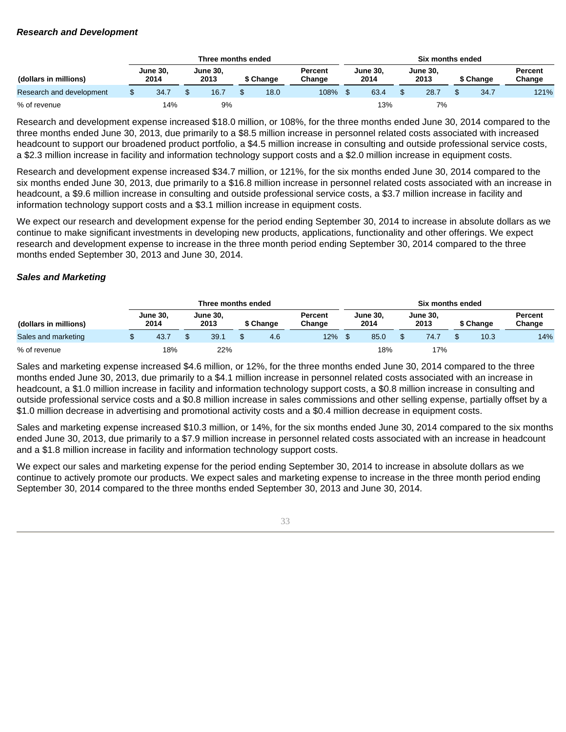***Research and Development***

| (dollars in millions) | Three months ended | | | | Six months ended | | | |
|---|---|---|---|---|---|---|---|---|
| | June 30, 2014 | June 30, 2013 | $ Change | Percent Change | June 30, 2014 | June 30, 2013 | $ Change | Percent Change |
| Research and development | $ 34.7 | $ 16.7 | $ 18.0 | 108% | $ 63.4 | $ 28.7 | $ 34.7 | 121% |
| % of revenue | 14% | 9% | | | 13% | 7% | | |

Research and development expense increased $18.0 million, or 108%, for the three months ended June 30, 2014 compared to the three months ended June 30, 2013, due primarily to a $8.5 million increase in personnel related costs associated with increased headcount to support our broadened product portfolio, a $4.5 million increase in consulting and outside professional service costs, a $2.3 million increase in facility and information technology support costs and a $2.0 million increase in equipment costs.

Research and development expense increased $34.7 million, or 121%, for the six months ended June 30, 2014 compared to the six months ended June 30, 2013, due primarily to a $16.8 million increase in personnel related costs associated with an increase in headcount, a $9.6 million increase in consulting and outside professional service costs, a $3.7 million increase in facility and information technology support costs and a $3.1 million increase in equipment costs.

We expect our research and development expense for the period ending September 30, 2014 to increase in absolute dollars as we continue to make significant investments in developing new products, applications, functionality and other offerings. We expect research and development expense to increase in the three month period ending September 30, 2014 compared to the three months ended September 30, 2013 and June 30, 2014.

***Sales and Marketing***

| (dollars in millions) | Three months ended | | | | Six months ended | | | |
|---|---|---|---|---|---|---|---|---|
| | June 30, 2014 | June 30, 2013 | $ Change | Percent Change | June 30, 2014 | June 30, 2013 | $ Change | Percent Change |
| Sales and marketing | $ 43.7 | $ 39.1 | $ 4.6 | 12% | $ 85.0 | $ 74.7 | $ 10.3 | 14% |
| % of revenue | 18% | 22% | | | 18% | 17% | | |

Sales and marketing expense increased $4.6 million, or 12%, for the three months ended June 30, 2014 compared to the three months ended June 30, 2013, due primarily to a $4.1 million increase in personnel related costs associated with an increase in headcount, a $1.0 million increase in facility and information technology support costs, a $0.8 million increase in consulting and outside professional service costs and a $0.8 million increase in sales commissions and other selling expense, partially offset by a $1.0 million decrease in advertising and promotional activity costs and a $0.4 million decrease in equipment costs.

Sales and marketing expense increased $10.3 million, or 14%, for the six months ended June 30, 2014 compared to the six months ended June 30, 2013, due primarily to a $7.9 million increase in personnel related costs associated with an increase in headcount and a $1.8 million increase in facility and information technology support costs.

We expect our sales and marketing expense for the period ending September 30, 2014 to increase in absolute dollars as we continue to actively promote our products. We expect sales and marketing expense to increase in the three month period ending September 30, 2014 compared to the three months ended September 30, 2013 and June 30, 2014.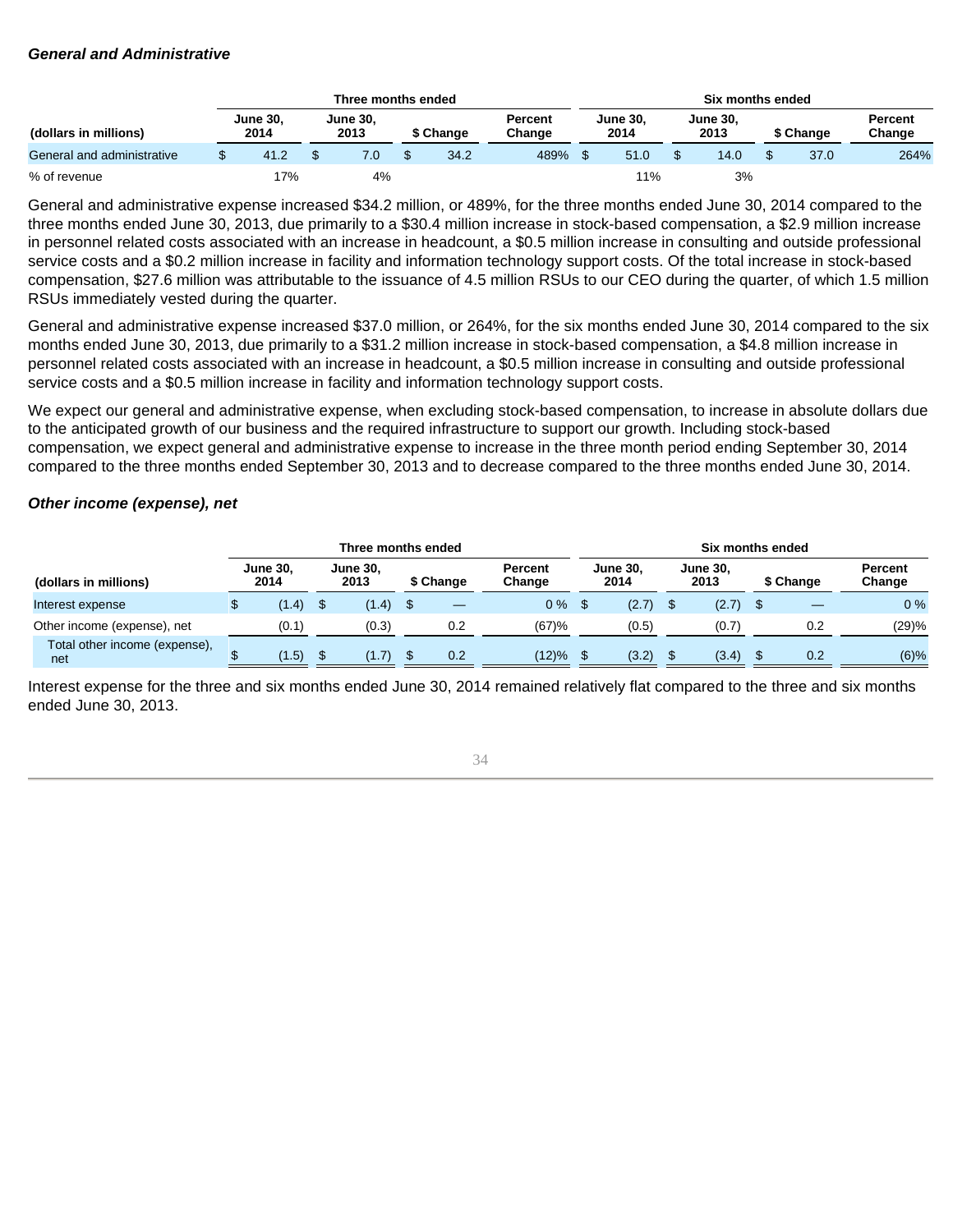***General and Administrative***

| (dollars in millions) | Three months ended | | | | Six months ended | | | |
|---|---|---|---|---|---|---|---|---|
| | June 30, 2014 | June 30, 2013 | $ Change | Percent Change | June 30, 2014 | June 30, 2013 | $ Change | Percent Change |
| General and administrative | $ 41.2 | $ 7.0 | $ 34.2 | 489% | $ 51.0 | $ 14.0 | $ 37.0 | 264% |
| % of revenue | 17% | 4% | | | 11% | 3% | | |

General and administrative expense increased $34.2 million, or 489%, for the three months ended June 30, 2014 compared to the three months ended June 30, 2013, due primarily to a $30.4 million increase in stock-based compensation, a $2.9 million increase in personnel related costs associated with an increase in headcount, a $0.5 million increase in consulting and outside professional service costs and a $0.2 million increase in facility and information technology support costs. Of the total increase in stock-based compensation, $27.6 million was attributable to the issuance of 4.5 million RSUs to our CEO during the quarter, of which 1.5 million RSUs immediately vested during the quarter.

General and administrative expense increased $37.0 million, or 264%, for the six months ended June 30, 2014 compared to the six months ended June 30, 2013, due primarily to a $31.2 million increase in stock-based compensation, a $4.8 million increase in personnel related costs associated with an increase in headcount, a $0.5 million increase in consulting and outside professional service costs and a $0.5 million increase in facility and information technology support costs.

We expect our general and administrative expense, when excluding stock-based compensation, to increase in absolute dollars due to the anticipated growth of our business and the required infrastructure to support our growth. Including stock-based compensation, we expect general and administrative expense to increase in the three month period ending September 30, 2014 compared to the three months ended September 30, 2013 and to decrease compared to the three months ended June 30, 2014.

***Other income (expense), net***

| (dollars in millions) | Three months ended | | | | Six months ended | | | |
|---|---|---|---|---|---|---|---|---|
| | June 30, 2014 | June 30, 2013 | $ Change | Percent Change | June 30, 2014 | June 30, 2013 | $ Change | Percent Change |
| Interest expense | $ (1.4) | $ (1.4) | $ — | 0 % | $ (2.7) | $ (2.7) | $ — | 0 % |
| Other income (expense), net | (0.1) | (0.3) | 0.2 | (67)% | (0.5) | (0.7) | 0.2 | (29)% |
| Total other income (expense), net | $ (1.5) | $ (1.7) | $ 0.2 | (12)% | $ (3.2) | $ (3.4) | $ 0.2 | (6)% |

Interest expense for the three and six months ended June 30, 2014 remained relatively flat compared to the three and six months ended June 30, 2013.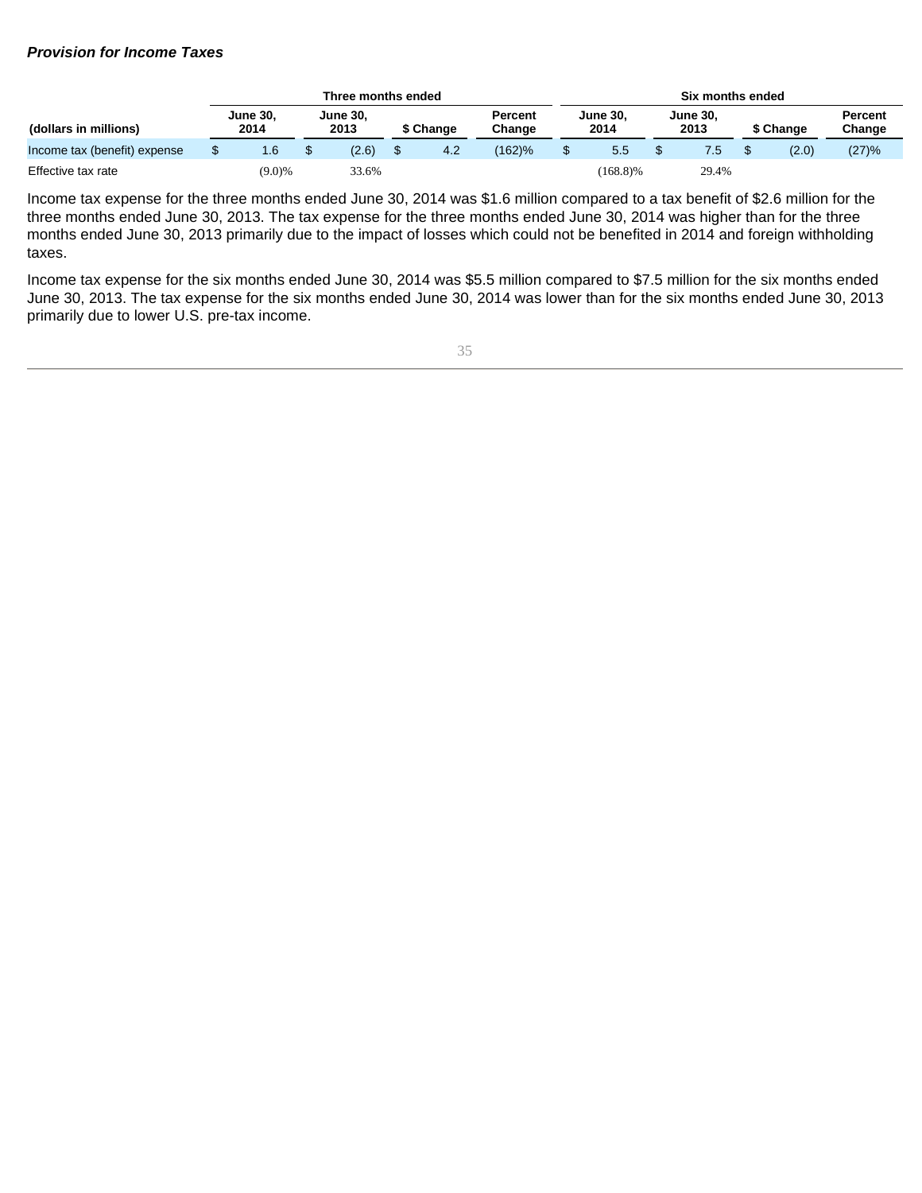***Provision for Income Taxes***

| (dollars in millions) | Three months ended | | | | Six months ended | | | |
|---|---|---|---|---|---|---|---|---|
| | June 30, 2014 | June 30, 2013 | $ Change | Percent Change | June 30, 2014 | June 30, 2013 | $ Change | Percent Change |
| Income tax (benefit) expense | $ 1.6 | $ (2.6) | $ 4.2 | (162)% | $ 5.5 | $ 7.5 | $ (2.0) | (27)% |
| Effective tax rate | (9.0)% | 33.6% | | | (168.8)% | 29.4% | | |

Income tax expense for the three months ended June 30, 2014 was $1.6 million compared to a tax benefit of $2.6 million for the three months ended June 30, 2013. The tax expense for the three months ended June 30, 2014 was higher than for the three months ended June 30, 2013 primarily due to the impact of losses which could not be benefited in 2014 and foreign withholding taxes.

Income tax expense for the six months ended June 30, 2014 was $5.5 million compared to $7.5 million for the six months ended June 30, 2013. The tax expense for the six months ended June 30, 2014 was lower than for the six months ended June 30, 2013 primarily due to lower U.S. pre-tax income.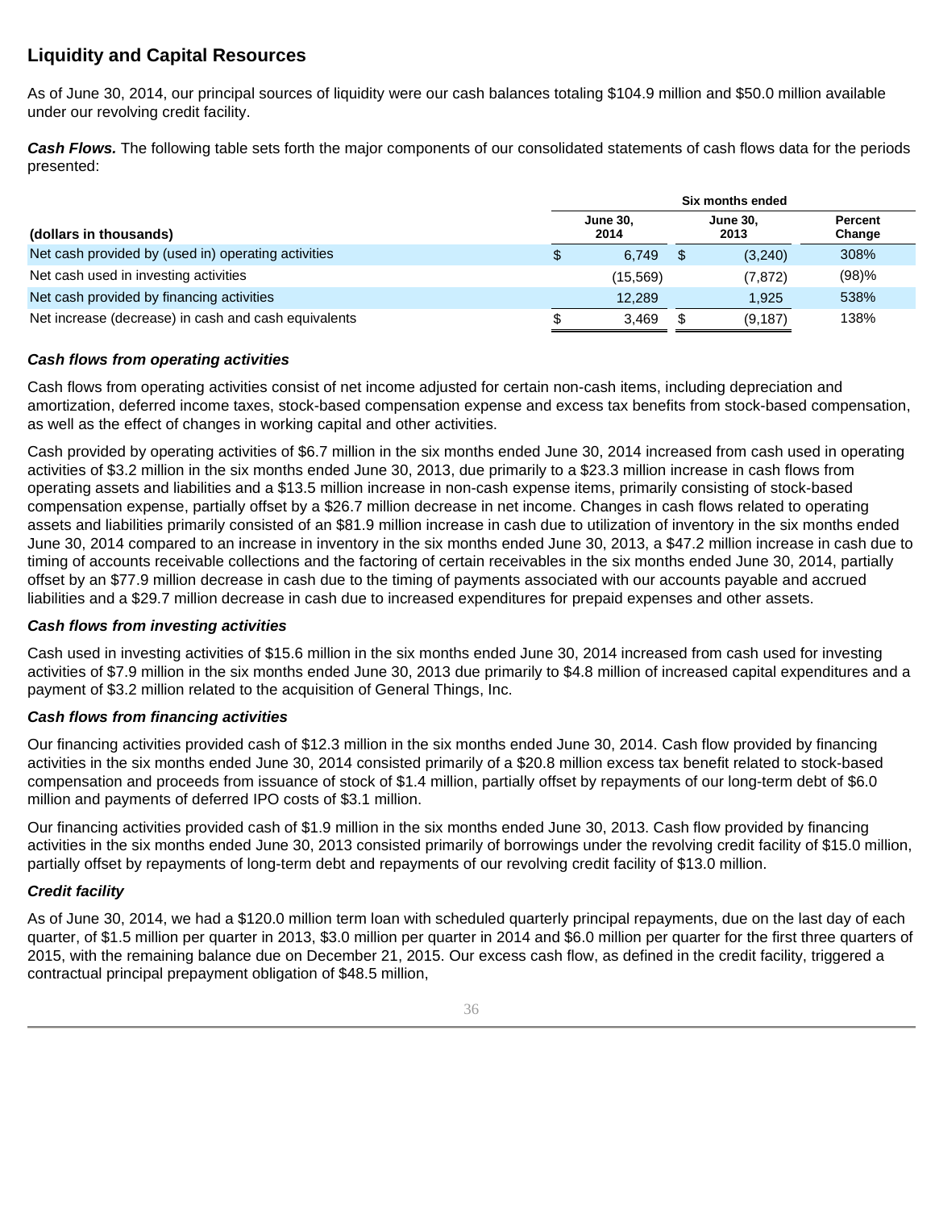## Liquidity and Capital Resources

As of June 30, 2014, our principal sources of liquidity were our cash balances totaling $104.9 million and $50.0 million available under our revolving credit facility.

***Cash Flows.*** The following table sets forth the major components of our consolidated statements of cash flows data for the periods presented:

| | Six months ended | | |
|---|---|---|---|
| **(dollars in thousands)** | **June 30, 2014** | **June 30, 2013** | **Percent Change** |
| Net cash provided by (used in) operating activities | $ 6,749 | $ (3,240) | 308% |
| Net cash used in investing activities | (15,569) | (7,872) | (98)% |
| Net cash provided by financing activities | 12,289 | 1,925 | 538% |
| Net increase (decrease) in cash and cash equivalents | $ 3,469 | $ (9,187) | 138% |

***Cash flows from operating activities***

Cash flows from operating activities consist of net income adjusted for certain non-cash items, including depreciation and amortization, deferred income taxes, stock-based compensation expense and excess tax benefits from stock-based compensation, as well as the effect of changes in working capital and other activities.

Cash provided by operating activities of $6.7 million in the six months ended June 30, 2014 increased from cash used in operating activities of $3.2 million in the six months ended June 30, 2013, due primarily to a $23.3 million increase in cash flows from operating assets and liabilities and a $13.5 million increase in non-cash expense items, primarily consisting of stock-based compensation expense, partially offset by a $26.7 million decrease in net income. Changes in cash flows related to operating assets and liabilities primarily consisted of an $81.9 million increase in cash due to utilization of inventory in the six months ended June 30, 2014 compared to an increase in inventory in the six months ended June 30, 2013, a $47.2 million increase in cash due to timing of accounts receivable collections and the factoring of certain receivables in the six months ended June 30, 2014, partially offset by an $77.9 million decrease in cash due to the timing of payments associated with our accounts payable and accrued liabilities and a $29.7 million decrease in cash due to increased expenditures for prepaid expenses and other assets.

***Cash flows from investing activities***

Cash used in investing activities of $15.6 million in the six months ended June 30, 2014 increased from cash used for investing activities of $7.9 million in the six months ended June 30, 2013 due primarily to $4.8 million of increased capital expenditures and a payment of $3.2 million related to the acquisition of General Things, Inc.

***Cash flows from financing activities***

Our financing activities provided cash of $12.3 million in the six months ended June 30, 2014. Cash flow provided by financing activities in the six months ended June 30, 2014 consisted primarily of a $20.8 million excess tax benefit related to stock-based compensation and proceeds from issuance of stock of $1.4 million, partially offset by repayments of our long-term debt of $6.0 million and payments of deferred IPO costs of $3.1 million.

Our financing activities provided cash of $1.9 million in the six months ended June 30, 2013. Cash flow provided by financing activities in the six months ended June 30, 2013 consisted primarily of borrowings under the revolving credit facility of $15.0 million, partially offset by repayments of long-term debt and repayments of our revolving credit facility of $13.0 million.

***Credit facility***

As of June 30, 2014, we had a $120.0 million term loan with scheduled quarterly principal repayments, due on the last day of each quarter, of $1.5 million per quarter in 2013, $3.0 million per quarter in 2014 and $6.0 million per quarter for the first three quarters of 2015, with the remaining balance due on December 21, 2015. Our excess cash flow, as defined in the credit facility, triggered a contractual principal prepayment obligation of $48.5 million,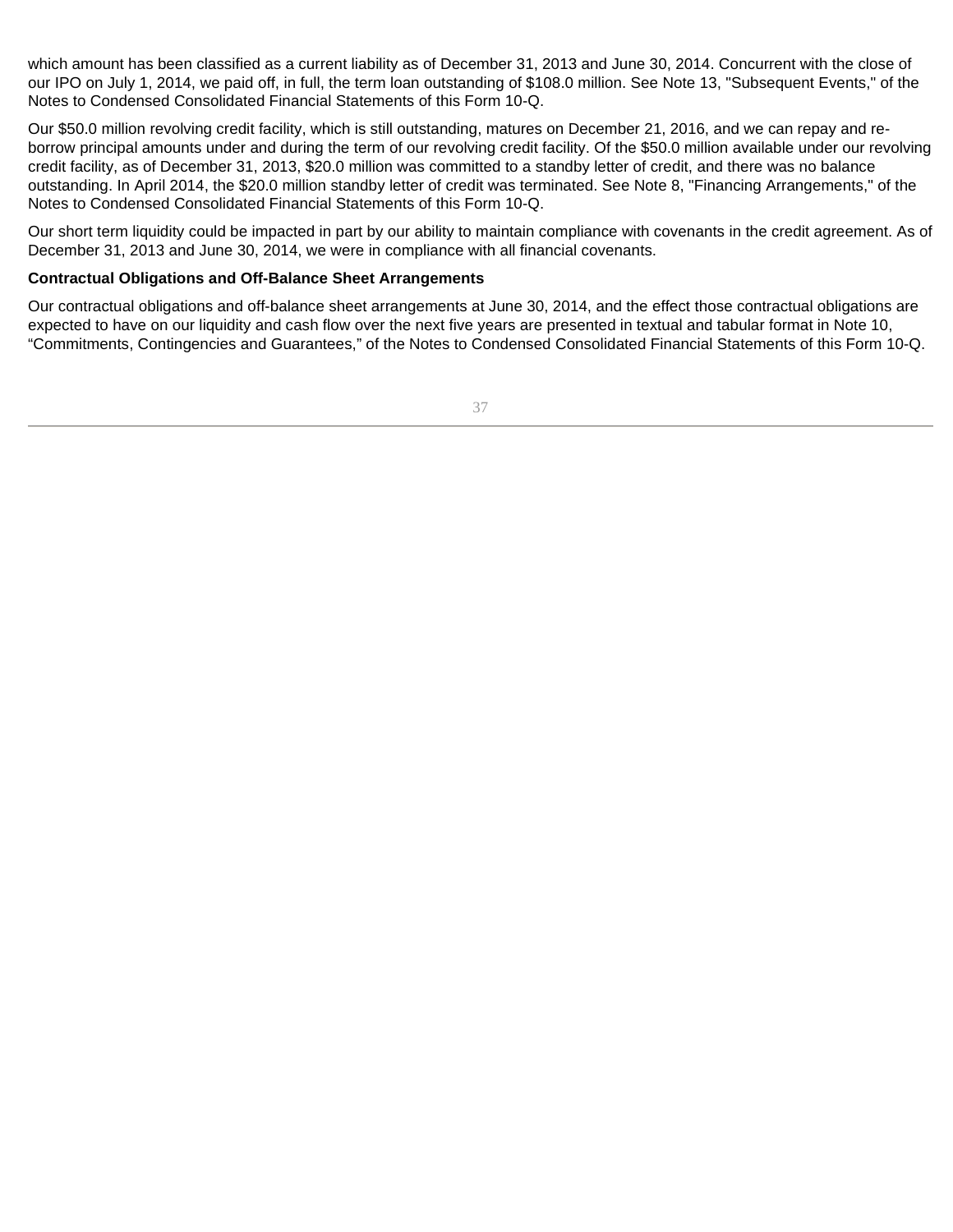which amount has been classified as a current liability as of December 31, 2013 and June 30, 2014. Concurrent with the close of our IPO on July 1, 2014, we paid off, in full, the term loan outstanding of $108.0 million. See Note 13, "Subsequent Events," of the Notes to Condensed Consolidated Financial Statements of this Form 10-Q.

Our $50.0 million revolving credit facility, which is still outstanding, matures on December 21, 2016, and we can repay and re-borrow principal amounts under and during the term of our revolving credit facility. Of the $50.0 million available under our revolving credit facility, as of December 31, 2013, $20.0 million was committed to a standby letter of credit, and there was no balance outstanding. In April 2014, the $20.0 million standby letter of credit was terminated. See Note 8, "Financing Arrangements," of the Notes to Condensed Consolidated Financial Statements of this Form 10-Q.

Our short term liquidity could be impacted in part by our ability to maintain compliance with covenants in the credit agreement. As of December 31, 2013 and June 30, 2014, we were in compliance with all financial covenants.

**Contractual Obligations and Off-Balance Sheet Arrangements**

Our contractual obligations and off-balance sheet arrangements at June 30, 2014, and the effect those contractual obligations are expected to have on our liquidity and cash flow over the next five years are presented in textual and tabular format in Note 10, “Commitments, Contingencies and Guarantees,” of the Notes to Condensed Consolidated Financial Statements of this Form 10-Q.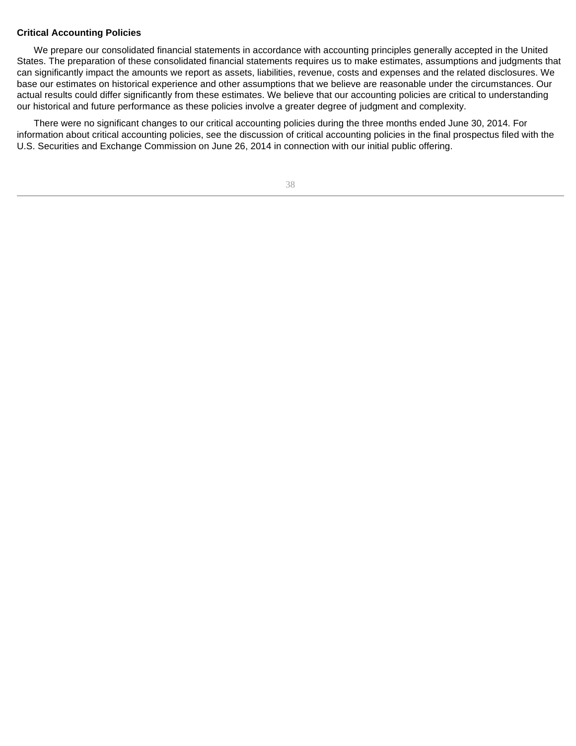**Critical Accounting Policies**

We prepare our consolidated financial statements in accordance with accounting principles generally accepted in the United States. The preparation of these consolidated financial statements requires us to make estimates, assumptions and judgments that can significantly impact the amounts we report as assets, liabilities, revenue, costs and expenses and the related disclosures. We base our estimates on historical experience and other assumptions that we believe are reasonable under the circumstances. Our actual results could differ significantly from these estimates. We believe that our accounting policies are critical to understanding our historical and future performance as these policies involve a greater degree of judgment and complexity.

There were no significant changes to our critical accounting policies during the three months ended June 30, 2014. For information about critical accounting policies, see the discussion of critical accounting policies in the final prospectus filed with the U.S. Securities and Exchange Commission on June 26, 2014 in connection with our initial public offering.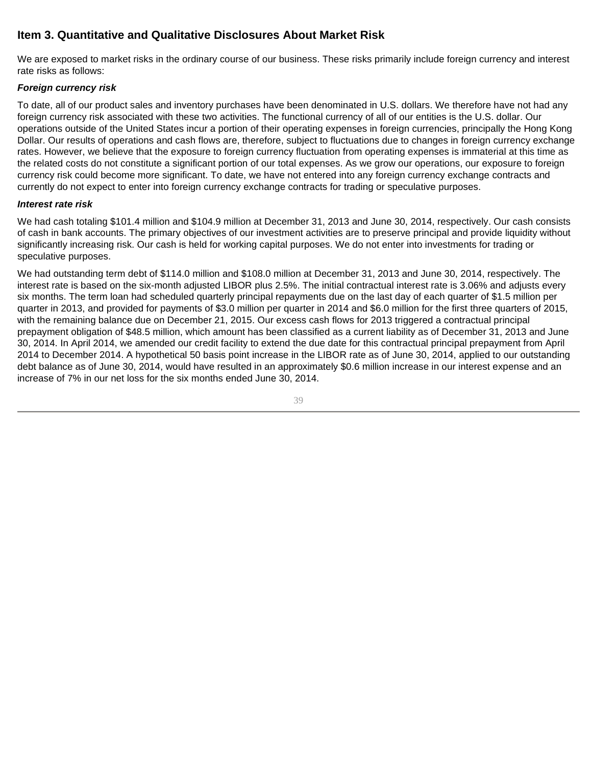## Item 3. Quantitative and Qualitative Disclosures About Market Risk

We are exposed to market risks in the ordinary course of our business. These risks primarily include foreign currency and interest rate risks as follows:

***Foreign currency risk***

To date, all of our product sales and inventory purchases have been denominated in U.S. dollars. We therefore have not had any foreign currency risk associated with these two activities. The functional currency of all of our entities is the U.S. dollar. Our operations outside of the United States incur a portion of their operating expenses in foreign currencies, principally the Hong Kong Dollar. Our results of operations and cash flows are, therefore, subject to fluctuations due to changes in foreign currency exchange rates. However, we believe that the exposure to foreign currency fluctuation from operating expenses is immaterial at this time as the related costs do not constitute a significant portion of our total expenses. As we grow our operations, our exposure to foreign currency risk could become more significant. To date, we have not entered into any foreign currency exchange contracts and currently do not expect to enter into foreign currency exchange contracts for trading or speculative purposes.

***Interest rate risk***

We had cash totaling $101.4 million and $104.9 million at December 31, 2013 and June 30, 2014, respectively. Our cash consists of cash in bank accounts. The primary objectives of our investment activities are to preserve principal and provide liquidity without significantly increasing risk. Our cash is held for working capital purposes. We do not enter into investments for trading or speculative purposes.

We had outstanding term debt of $114.0 million and $108.0 million at December 31, 2013 and June 30, 2014, respectively. The interest rate is based on the six-month adjusted LIBOR plus 2.5%. The initial contractual interest rate is 3.06% and adjusts every six months. The term loan had scheduled quarterly principal repayments due on the last day of each quarter of $1.5 million per quarter in 2013, and provided for payments of $3.0 million per quarter in 2014 and $6.0 million for the first three quarters of 2015, with the remaining balance due on December 21, 2015. Our excess cash flows for 2013 triggered a contractual principal prepayment obligation of $48.5 million, which amount has been classified as a current liability as of December 31, 2013 and June 30, 2014. In April 2014, we amended our credit facility to extend the due date for this contractual principal prepayment from April 2014 to December 2014. A hypothetical 50 basis point increase in the LIBOR rate as of June 30, 2014, applied to our outstanding debt balance as of June 30, 2014, would have resulted in an approximately $0.6 million increase in our interest expense and an increase of 7% in our net loss for the six months ended June 30, 2014.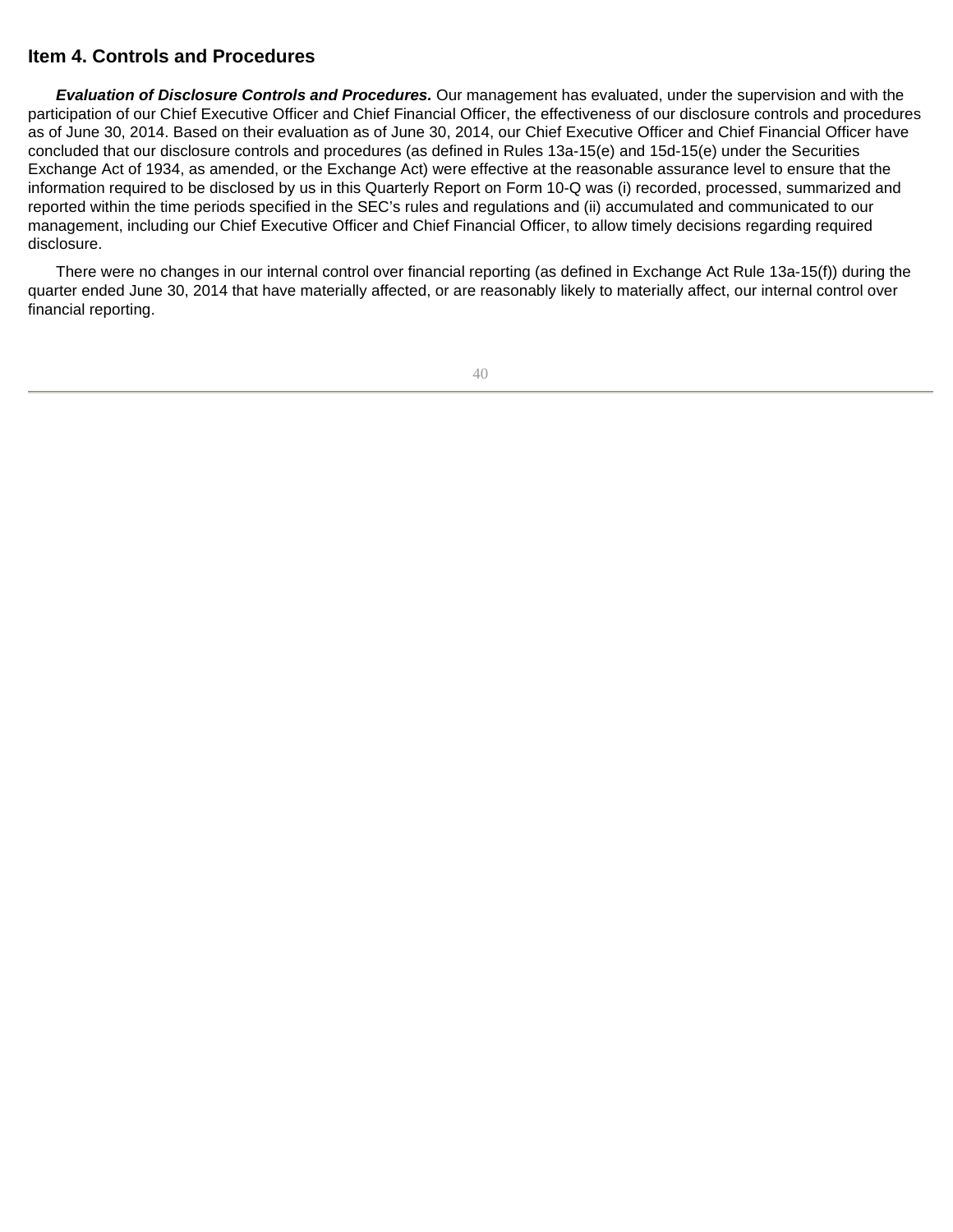## Item 4. Controls and Procedures

***Evaluation of Disclosure Controls and Procedures.*** Our management has evaluated, under the supervision and with the participation of our Chief Executive Officer and Chief Financial Officer, the effectiveness of our disclosure controls and procedures as of June 30, 2014. Based on their evaluation as of June 30, 2014, our Chief Executive Officer and Chief Financial Officer have concluded that our disclosure controls and procedures (as defined in Rules 13a-15(e) and 15d-15(e) under the Securities Exchange Act of 1934, as amended, or the Exchange Act) were effective at the reasonable assurance level to ensure that the information required to be disclosed by us in this Quarterly Report on Form 10-Q was (i) recorded, processed, summarized and reported within the time periods specified in the SEC's rules and regulations and (ii) accumulated and communicated to our management, including our Chief Executive Officer and Chief Financial Officer, to allow timely decisions regarding required disclosure.

There were no changes in our internal control over financial reporting (as defined in Exchange Act Rule 13a-15(f)) during the quarter ended June 30, 2014 that have materially affected, or are reasonably likely to materially affect, our internal control over financial reporting.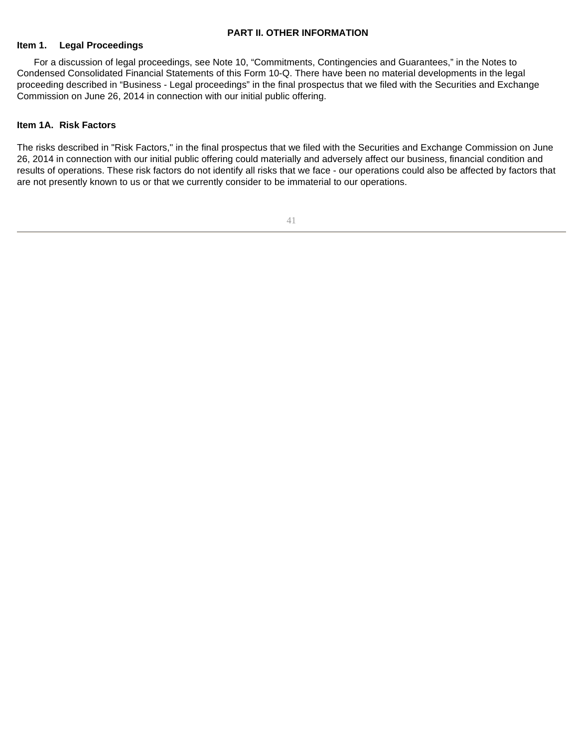## PART II. OTHER INFORMATION

### Item 1. Legal Proceedings

For a discussion of legal proceedings, see Note 10, “Commitments, Contingencies and Guarantees,” in the Notes to Condensed Consolidated Financial Statements of this Form 10-Q. There have been no material developments in the legal proceeding described in “Business - Legal proceedings” in the final prospectus that we filed with the Securities and Exchange Commission on June 26, 2014 in connection with our initial public offering.

### Item 1A. Risk Factors

The risks described in "Risk Factors," in the final prospectus that we filed with the Securities and Exchange Commission on June 26, 2014 in connection with our initial public offering could materially and adversely affect our business, financial condition and results of operations. These risk factors do not identify all risks that we face - our operations could also be affected by factors that are not presently known to us or that we currently consider to be immaterial to our operations.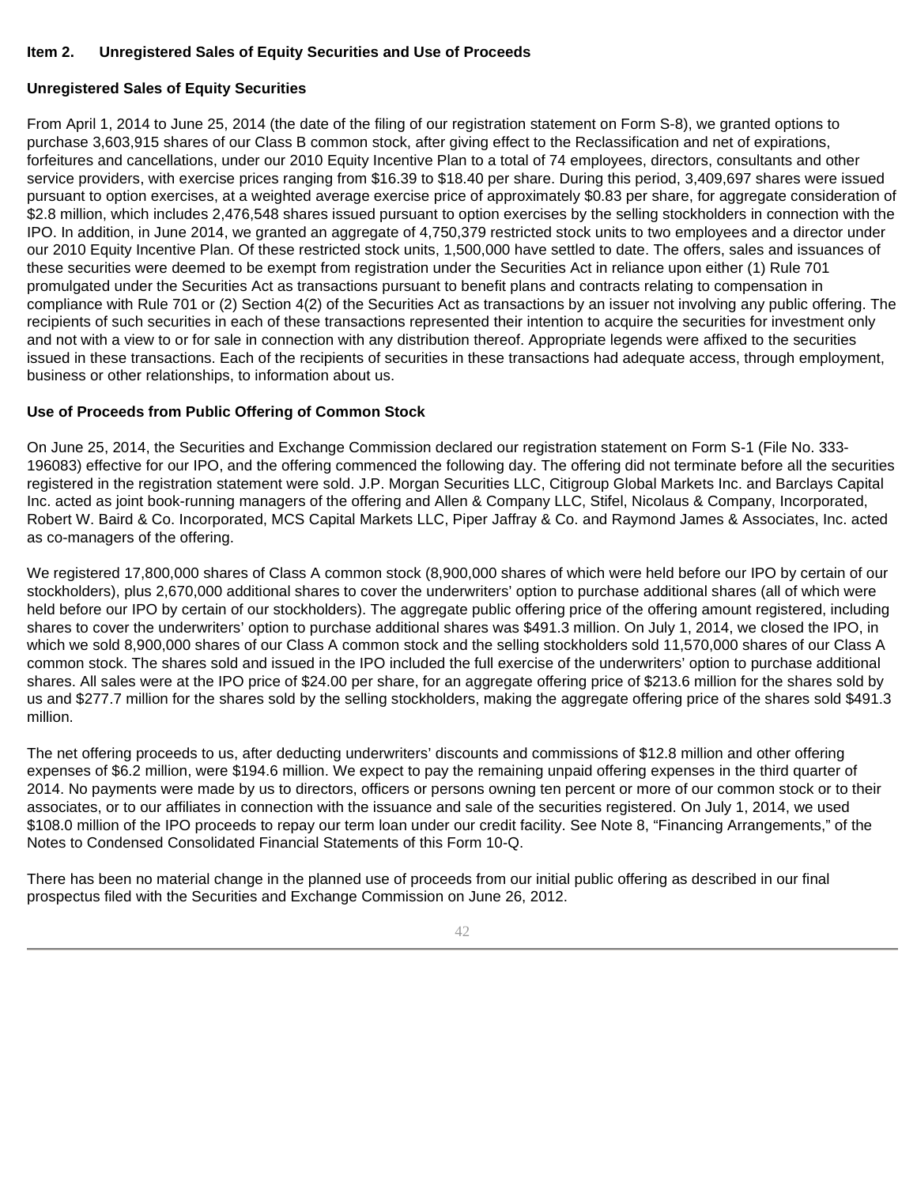## Item 2. Unregistered Sales of Equity Securities and Use of Proceeds

### Unregistered Sales of Equity Securities

From April 1, 2014 to June 25, 2014 (the date of the filing of our registration statement on Form S-8), we granted options to purchase 3,603,915 shares of our Class B common stock, after giving effect to the Reclassification and net of expirations, forfeitures and cancellations, under our 2010 Equity Incentive Plan to a total of 74 employees, directors, consultants and other service providers, with exercise prices ranging from $16.39 to $18.40 per share. During this period, 3,409,697 shares were issued pursuant to option exercises, at a weighted average exercise price of approximately $0.83 per share, for aggregate consideration of $2.8 million, which includes 2,476,548 shares issued pursuant to option exercises by the selling stockholders in connection with the IPO. In addition, in June 2014, we granted an aggregate of 4,750,379 restricted stock units to two employees and a director under our 2010 Equity Incentive Plan. Of these restricted stock units, 1,500,000 have settled to date. The offers, sales and issuances of these securities were deemed to be exempt from registration under the Securities Act in reliance upon either (1) Rule 701 promulgated under the Securities Act as transactions pursuant to benefit plans and contracts relating to compensation in compliance with Rule 701 or (2) Section 4(2) of the Securities Act as transactions by an issuer not involving any public offering. The recipients of such securities in each of these transactions represented their intention to acquire the securities for investment only and not with a view to or for sale in connection with any distribution thereof. Appropriate legends were affixed to the securities issued in these transactions. Each of the recipients of securities in these transactions had adequate access, through employment, business or other relationships, to information about us.

### Use of Proceeds from Public Offering of Common Stock

On June 25, 2014, the Securities and Exchange Commission declared our registration statement on Form S-1 (File No. 333-196083) effective for our IPO, and the offering commenced the following day. The offering did not terminate before all the securities registered in the registration statement were sold. J.P. Morgan Securities LLC, Citigroup Global Markets Inc. and Barclays Capital Inc. acted as joint book-running managers of the offering and Allen & Company LLC, Stifel, Nicolaus & Company, Incorporated, Robert W. Baird & Co. Incorporated, MCS Capital Markets LLC, Piper Jaffray & Co. and Raymond James & Associates, Inc. acted as co-managers of the offering.

We registered 17,800,000 shares of Class A common stock (8,900,000 shares of which were held before our IPO by certain of our stockholders), plus 2,670,000 additional shares to cover the underwriters' option to purchase additional shares (all of which were held before our IPO by certain of our stockholders). The aggregate public offering price of the offering amount registered, including shares to cover the underwriters' option to purchase additional shares was $491.3 million. On July 1, 2014, we closed the IPO, in which we sold 8,900,000 shares of our Class A common stock and the selling stockholders sold 11,570,000 shares of our Class A common stock. The shares sold and issued in the IPO included the full exercise of the underwriters' option to purchase additional shares. All sales were at the IPO price of $24.00 per share, for an aggregate offering price of $213.6 million for the shares sold by us and $277.7 million for the shares sold by the selling stockholders, making the aggregate offering price of the shares sold $491.3 million.

The net offering proceeds to us, after deducting underwriters' discounts and commissions of $12.8 million and other offering expenses of $6.2 million, were $194.6 million. We expect to pay the remaining unpaid offering expenses in the third quarter of 2014. No payments were made by us to directors, officers or persons owning ten percent or more of our common stock or to their associates, or to our affiliates in connection with the issuance and sale of the securities registered. On July 1, 2014, we used $108.0 million of the IPO proceeds to repay our term loan under our credit facility. See Note 8, "Financing Arrangements," of the Notes to Condensed Consolidated Financial Statements of this Form 10-Q.

There has been no material change in the planned use of proceeds from our initial public offering as described in our final prospectus filed with the Securities and Exchange Commission on June 26, 2012.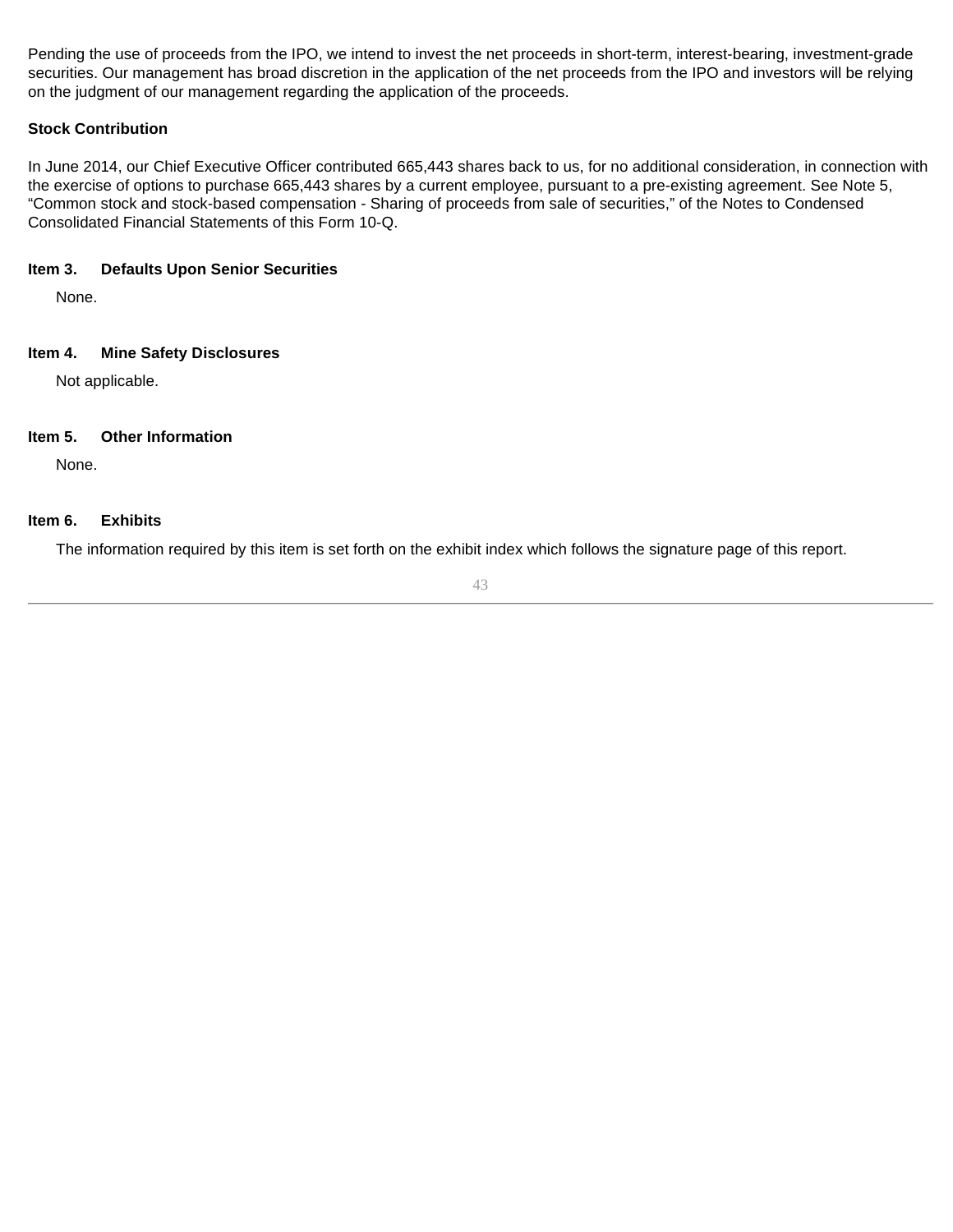Pending the use of proceeds from the IPO, we intend to invest the net proceeds in short-term, interest-bearing, investment-grade securities. Our management has broad discretion in the application of the net proceeds from the IPO and investors will be relying on the judgment of our management regarding the application of the proceeds.

**Stock Contribution**

In June 2014, our Chief Executive Officer contributed 665,443 shares back to us, for no additional consideration, in connection with the exercise of options to purchase 665,443 shares by a current employee, pursuant to a pre-existing agreement. See Note 5, "Common stock and stock-based compensation - Sharing of proceeds from sale of securities," of the Notes to Condensed Consolidated Financial Statements of this Form 10-Q.

**Item 3. Defaults Upon Senior Securities**

None.

**Item 4. Mine Safety Disclosures**

Not applicable.

**Item 5. Other Information**

None.

**Item 6. Exhibits**

The information required by this item is set forth on the exhibit index which follows the signature page of this report.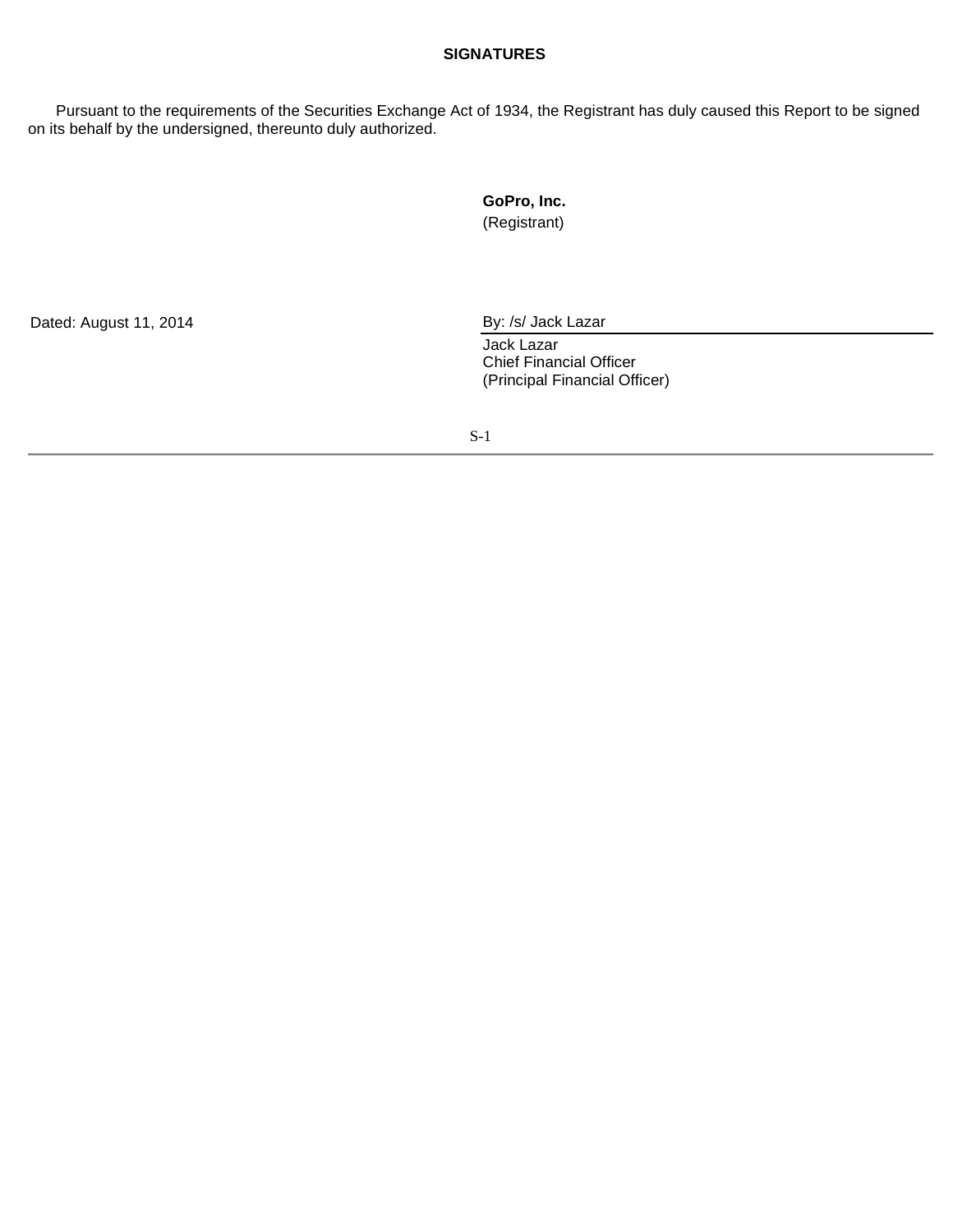## SIGNATURES

Pursuant to the requirements of the Securities Exchange Act of 1934, the Registrant has duly caused this Report to be signed on its behalf by the undersigned, thereunto duly authorized.

**GoPro, Inc.**
(Registrant)

Dated: August 11, 2014

By: /s/ Jack Lazar

Jack Lazar
Chief Financial Officer
(Principal Financial Officer)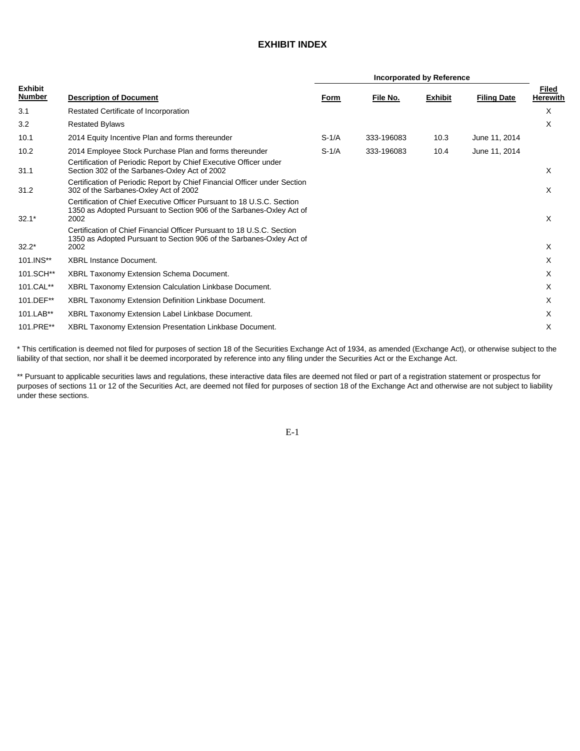## EXHIBIT INDEX

| Exhibit Number | Description of Document | Incorporated by Reference | | | | Filed Herewith |
|---|---|---|---|---|---|---|
| | | Form | File No. | Exhibit | Filing Date | |
| 3.1 | Restated Certificate of Incorporation | | | | | X |
| 3.2 | Restated Bylaws | | | | | X |
| 10.1 | 2014 Equity Incentive Plan and forms thereunder | S-1/A | 333-196083 | 10.3 | June 11, 2014 | |
| 10.2 | 2014 Employee Stock Purchase Plan and forms thereunder | S-1/A | 333-196083 | 10.4 | June 11, 2014 | |
| 31.1 | Certification of Periodic Report by Chief Executive Officer under Section 302 of the Sarbanes-Oxley Act of 2002 | | | | | X |
| 31.2 | Certification of Periodic Report by Chief Financial Officer under Section 302 of the Sarbanes-Oxley Act of 2002 | | | | | X |
| 32.1* | Certification of Chief Executive Officer Pursuant to 18 U.S.C. Section 1350 as Adopted Pursuant to Section 906 of the Sarbanes-Oxley Act of 2002 | | | | | X |
| 32.2* | Certification of Chief Financial Officer Pursuant to 18 U.S.C. Section 1350 as Adopted Pursuant to Section 906 of the Sarbanes-Oxley Act of 2002 | | | | | X |
| 101.INS** | XBRL Instance Document. | | | | | X |
| 101.SCH** | XBRL Taxonomy Extension Schema Document. | | | | | X |
| 101.CAL** | XBRL Taxonomy Extension Calculation Linkbase Document. | | | | | X |
| 101.DEF** | XBRL Taxonomy Extension Definition Linkbase Document. | | | | | X |
| 101.LAB** | XBRL Taxonomy Extension Label Linkbase Document. | | | | | X |
| 101.PRE** | XBRL Taxonomy Extension Presentation Linkbase Document. | | | | | X |

* This certification is deemed not filed for purposes of section 18 of the Securities Exchange Act of 1934, as amended (Exchange Act), or otherwise subject to the liability of that section, nor shall it be deemed incorporated by reference into any filing under the Securities Act or the Exchange Act.

** Pursuant to applicable securities laws and regulations, these interactive data files are deemed not filed or part of a registration statement or prospectus for purposes of sections 11 or 12 of the Securities Act, are deemed not filed for purposes of section 18 of the Exchange Act and otherwise are not subject to liability under these sections.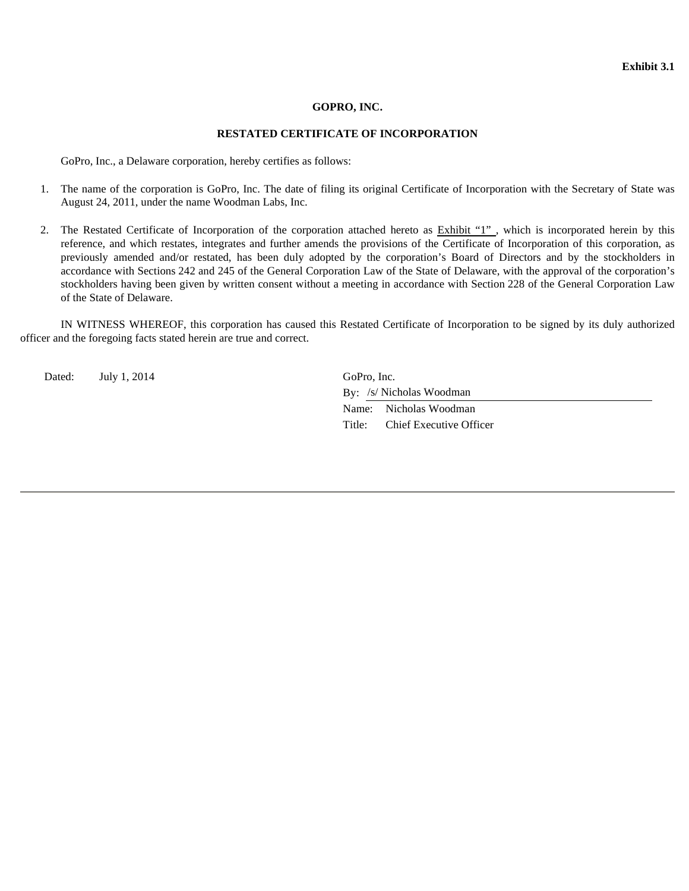**Exhibit 3.1**

**GOPRO, INC.**

**RESTATED CERTIFICATE OF INCORPORATION**

GoPro, Inc., a Delaware corporation, hereby certifies as follows:

1. The name of the corporation is GoPro, Inc. The date of filing its original Certificate of Incorporation with the Secretary of State was August 24, 2011, under the name Woodman Labs, Inc.

2. The Restated Certificate of Incorporation of the corporation attached hereto as Exhibit "1" , which is incorporated herein by this reference, and which restates, integrates and further amends the provisions of the Certificate of Incorporation of this corporation, as previously amended and/or restated, has been duly adopted by the corporation's Board of Directors and by the stockholders in accordance with Sections 242 and 245 of the General Corporation Law of the State of Delaware, with the approval of the corporation's stockholders having been given by written consent without a meeting in accordance with Section 228 of the General Corporation Law of the State of Delaware.

IN WITNESS WHEREOF, this corporation has caused this Restated Certificate of Incorporation to be signed by its duly authorized officer and the foregoing facts stated herein are true and correct.

Dated: July 1, 2014

GoPro, Inc.

By: /s/ Nicholas Woodman

Name: Nicholas Woodman

Title: Chief Executive Officer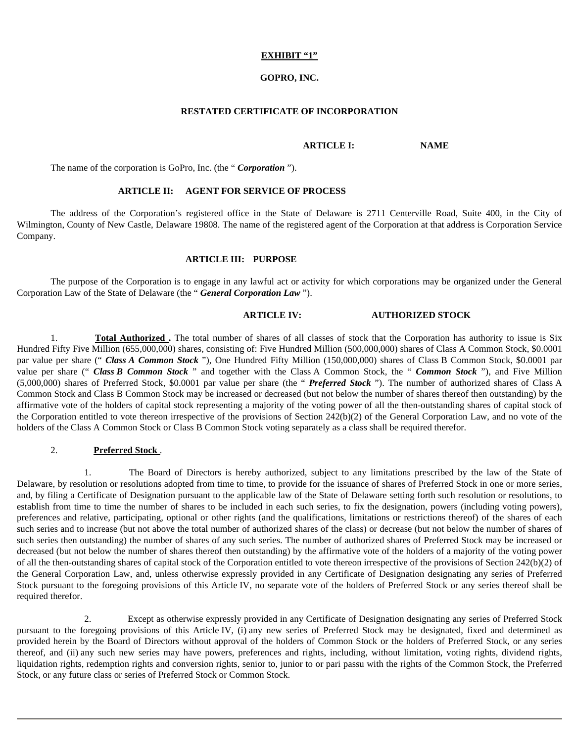**EXHIBIT "1"**

**GOPRO, INC.**

**RESTATED CERTIFICATE OF INCORPORATION**

**ARTICLE I: NAME**

The name of the corporation is GoPro, Inc. (the " ***Corporation*** ").

**ARTICLE II: AGENT FOR SERVICE OF PROCESS**

The address of the Corporation's registered office in the State of Delaware is 2711 Centerville Road, Suite 400, in the City of Wilmington, County of New Castle, Delaware 19808. The name of the registered agent of the Corporation at that address is Corporation Service Company.

**ARTICLE III: PURPOSE**

The purpose of the Corporation is to engage in any lawful act or activity for which corporations may be organized under the General Corporation Law of the State of Delaware (the " ***General Corporation Law*** ").

**ARTICLE IV: AUTHORIZED STOCK**

1. **Total Authorized .** The total number of shares of all classes of stock that the Corporation has authority to issue is Six Hundred Fifty Five Million (655,000,000) shares, consisting of: Five Hundred Million (500,000,000) shares of Class A Common Stock, $0.0001 par value per share (" ***Class A Common Stock*** "), One Hundred Fifty Million (150,000,000) shares of Class B Common Stock, $0.0001 par value per share (" ***Class B Common Stock*** " and together with the Class A Common Stock, the " ***Common Stock*** "), and Five Million (5,000,000) shares of Preferred Stock, $0.0001 par value per share (the " ***Preferred Stock*** "). The number of authorized shares of Class A Common Stock and Class B Common Stock may be increased or decreased (but not below the number of shares thereof then outstanding) by the affirmative vote of the holders of capital stock representing a majority of the voting power of all the then-outstanding shares of capital stock of the Corporation entitled to vote thereon irrespective of the provisions of Section 242(b)(2) of the General Corporation Law, and no vote of the holders of the Class A Common Stock or Class B Common Stock voting separately as a class shall be required therefor.

2. **Preferred Stock** .

1. The Board of Directors is hereby authorized, subject to any limitations prescribed by the law of the State of Delaware, by resolution or resolutions adopted from time to time, to provide for the issuance of shares of Preferred Stock in one or more series, and, by filing a Certificate of Designation pursuant to the applicable law of the State of Delaware setting forth such resolution or resolutions, to establish from time to time the number of shares to be included in each such series, to fix the designation, powers (including voting powers), preferences and relative, participating, optional or other rights (and the qualifications, limitations or restrictions thereof) of the shares of each such series and to increase (but not above the total number of authorized shares of the class) or decrease (but not below the number of shares of such series then outstanding) the number of shares of any such series. The number of authorized shares of Preferred Stock may be increased or decreased (but not below the number of shares thereof then outstanding) by the affirmative vote of the holders of a majority of the voting power of all the then-outstanding shares of capital stock of the Corporation entitled to vote thereon irrespective of the provisions of Section 242(b)(2) of the General Corporation Law, and, unless otherwise expressly provided in any Certificate of Designation designating any series of Preferred Stock pursuant to the foregoing provisions of this Article IV, no separate vote of the holders of Preferred Stock or any series thereof shall be required therefor.

2. Except as otherwise expressly provided in any Certificate of Designation designating any series of Preferred Stock pursuant to the foregoing provisions of this Article IV, (i) any new series of Preferred Stock may be designated, fixed and determined as provided herein by the Board of Directors without approval of the holders of Common Stock or the holders of Preferred Stock, or any series thereof, and (ii) any such new series may have powers, preferences and rights, including, without limitation, voting rights, dividend rights, liquidation rights, redemption rights and conversion rights, senior to, junior to or pari passu with the rights of the Common Stock, the Preferred Stock, or any future class or series of Preferred Stock or Common Stock.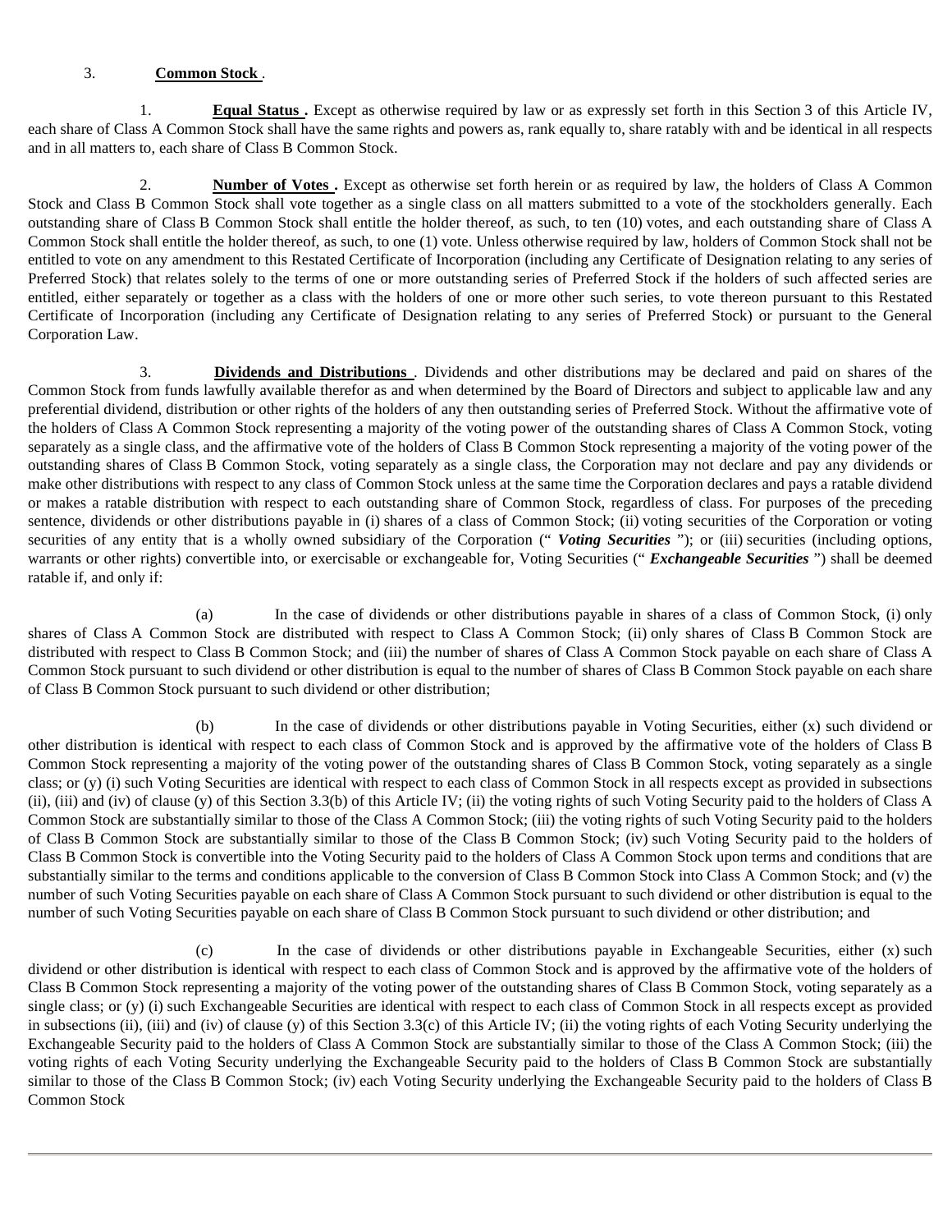3. **Common Stock** .

1. **Equal Status .** Except as otherwise required by law or as expressly set forth in this Section 3 of this Article IV, each share of Class A Common Stock shall have the same rights and powers as, rank equally to, share ratably with and be identical in all respects and in all matters to, each share of Class B Common Stock.

2. **Number of Votes .** Except as otherwise set forth herein or as required by law, the holders of Class A Common Stock and Class B Common Stock shall vote together as a single class on all matters submitted to a vote of the stockholders generally. Each outstanding share of Class B Common Stock shall entitle the holder thereof, as such, to ten (10) votes, and each outstanding share of Class A Common Stock shall entitle the holder thereof, as such, to one (1) vote. Unless otherwise required by law, holders of Common Stock shall not be entitled to vote on any amendment to this Restated Certificate of Incorporation (including any Certificate of Designation relating to any series of Preferred Stock) that relates solely to the terms of one or more outstanding series of Preferred Stock if the holders of such affected series are entitled, either separately or together as a class with the holders of one or more other such series, to vote thereon pursuant to this Restated Certificate of Incorporation (including any Certificate of Designation relating to any series of Preferred Stock) or pursuant to the General Corporation Law.

3. **Dividends and Distributions** . Dividends and other distributions may be declared and paid on shares of the Common Stock from funds lawfully available therefor as and when determined by the Board of Directors and subject to applicable law and any preferential dividend, distribution or other rights of the holders of any then outstanding series of Preferred Stock. Without the affirmative vote of the holders of Class A Common Stock representing a majority of the voting power of the outstanding shares of Class A Common Stock, voting separately as a single class, and the affirmative vote of the holders of Class B Common Stock representing a majority of the voting power of the outstanding shares of Class B Common Stock, voting separately as a single class, the Corporation may not declare and pay any dividends or make other distributions with respect to any class of Common Stock unless at the same time the Corporation declares and pays a ratable dividend or makes a ratable distribution with respect to each outstanding share of Common Stock, regardless of class. For purposes of the preceding sentence, dividends or other distributions payable in (i) shares of a class of Common Stock; (ii) voting securities of the Corporation or voting securities of any entity that is a wholly owned subsidiary of the Corporation (" ***Voting Securities*** "); or (iii) securities (including options, warrants or other rights) convertible into, or exercisable or exchangeable for, Voting Securities (" ***Exchangeable Securities*** ") shall be deemed ratable if, and only if:

(a) In the case of dividends or other distributions payable in shares of a class of Common Stock, (i) only shares of Class A Common Stock are distributed with respect to Class A Common Stock; (ii) only shares of Class B Common Stock are distributed with respect to Class B Common Stock; and (iii) the number of shares of Class A Common Stock payable on each share of Class A Common Stock pursuant to such dividend or other distribution is equal to the number of shares of Class B Common Stock payable on each share of Class B Common Stock pursuant to such dividend or other distribution;

(b) In the case of dividends or other distributions payable in Voting Securities, either (x) such dividend or other distribution is identical with respect to each class of Common Stock and is approved by the affirmative vote of the holders of Class B Common Stock representing a majority of the voting power of the outstanding shares of Class B Common Stock, voting separately as a single class; or (y) (i) such Voting Securities are identical with respect to each class of Common Stock in all respects except as provided in subsections (ii), (iii) and (iv) of clause (y) of this Section 3.3(b) of this Article IV; (ii) the voting rights of such Voting Security paid to the holders of Class A Common Stock are substantially similar to those of the Class A Common Stock; (iii) the voting rights of such Voting Security paid to the holders of Class B Common Stock are substantially similar to those of the Class B Common Stock; (iv) such Voting Security paid to the holders of Class B Common Stock is convertible into the Voting Security paid to the holders of Class A Common Stock upon terms and conditions that are substantially similar to the terms and conditions applicable to the conversion of Class B Common Stock into Class A Common Stock; and (v) the number of such Voting Securities payable on each share of Class A Common Stock pursuant to such dividend or other distribution is equal to the number of such Voting Securities payable on each share of Class B Common Stock pursuant to such dividend or other distribution; and

(c) In the case of dividends or other distributions payable in Exchangeable Securities, either (x) such dividend or other distribution is identical with respect to each class of Common Stock and is approved by the affirmative vote of the holders of Class B Common Stock representing a majority of the voting power of the outstanding shares of Class B Common Stock, voting separately as a single class; or (y) (i) such Exchangeable Securities are identical with respect to each class of Common Stock in all respects except as provided in subsections (ii), (iii) and (iv) of clause (y) of this Section 3.3(c) of this Article IV; (ii) the voting rights of each Voting Security underlying the Exchangeable Security paid to the holders of Class A Common Stock are substantially similar to those of the Class A Common Stock; (iii) the voting rights of each Voting Security underlying the Exchangeable Security paid to the holders of Class B Common Stock are substantially similar to those of the Class B Common Stock; (iv) each Voting Security underlying the Exchangeable Security paid to the holders of Class B Common Stock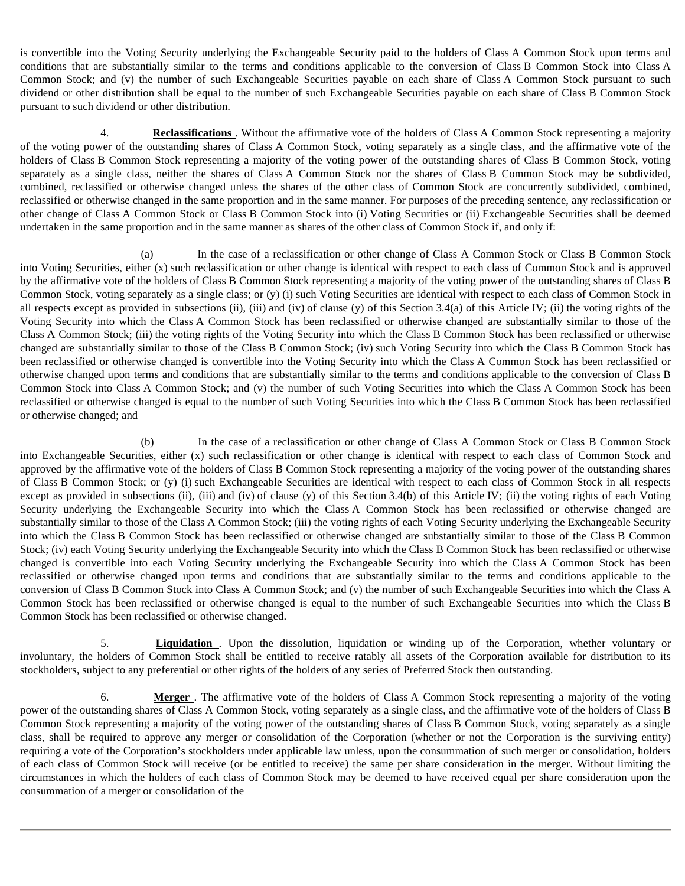is convertible into the Voting Security underlying the Exchangeable Security paid to the holders of Class A Common Stock upon terms and conditions that are substantially similar to the terms and conditions applicable to the conversion of Class B Common Stock into Class A Common Stock; and (v) the number of such Exchangeable Securities payable on each share of Class A Common Stock pursuant to such dividend or other distribution shall be equal to the number of such Exchangeable Securities payable on each share of Class B Common Stock pursuant to such dividend or other distribution.

4. **Reclassifications**. Without the affirmative vote of the holders of Class A Common Stock representing a majority of the voting power of the outstanding shares of Class A Common Stock, voting separately as a single class, and the affirmative vote of the holders of Class B Common Stock representing a majority of the voting power of the outstanding shares of Class B Common Stock, voting separately as a single class, neither the shares of Class A Common Stock nor the shares of Class B Common Stock may be subdivided, combined, reclassified or otherwise changed unless the shares of the other class of Common Stock are concurrently subdivided, combined, reclassified or otherwise changed in the same proportion and in the same manner. For purposes of the preceding sentence, any reclassification or other change of Class A Common Stock or Class B Common Stock into (i) Voting Securities or (ii) Exchangeable Securities shall be deemed undertaken in the same proportion and in the same manner as shares of the other class of Common Stock if, and only if:

(a) In the case of a reclassification or other change of Class A Common Stock or Class B Common Stock into Voting Securities, either (x) such reclassification or other change is identical with respect to each class of Common Stock and is approved by the affirmative vote of the holders of Class B Common Stock representing a majority of the voting power of the outstanding shares of Class B Common Stock, voting separately as a single class; or (y) (i) such Voting Securities are identical with respect to each class of Common Stock in all respects except as provided in subsections (ii), (iii) and (iv) of clause (y) of this Section 3.4(a) of this Article IV; (ii) the voting rights of the Voting Security into which the Class A Common Stock has been reclassified or otherwise changed are substantially similar to those of the Class A Common Stock; (iii) the voting rights of the Voting Security into which the Class B Common Stock has been reclassified or otherwise changed are substantially similar to those of the Class B Common Stock; (iv) such Voting Security into which the Class B Common Stock has been reclassified or otherwise changed is convertible into the Voting Security into which the Class A Common Stock has been reclassified or otherwise changed upon terms and conditions that are substantially similar to the terms and conditions applicable to the conversion of Class B Common Stock into Class A Common Stock; and (v) the number of such Voting Securities into which the Class A Common Stock has been reclassified or otherwise changed is equal to the number of such Voting Securities into which the Class B Common Stock has been reclassified or otherwise changed; and

(b) In the case of a reclassification or other change of Class A Common Stock or Class B Common Stock into Exchangeable Securities, either (x) such reclassification or other change is identical with respect to each class of Common Stock and approved by the affirmative vote of the holders of Class B Common Stock representing a majority of the voting power of the outstanding shares of Class B Common Stock; or (y) (i) such Exchangeable Securities are identical with respect to each class of Common Stock in all respects except as provided in subsections (ii), (iii) and (iv) of clause (y) of this Section 3.4(b) of this Article IV; (ii) the voting rights of each Voting Security underlying the Exchangeable Security into which the Class A Common Stock has been reclassified or otherwise changed are substantially similar to those of the Class A Common Stock; (iii) the voting rights of each Voting Security underlying the Exchangeable Security into which the Class B Common Stock has been reclassified or otherwise changed are substantially similar to those of the Class B Common Stock; (iv) each Voting Security underlying the Exchangeable Security into which the Class B Common Stock has been reclassified or otherwise changed is convertible into each Voting Security underlying the Exchangeable Security into which the Class A Common Stock has been reclassified or otherwise changed upon terms and conditions that are substantially similar to the terms and conditions applicable to the conversion of Class B Common Stock into Class A Common Stock; and (v) the number of such Exchangeable Securities into which the Class A Common Stock has been reclassified or otherwise changed is equal to the number of such Exchangeable Securities into which the Class B Common Stock has been reclassified or otherwise changed.

5. **Liquidation**. Upon the dissolution, liquidation or winding up of the Corporation, whether voluntary or involuntary, the holders of Common Stock shall be entitled to receive ratably all assets of the Corporation available for distribution to its stockholders, subject to any preferential or other rights of the holders of any series of Preferred Stock then outstanding.

6. **Merger**. The affirmative vote of the holders of Class A Common Stock representing a majority of the voting power of the outstanding shares of Class A Common Stock, voting separately as a single class, and the affirmative vote of the holders of Class B Common Stock representing a majority of the voting power of the outstanding shares of Class B Common Stock, voting separately as a single class, shall be required to approve any merger or consolidation of the Corporation (whether or not the Corporation is the surviving entity) requiring a vote of the Corporation's stockholders under applicable law unless, upon the consummation of such merger or consolidation, holders of each class of Common Stock will receive (or be entitled to receive) the same per share consideration in the merger. Without limiting the circumstances in which the holders of each class of Common Stock may be deemed to have received equal per share consideration upon the consummation of a merger or consolidation of the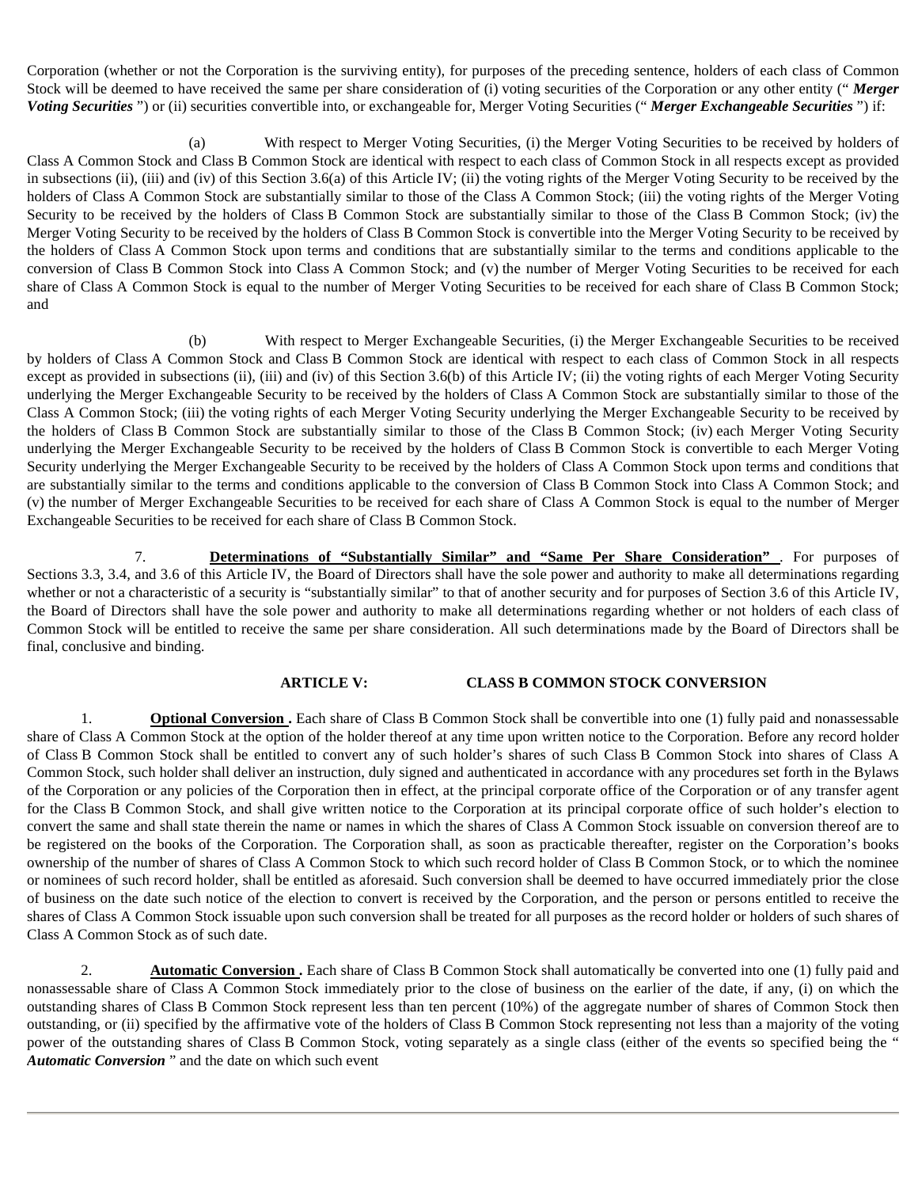Corporation (whether or not the Corporation is the surviving entity), for purposes of the preceding sentence, holders of each class of Common Stock will be deemed to have received the same per share consideration of (i) voting securities of the Corporation or any other entity (" ***Merger Voting Securities*** ") or (ii) securities convertible into, or exchangeable for, Merger Voting Securities (" ***Merger Exchangeable Securities*** ") if:

(a) With respect to Merger Voting Securities, (i) the Merger Voting Securities to be received by holders of Class A Common Stock and Class B Common Stock are identical with respect to each class of Common Stock in all respects except as provided in subsections (ii), (iii) and (iv) of this Section 3.6(a) of this Article IV; (ii) the voting rights of the Merger Voting Security to be received by the holders of Class A Common Stock are substantially similar to those of the Class A Common Stock; (iii) the voting rights of the Merger Voting Security to be received by the holders of Class B Common Stock are substantially similar to those of the Class B Common Stock; (iv) the Merger Voting Security to be received by the holders of Class B Common Stock is convertible into the Merger Voting Security to be received by the holders of Class A Common Stock upon terms and conditions that are substantially similar to the terms and conditions applicable to the conversion of Class B Common Stock into Class A Common Stock; and (v) the number of Merger Voting Securities to be received for each share of Class A Common Stock is equal to the number of Merger Voting Securities to be received for each share of Class B Common Stock; and

(b) With respect to Merger Exchangeable Securities, (i) the Merger Exchangeable Securities to be received by holders of Class A Common Stock and Class B Common Stock are identical with respect to each class of Common Stock in all respects except as provided in subsections (ii), (iii) and (iv) of this Section 3.6(b) of this Article IV; (ii) the voting rights of each Merger Voting Security underlying the Merger Exchangeable Security to be received by the holders of Class A Common Stock are substantially similar to those of the Class A Common Stock; (iii) the voting rights of each Merger Voting Security underlying the Merger Exchangeable Security to be received by the holders of Class B Common Stock are substantially similar to those of the Class B Common Stock; (iv) each Merger Voting Security underlying the Merger Exchangeable Security to be received by the holders of Class B Common Stock is convertible to each Merger Voting Security underlying the Merger Exchangeable Security to be received by the holders of Class A Common Stock upon terms and conditions that are substantially similar to the terms and conditions applicable to the conversion of Class B Common Stock into Class A Common Stock; and (v) the number of Merger Exchangeable Securities to be received for each share of Class A Common Stock is equal to the number of Merger Exchangeable Securities to be received for each share of Class B Common Stock.

7. **Determinations of "Substantially Similar" and "Same Per Share Consideration"** . For purposes of Sections 3.3, 3.4, and 3.6 of this Article IV, the Board of Directors shall have the sole power and authority to make all determinations regarding whether or not a characteristic of a security is "substantially similar" to that of another security and for purposes of Section 3.6 of this Article IV, the Board of Directors shall have the sole power and authority to make all determinations regarding whether or not holders of each class of Common Stock will be entitled to receive the same per share consideration. All such determinations made by the Board of Directors shall be final, conclusive and binding.

## ARTICLE V: CLASS B COMMON STOCK CONVERSION

1. **Optional Conversion .** Each share of Class B Common Stock shall be convertible into one (1) fully paid and nonassessable share of Class A Common Stock at the option of the holder thereof at any time upon written notice to the Corporation. Before any record holder of Class B Common Stock shall be entitled to convert any of such holder's shares of such Class B Common Stock into shares of Class A Common Stock, such holder shall deliver an instruction, duly signed and authenticated in accordance with any procedures set forth in the Bylaws of the Corporation or any policies of the Corporation then in effect, at the principal corporate office of the Corporation or of any transfer agent for the Class B Common Stock, and shall give written notice to the Corporation at its principal corporate office of such holder's election to convert the same and shall state therein the name or names in which the shares of Class A Common Stock issuable on conversion thereof are to be registered on the books of the Corporation. The Corporation shall, as soon as practicable thereafter, register on the Corporation's books ownership of the number of shares of Class A Common Stock to which such record holder of Class B Common Stock, or to which the nominee or nominees of such record holder, shall be entitled as aforesaid. Such conversion shall be deemed to have occurred immediately prior the close of business on the date such notice of the election to convert is received by the Corporation, and the person or persons entitled to receive the shares of Class A Common Stock issuable upon such conversion shall be treated for all purposes as the record holder or holders of such shares of Class A Common Stock as of such date.

2. **Automatic Conversion .** Each share of Class B Common Stock shall automatically be converted into one (1) fully paid and nonassessable share of Class A Common Stock immediately prior to the close of business on the earlier of the date, if any, (i) on which the outstanding shares of Class B Common Stock represent less than ten percent (10%) of the aggregate number of shares of Common Stock then outstanding, or (ii) specified by the affirmative vote of the holders of Class B Common Stock representing not less than a majority of the voting power of the outstanding shares of Class B Common Stock, voting separately as a single class (either of the events so specified being the " ***Automatic Conversion*** " and the date on which such event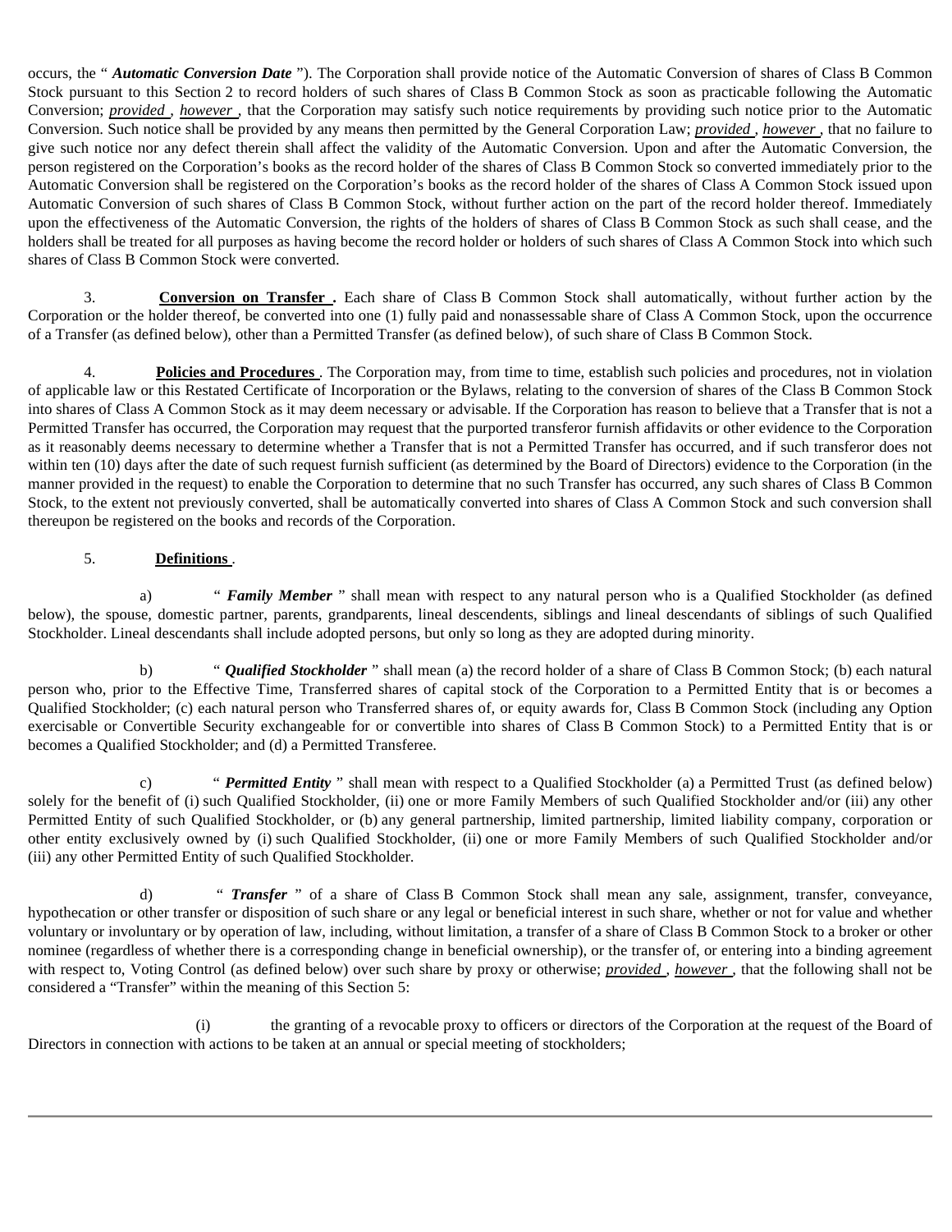occurs, the "*Automatic Conversion Date*"). The Corporation shall provide notice of the Automatic Conversion of shares of Class B Common Stock pursuant to this Section 2 to record holders of such shares of Class B Common Stock as soon as practicable following the Automatic Conversion; *provided*, *however*, that the Corporation may satisfy such notice requirements by providing such notice prior to the Automatic Conversion. Such notice shall be provided by any means then permitted by the General Corporation Law; *provided*, *however*, that no failure to give such notice nor any defect therein shall affect the validity of the Automatic Conversion. Upon and after the Automatic Conversion, the person registered on the Corporation's books as the record holder of the shares of Class B Common Stock so converted immediately prior to the Automatic Conversion shall be registered on the Corporation's books as the record holder of the shares of Class A Common Stock issued upon Automatic Conversion of such shares of Class B Common Stock, without further action on the part of the record holder thereof. Immediately upon the effectiveness of the Automatic Conversion, the rights of the holders of shares of Class B Common Stock as such shall cease, and the holders shall be treated for all purposes as having become the record holder or holders of such shares of Class A Common Stock into which such shares of Class B Common Stock were converted.

3. **Conversion on Transfer.** Each share of Class B Common Stock shall automatically, without further action by the Corporation or the holder thereof, be converted into one (1) fully paid and nonassessable share of Class A Common Stock, upon the occurrence of a Transfer (as defined below), other than a Permitted Transfer (as defined below), of such share of Class B Common Stock.

4. **Policies and Procedures**. The Corporation may, from time to time, establish such policies and procedures, not in violation of applicable law or this Restated Certificate of Incorporation or the Bylaws, relating to the conversion of shares of the Class B Common Stock into shares of Class A Common Stock as it may deem necessary or advisable. If the Corporation has reason to believe that a Transfer that is not a Permitted Transfer has occurred, the Corporation may request that the purported transferor furnish affidavits or other evidence to the Corporation as it reasonably deems necessary to determine whether a Transfer that is not a Permitted Transfer has occurred, and if such transferor does not within ten (10) days after the date of such request furnish sufficient (as determined by the Board of Directors) evidence to the Corporation (in the manner provided in the request) to enable the Corporation to determine that no such Transfer has occurred, any such shares of Class B Common Stock, to the extent not previously converted, shall be automatically converted into shares of Class A Common Stock and such conversion shall thereupon be registered on the books and records of the Corporation.

5. **Definitions**.

a) "***Family Member***" shall mean with respect to any natural person who is a Qualified Stockholder (as defined below), the spouse, domestic partner, parents, grandparents, lineal descendents, siblings and lineal descendants of siblings of such Qualified Stockholder. Lineal descendants shall include adopted persons, but only so long as they are adopted during minority.

b) "***Qualified Stockholder***" shall mean (a) the record holder of a share of Class B Common Stock; (b) each natural person who, prior to the Effective Time, Transferred shares of capital stock of the Corporation to a Permitted Entity that is or becomes a Qualified Stockholder; (c) each natural person who Transferred shares of, or equity awards for, Class B Common Stock (including any Option exercisable or Convertible Security exchangeable for or convertible into shares of Class B Common Stock) to a Permitted Entity that is or becomes a Qualified Stockholder; and (d) a Permitted Transferee.

c) "***Permitted Entity***" shall mean with respect to a Qualified Stockholder (a) a Permitted Trust (as defined below) solely for the benefit of (i) such Qualified Stockholder, (ii) one or more Family Members of such Qualified Stockholder and/or (iii) any other Permitted Entity of such Qualified Stockholder, or (b) any general partnership, limited partnership, limited liability company, corporation or other entity exclusively owned by (i) such Qualified Stockholder, (ii) one or more Family Members of such Qualified Stockholder and/or (iii) any other Permitted Entity of such Qualified Stockholder.

d) "***Transfer***" of a share of Class B Common Stock shall mean any sale, assignment, transfer, conveyance, hypothecation or other transfer or disposition of such share or any legal or beneficial interest in such share, whether or not for value and whether voluntary or involuntary or by operation of law, including, without limitation, a transfer of a share of Class B Common Stock to a broker or other nominee (regardless of whether there is a corresponding change in beneficial ownership), or the transfer of, or entering into a binding agreement with respect to, Voting Control (as defined below) over such share by proxy or otherwise; *provided*, *however*, that the following shall not be considered a "Transfer" within the meaning of this Section 5:

(i) the granting of a revocable proxy to officers or directors of the Corporation at the request of the Board of Directors in connection with actions to be taken at an annual or special meeting of stockholders;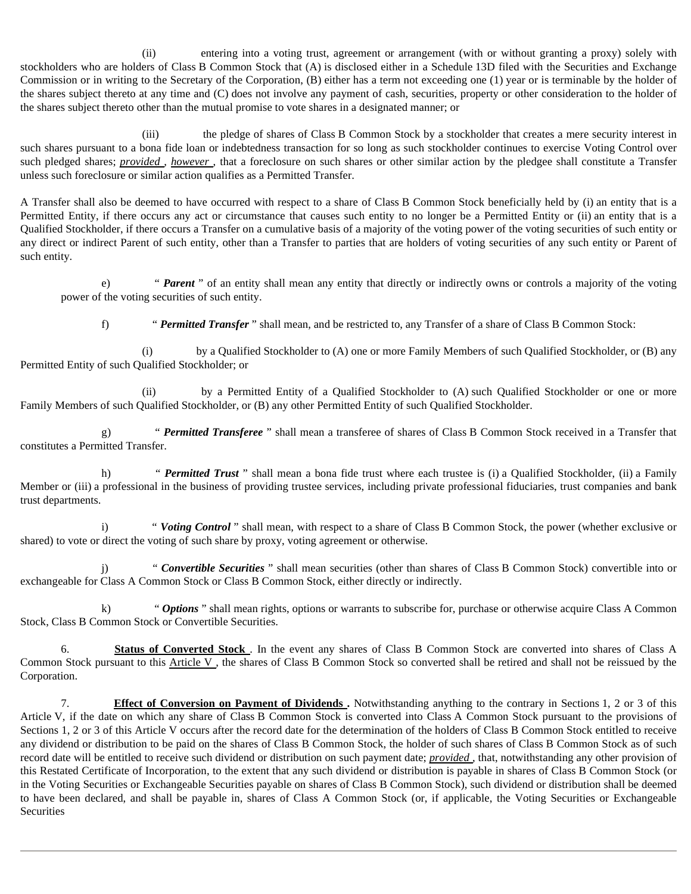(ii) entering into a voting trust, agreement or arrangement (with or without granting a proxy) solely with stockholders who are holders of Class B Common Stock that (A) is disclosed either in a Schedule 13D filed with the Securities and Exchange Commission or in writing to the Secretary of the Corporation, (B) either has a term not exceeding one (1) year or is terminable by the holder of the shares subject thereto at any time and (C) does not involve any payment of cash, securities, property or other consideration to the holder of the shares subject thereto other than the mutual promise to vote shares in a designated manner; or

(iii) the pledge of shares of Class B Common Stock by a stockholder that creates a mere security interest in such shares pursuant to a bona fide loan or indebtedness transaction for so long as such stockholder continues to exercise Voting Control over such pledged shares; *provided* , *however* , that a foreclosure on such shares or other similar action by the pledgee shall constitute a Transfer unless such foreclosure or similar action qualifies as a Permitted Transfer.

A Transfer shall also be deemed to have occurred with respect to a share of Class B Common Stock beneficially held by (i) an entity that is a Permitted Entity, if there occurs any act or circumstance that causes such entity to no longer be a Permitted Entity or (ii) an entity that is a Qualified Stockholder, if there occurs a Transfer on a cumulative basis of a majority of the voting power of the voting securities of such entity or any direct or indirect Parent of such entity, other than a Transfer to parties that are holders of voting securities of any such entity or Parent of such entity.

e) " ***Parent*** " of an entity shall mean any entity that directly or indirectly owns or controls a majority of the voting power of the voting securities of such entity.

f) " ***Permitted Transfer*** " shall mean, and be restricted to, any Transfer of a share of Class B Common Stock:

(i) by a Qualified Stockholder to (A) one or more Family Members of such Qualified Stockholder, or (B) any Permitted Entity of such Qualified Stockholder; or

(ii) by a Permitted Entity of a Qualified Stockholder to (A) such Qualified Stockholder or one or more Family Members of such Qualified Stockholder, or (B) any other Permitted Entity of such Qualified Stockholder.

g) " ***Permitted Transferee*** " shall mean a transferee of shares of Class B Common Stock received in a Transfer that constitutes a Permitted Transfer.

h) " ***Permitted Trust*** " shall mean a bona fide trust where each trustee is (i) a Qualified Stockholder, (ii) a Family Member or (iii) a professional in the business of providing trustee services, including private professional fiduciaries, trust companies and bank trust departments.

i) " ***Voting Control*** " shall mean, with respect to a share of Class B Common Stock, the power (whether exclusive or shared) to vote or direct the voting of such share by proxy, voting agreement or otherwise.

j) " ***Convertible Securities*** " shall mean securities (other than shares of Class B Common Stock) convertible into or exchangeable for Class A Common Stock or Class B Common Stock, either directly or indirectly.

k) " ***Options*** " shall mean rights, options or warrants to subscribe for, purchase or otherwise acquire Class A Common Stock, Class B Common Stock or Convertible Securities.

6. **Status of Converted Stock** . In the event any shares of Class B Common Stock are converted into shares of Class A Common Stock pursuant to this Article V , the shares of Class B Common Stock so converted shall be retired and shall not be reissued by the Corporation.

7. **Effect of Conversion on Payment of Dividends .** Notwithstanding anything to the contrary in Sections 1, 2 or 3 of this Article V, if the date on which any share of Class B Common Stock is converted into Class A Common Stock pursuant to the provisions of Sections 1, 2 or 3 of this Article V occurs after the record date for the determination of the holders of Class B Common Stock entitled to receive any dividend or distribution to be paid on the shares of Class B Common Stock, the holder of such shares of Class B Common Stock as of such record date will be entitled to receive such dividend or distribution on such payment date; *provided* , that, notwithstanding any other provision of this Restated Certificate of Incorporation, to the extent that any such dividend or distribution is payable in shares of Class B Common Stock (or in the Voting Securities or Exchangeable Securities payable on shares of Class B Common Stock), such dividend or distribution shall be deemed to have been declared, and shall be payable in, shares of Class A Common Stock (or, if applicable, the Voting Securities or Exchangeable Securities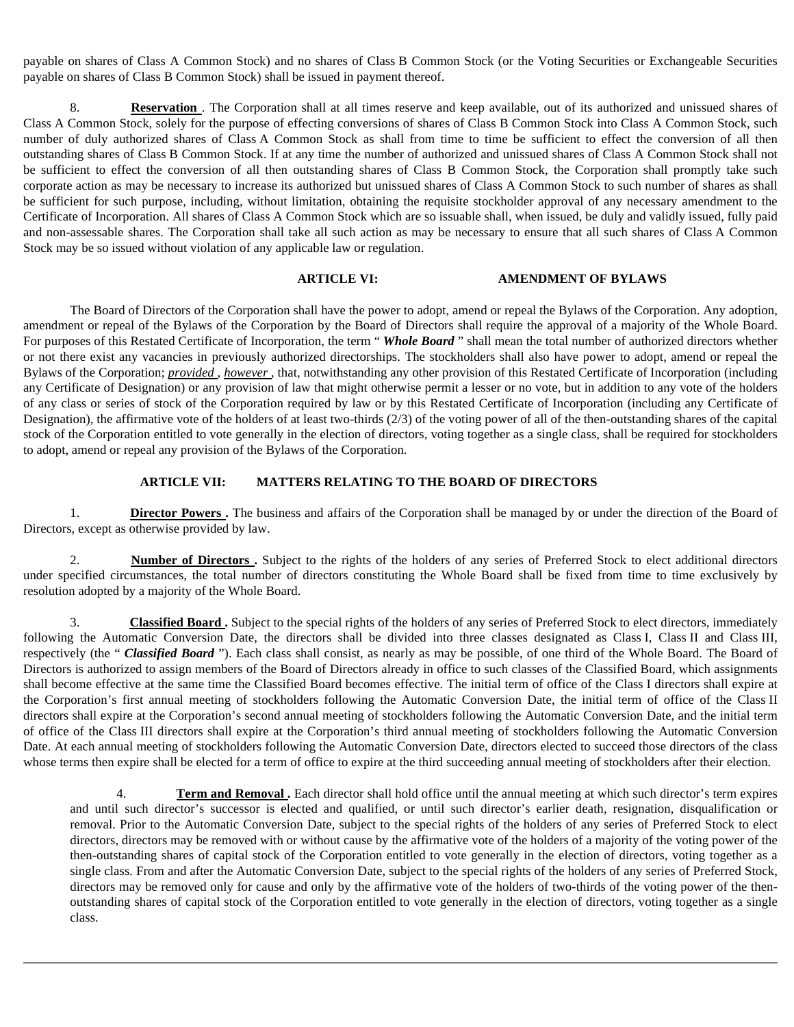payable on shares of Class A Common Stock) and no shares of Class B Common Stock (or the Voting Securities or Exchangeable Securities payable on shares of Class B Common Stock) shall be issued in payment thereof.

8. **Reservation**. The Corporation shall at all times reserve and keep available, out of its authorized and unissued shares of Class A Common Stock, solely for the purpose of effecting conversions of shares of Class B Common Stock into Class A Common Stock, such number of duly authorized shares of Class A Common Stock as shall from time to time be sufficient to effect the conversion of all then outstanding shares of Class B Common Stock. If at any time the number of authorized and unissued shares of Class A Common Stock shall not be sufficient to effect the conversion of all then outstanding shares of Class B Common Stock, the Corporation shall promptly take such corporate action as may be necessary to increase its authorized but unissued shares of Class A Common Stock to such number of shares as shall be sufficient for such purpose, including, without limitation, obtaining the requisite stockholder approval of any necessary amendment to the Certificate of Incorporation. All shares of Class A Common Stock which are so issuable shall, when issued, be duly and validly issued, fully paid and non-assessable shares. The Corporation shall take all such action as may be necessary to ensure that all such shares of Class A Common Stock may be so issued without violation of any applicable law or regulation.

## ARTICLE VI: AMENDMENT OF BYLAWS

The Board of Directors of the Corporation shall have the power to adopt, amend or repeal the Bylaws of the Corporation. Any adoption, amendment or repeal of the Bylaws of the Corporation by the Board of Directors shall require the approval of a majority of the Whole Board. For purposes of this Restated Certificate of Incorporation, the term "***Whole Board***" shall mean the total number of authorized directors whether or not there exist any vacancies in previously authorized directorships. The stockholders shall also have power to adopt, amend or repeal the Bylaws of the Corporation; *provided*, *however*, that, notwithstanding any other provision of this Restated Certificate of Incorporation (including any Certificate of Designation) or any provision of law that might otherwise permit a lesser or no vote, but in addition to any vote of the holders of any class or series of stock of the Corporation required by law or by this Restated Certificate of Incorporation (including any Certificate of Designation), the affirmative vote of the holders of at least two-thirds (2/3) of the voting power of all of the then-outstanding shares of the capital stock of the Corporation entitled to vote generally in the election of directors, voting together as a single class, shall be required for stockholders to adopt, amend or repeal any provision of the Bylaws of the Corporation.

## ARTICLE VII: MATTERS RELATING TO THE BOARD OF DIRECTORS

1. **Director Powers.** The business and affairs of the Corporation shall be managed by or under the direction of the Board of Directors, except as otherwise provided by law.

2. **Number of Directors.** Subject to the rights of the holders of any series of Preferred Stock to elect additional directors under specified circumstances, the total number of directors constituting the Whole Board shall be fixed from time to time exclusively by resolution adopted by a majority of the Whole Board.

3. **Classified Board.** Subject to the special rights of the holders of any series of Preferred Stock to elect directors, immediately following the Automatic Conversion Date, the directors shall be divided into three classes designated as Class I, Class II and Class III, respectively (the "***Classified Board***"). Each class shall consist, as nearly as may be possible, of one third of the Whole Board. The Board of Directors is authorized to assign members of the Board of Directors already in office to such classes of the Classified Board, which assignments shall become effective at the same time the Classified Board becomes effective. The initial term of office of the Class I directors shall expire at the Corporation's first annual meeting of stockholders following the Automatic Conversion Date, the initial term of office of the Class II directors shall expire at the Corporation's second annual meeting of stockholders following the Automatic Conversion Date, and the initial term of office of the Class III directors shall expire at the Corporation's third annual meeting of stockholders following the Automatic Conversion Date. At each annual meeting of stockholders following the Automatic Conversion Date, directors elected to succeed those directors of the class whose terms then expire shall be elected for a term of office to expire at the third succeeding annual meeting of stockholders after their election.

4. **Term and Removal.** Each director shall hold office until the annual meeting at which such director's term expires and until such director's successor is elected and qualified, or until such director's earlier death, resignation, disqualification or removal. Prior to the Automatic Conversion Date, subject to the special rights of the holders of any series of Preferred Stock to elect directors, directors may be removed with or without cause by the affirmative vote of the holders of a majority of the voting power of the then-outstanding shares of capital stock of the Corporation entitled to vote generally in the election of directors, voting together as a single class. From and after the Automatic Conversion Date, subject to the special rights of the holders of any series of Preferred Stock, directors may be removed only for cause and only by the affirmative vote of the holders of two-thirds of the voting power of the then-outstanding shares of capital stock of the Corporation entitled to vote generally in the election of directors, voting together as a single class.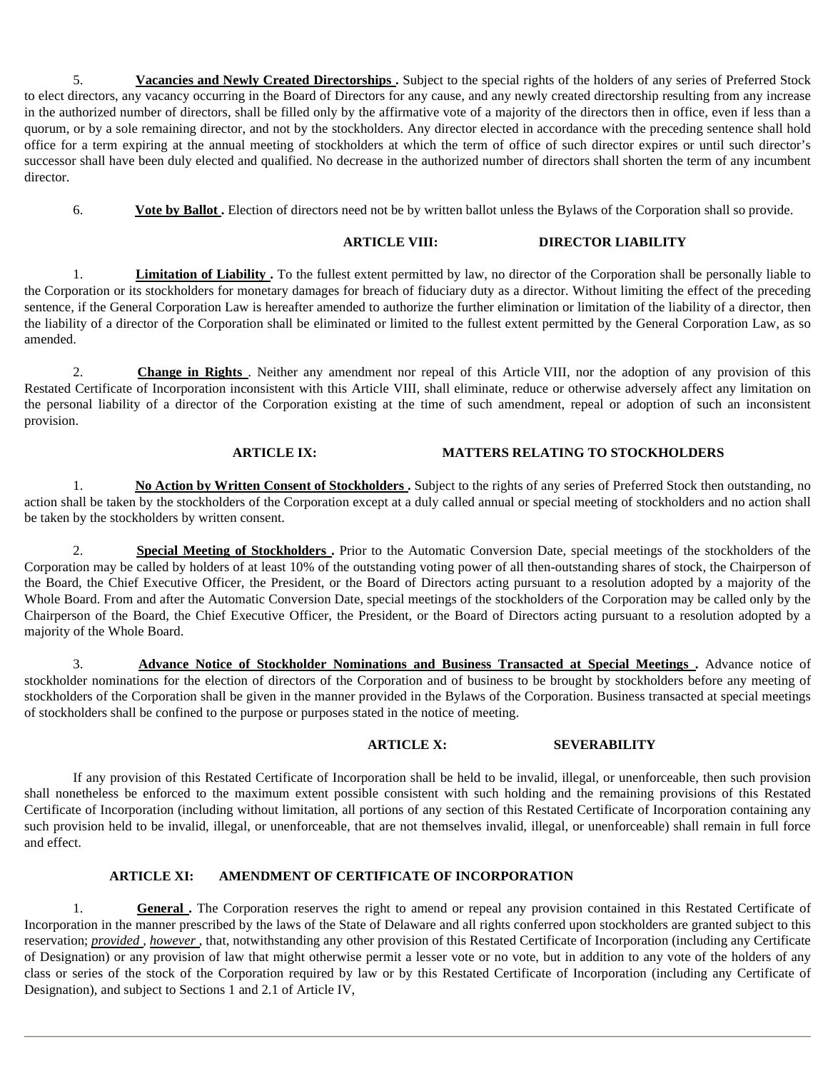5. **Vacancies and Newly Created Directorships .** Subject to the special rights of the holders of any series of Preferred Stock to elect directors, any vacancy occurring in the Board of Directors for any cause, and any newly created directorship resulting from any increase in the authorized number of directors, shall be filled only by the affirmative vote of a majority of the directors then in office, even if less than a quorum, or by a sole remaining director, and not by the stockholders. Any director elected in accordance with the preceding sentence shall hold office for a term expiring at the annual meeting of stockholders at which the term of office of such director expires or until such director's successor shall have been duly elected and qualified. No decrease in the authorized number of directors shall shorten the term of any incumbent director.

6. **Vote by Ballot .** Election of directors need not be by written ballot unless the Bylaws of the Corporation shall so provide.

## ARTICLE VIII: DIRECTOR LIABILITY

1. **Limitation of Liability .** To the fullest extent permitted by law, no director of the Corporation shall be personally liable to the Corporation or its stockholders for monetary damages for breach of fiduciary duty as a director. Without limiting the effect of the preceding sentence, if the General Corporation Law is hereafter amended to authorize the further elimination or limitation of the liability of a director, then the liability of a director of the Corporation shall be eliminated or limited to the fullest extent permitted by the General Corporation Law, as so amended.

2. **Change in Rights** . Neither any amendment nor repeal of this Article VIII, nor the adoption of any provision of this Restated Certificate of Incorporation inconsistent with this Article VIII, shall eliminate, reduce or otherwise adversely affect any limitation on the personal liability of a director of the Corporation existing at the time of such amendment, repeal or adoption of such an inconsistent provision.

## ARTICLE IX: MATTERS RELATING TO STOCKHOLDERS

1. **No Action by Written Consent of Stockholders .** Subject to the rights of any series of Preferred Stock then outstanding, no action shall be taken by the stockholders of the Corporation except at a duly called annual or special meeting of stockholders and no action shall be taken by the stockholders by written consent.

2. **Special Meeting of Stockholders .** Prior to the Automatic Conversion Date, special meetings of the stockholders of the Corporation may be called by holders of at least 10% of the outstanding voting power of all then-outstanding shares of stock, the Chairperson of the Board, the Chief Executive Officer, the President, or the Board of Directors acting pursuant to a resolution adopted by a majority of the Whole Board. From and after the Automatic Conversion Date, special meetings of the stockholders of the Corporation may be called only by the Chairperson of the Board, the Chief Executive Officer, the President, or the Board of Directors acting pursuant to a resolution adopted by a majority of the Whole Board.

3. **Advance Notice of Stockholder Nominations and Business Transacted at Special Meetings .** Advance notice of stockholder nominations for the election of directors of the Corporation and of business to be brought by stockholders before any meeting of stockholders of the Corporation shall be given in the manner provided in the Bylaws of the Corporation. Business transacted at special meetings of stockholders shall be confined to the purpose or purposes stated in the notice of meeting.

## ARTICLE X: SEVERABILITY

If any provision of this Restated Certificate of Incorporation shall be held to be invalid, illegal, or unenforceable, then such provision shall nonetheless be enforced to the maximum extent possible consistent with such holding and the remaining provisions of this Restated Certificate of Incorporation (including without limitation, all portions of any section of this Restated Certificate of Incorporation containing any such provision held to be invalid, illegal, or unenforceable, that are not themselves invalid, illegal, or unenforceable) shall remain in full force and effect.

## ARTICLE XI: AMENDMENT OF CERTIFICATE OF INCORPORATION

1. **General .** The Corporation reserves the right to amend or repeal any provision contained in this Restated Certificate of Incorporation in the manner prescribed by the laws of the State of Delaware and all rights conferred upon stockholders are granted subject to this reservation; *provided* , *however* , that, notwithstanding any other provision of this Restated Certificate of Incorporation (including any Certificate of Designation) or any provision of law that might otherwise permit a lesser vote or no vote, but in addition to any vote of the holders of any class or series of the stock of the Corporation required by law or by this Restated Certificate of Incorporation (including any Certificate of Designation), and subject to Sections 1 and 2.1 of Article IV,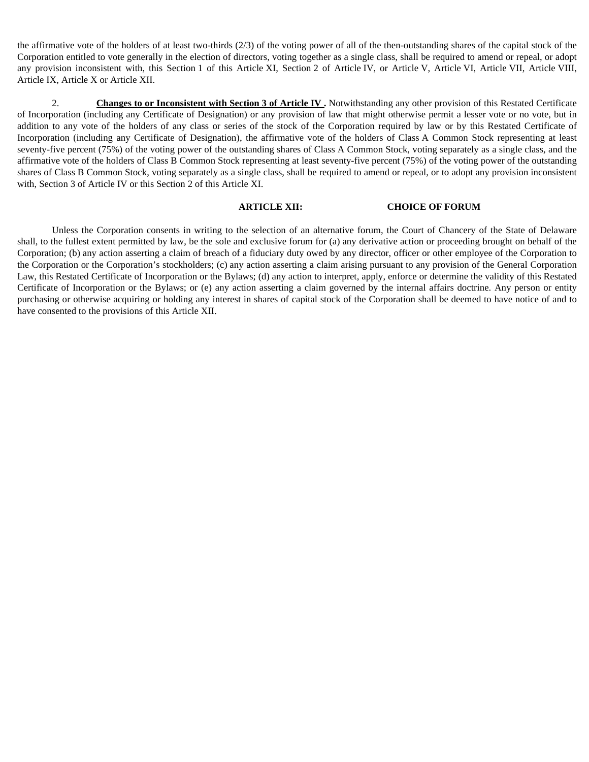the affirmative vote of the holders of at least two-thirds (2/3) of the voting power of all of the then-outstanding shares of the capital stock of the Corporation entitled to vote generally in the election of directors, voting together as a single class, shall be required to amend or repeal, or adopt any provision inconsistent with, this Section 1 of this Article XI, Section 2 of Article IV, or Article V, Article VI, Article VII, Article VIII, Article IX, Article X or Article XII.

2. **Changes to or Inconsistent with Section 3 of Article IV .** Notwithstanding any other provision of this Restated Certificate of Incorporation (including any Certificate of Designation) or any provision of law that might otherwise permit a lesser vote or no vote, but in addition to any vote of the holders of any class or series of the stock of the Corporation required by law or by this Restated Certificate of Incorporation (including any Certificate of Designation), the affirmative vote of the holders of Class A Common Stock representing at least seventy-five percent (75%) of the voting power of the outstanding shares of Class A Common Stock, voting separately as a single class, and the affirmative vote of the holders of Class B Common Stock representing at least seventy-five percent (75%) of the voting power of the outstanding shares of Class B Common Stock, voting separately as a single class, shall be required to amend or repeal, or to adopt any provision inconsistent with, Section 3 of Article IV or this Section 2 of this Article XI.

## ARTICLE XII: CHOICE OF FORUM

Unless the Corporation consents in writing to the selection of an alternative forum, the Court of Chancery of the State of Delaware shall, to the fullest extent permitted by law, be the sole and exclusive forum for (a) any derivative action or proceeding brought on behalf of the Corporation; (b) any action asserting a claim of breach of a fiduciary duty owed by any director, officer or other employee of the Corporation to the Corporation or the Corporation's stockholders; (c) any action asserting a claim arising pursuant to any provision of the General Corporation Law, this Restated Certificate of Incorporation or the Bylaws; (d) any action to interpret, apply, enforce or determine the validity of this Restated Certificate of Incorporation or the Bylaws; or (e) any action asserting a claim governed by the internal affairs doctrine. Any person or entity purchasing or otherwise acquiring or holding any interest in shares of capital stock of the Corporation shall be deemed to have notice of and to have consented to the provisions of this Article XII.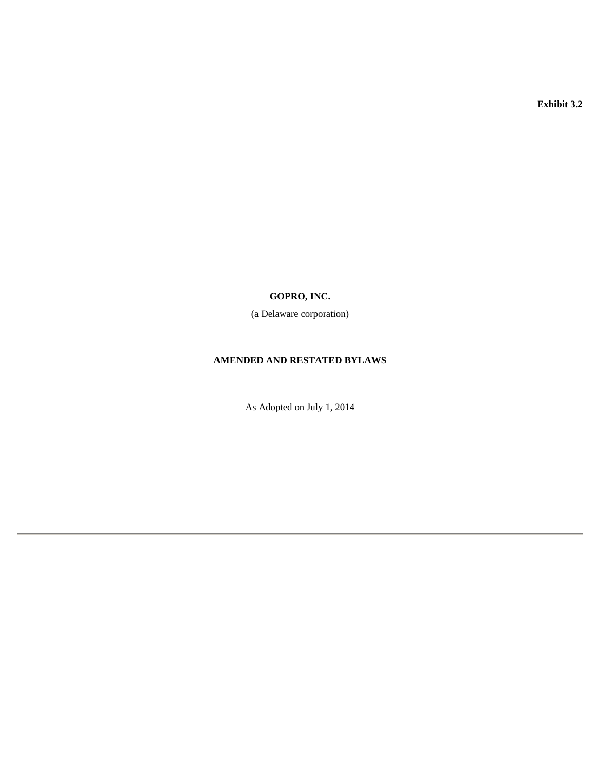**Exhibit 3.2**

**GOPRO, INC.**

(a Delaware corporation)

**AMENDED AND RESTATED BYLAWS**

As Adopted on July 1, 2014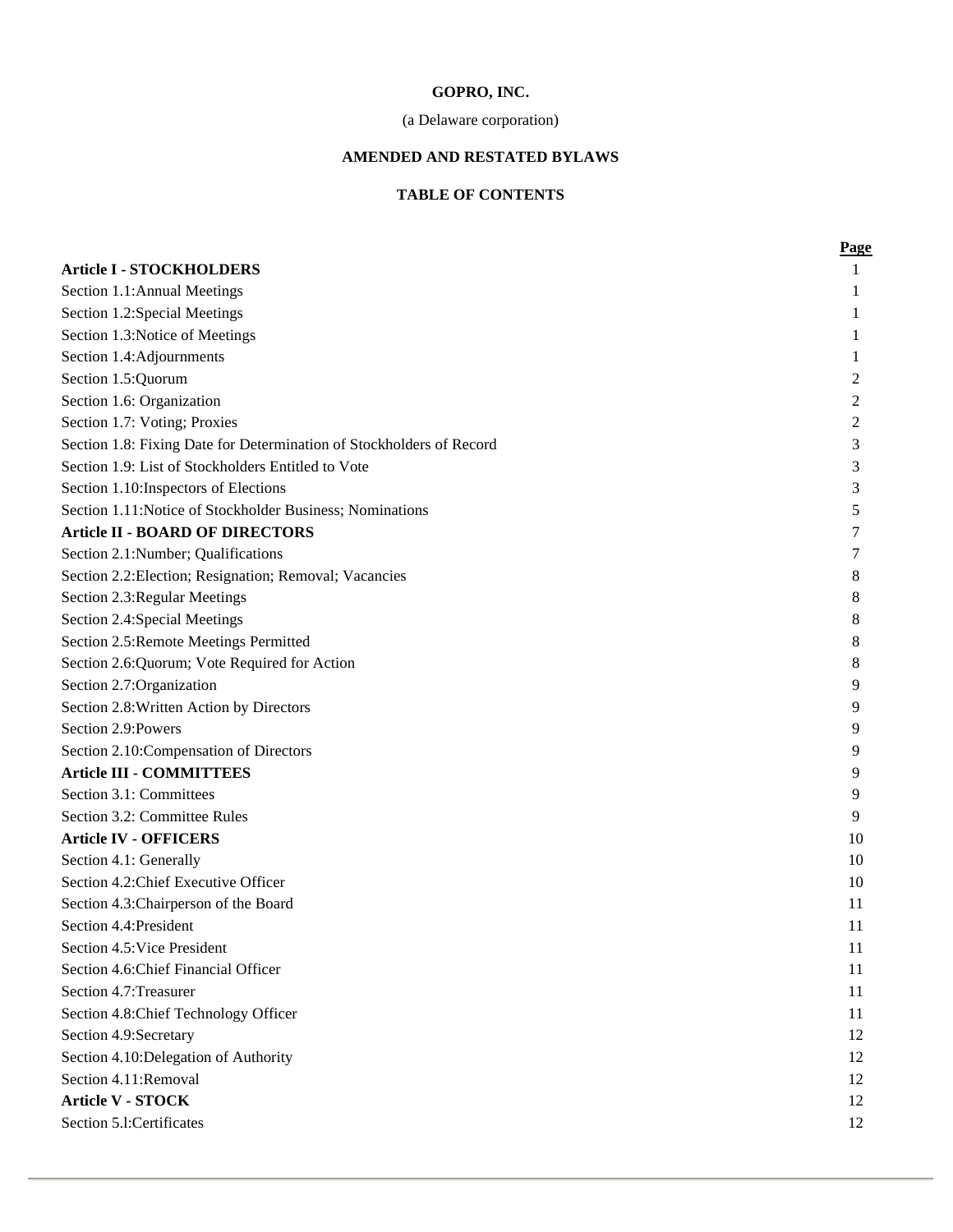**GOPRO, INC.**

(a Delaware corporation)

**AMENDED AND RESTATED BYLAWS**

**TABLE OF CONTENTS**

| | Page |
|---|---|
| **Article I - STOCKHOLDERS** | 1 |
| Section 1.1:Annual Meetings | 1 |
| Section 1.2:Special Meetings | 1 |
| Section 1.3:Notice of Meetings | 1 |
| Section 1.4:Adjournments | 1 |
| Section 1.5:Quorum | 2 |
| Section 1.6: Organization | 2 |
| Section 1.7: Voting; Proxies | 2 |
| Section 1.8: Fixing Date for Determination of Stockholders of Record | 3 |
| Section 1.9: List of Stockholders Entitled to Vote | 3 |
| Section 1.10:Inspectors of Elections | 3 |
| Section 1.11:Notice of Stockholder Business; Nominations | 5 |
| **Article II - BOARD OF DIRECTORS** | 7 |
| Section 2.1:Number; Qualifications | 7 |
| Section 2.2:Election; Resignation; Removal; Vacancies | 8 |
| Section 2.3:Regular Meetings | 8 |
| Section 2.4:Special Meetings | 8 |
| Section 2.5:Remote Meetings Permitted | 8 |
| Section 2.6:Quorum; Vote Required for Action | 8 |
| Section 2.7:Organization | 9 |
| Section 2.8:Written Action by Directors | 9 |
| Section 2.9:Powers | 9 |
| Section 2.10:Compensation of Directors | 9 |
| **Article III - COMMITTEES** | 9 |
| Section 3.1: Committees | 9 |
| Section 3.2: Committee Rules | 9 |
| **Article IV - OFFICERS** | 10 |
| Section 4.1: Generally | 10 |
| Section 4.2:Chief Executive Officer | 10 |
| Section 4.3:Chairperson of the Board | 11 |
| Section 4.4:President | 11 |
| Section 4.5:Vice President | 11 |
| Section 4.6:Chief Financial Officer | 11 |
| Section 4.7:Treasurer | 11 |
| Section 4.8:Chief Technology Officer | 11 |
| Section 4.9:Secretary | 12 |
| Section 4.10:Delegation of Authority | 12 |
| Section 4.11:Removal | 12 |
| **Article V - STOCK** | 12 |
| Section 5.l:Certificates | 12 |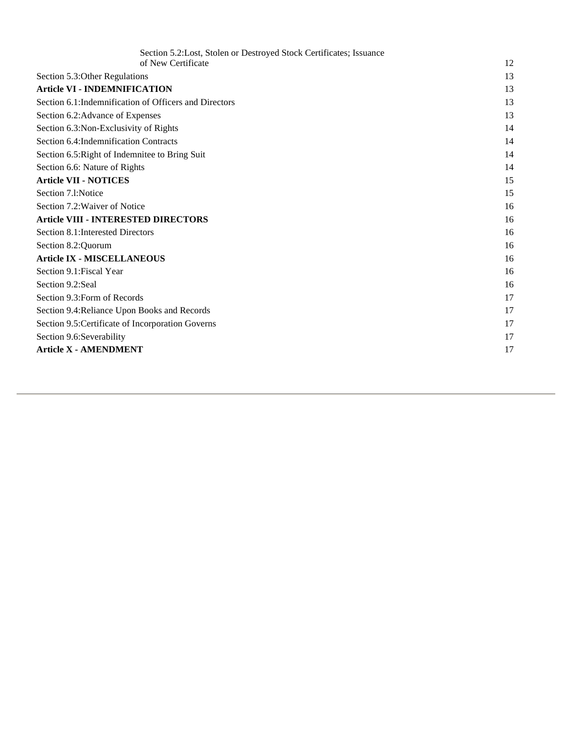| | |
|---|---|
| Section 5.2:Lost, Stolen or Destroyed Stock Certificates; Issuance of New Certificate | 12 |
| Section 5.3:Other Regulations | 13 |
| **Article VI - INDEMNIFICATION** | 13 |
| Section 6.1:Indemnification of Officers and Directors | 13 |
| Section 6.2:Advance of Expenses | 13 |
| Section 6.3:Non-Exclusivity of Rights | 14 |
| Section 6.4:Indemnification Contracts | 14 |
| Section 6.5:Right of Indemnitee to Bring Suit | 14 |
| Section 6.6: Nature of Rights | 14 |
| **Article VII - NOTICES** | 15 |
| Section 7.l:Notice | 15 |
| Section 7.2:Waiver of Notice | 16 |
| **Article VIII - INTERESTED DIRECTORS** | 16 |
| Section 8.1:Interested Directors | 16 |
| Section 8.2:Quorum | 16 |
| **Article IX - MISCELLANEOUS** | 16 |
| Section 9.1:Fiscal Year | 16 |
| Section 9.2:Seal | 16 |
| Section 9.3:Form of Records | 17 |
| Section 9.4:Reliance Upon Books and Records | 17 |
| Section 9.5:Certificate of Incorporation Governs | 17 |
| Section 9.6:Severability | 17 |
| **Article X - AMENDMENT** | 17 |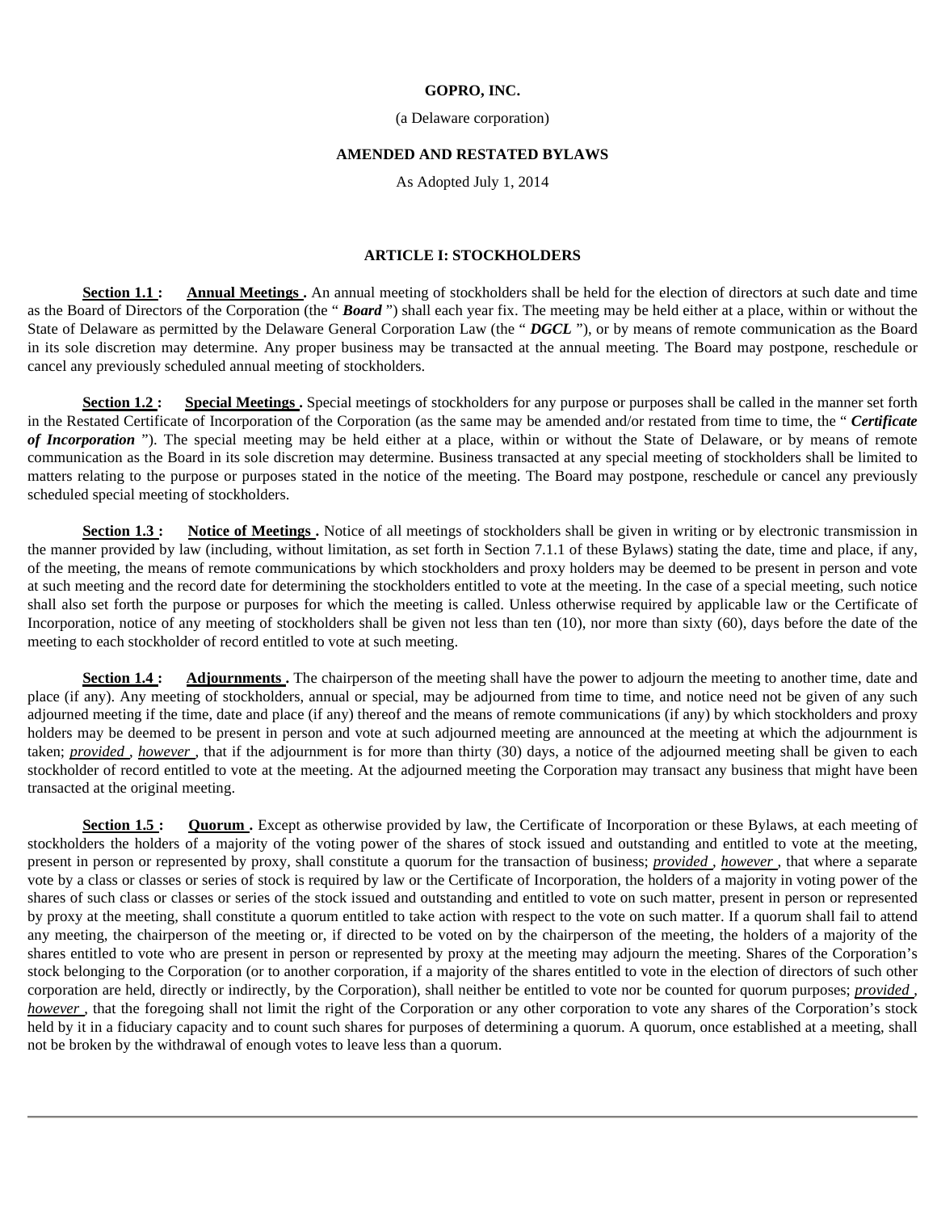**GOPRO, INC.**

(a Delaware corporation)

**AMENDED AND RESTATED BYLAWS**

As Adopted July 1, 2014

## ARTICLE I: STOCKHOLDERS

**Section 1.1 : Annual Meetings .** An annual meeting of stockholders shall be held for the election of directors at such date and time as the Board of Directors of the Corporation (the " ***Board*** ") shall each year fix. The meeting may be held either at a place, within or without the State of Delaware as permitted by the Delaware General Corporation Law (the " ***DGCL*** "), or by means of remote communication as the Board in its sole discretion may determine. Any proper business may be transacted at the annual meeting. The Board may postpone, reschedule or cancel any previously scheduled annual meeting of stockholders.

**Section 1.2 : Special Meetings .** Special meetings of stockholders for any purpose or purposes shall be called in the manner set forth in the Restated Certificate of Incorporation of the Corporation (as the same may be amended and/or restated from time to time, the " ***Certificate of Incorporation*** "). The special meeting may be held either at a place, within or without the State of Delaware, or by means of remote communication as the Board in its sole discretion may determine. Business transacted at any special meeting of stockholders shall be limited to matters relating to the purpose or purposes stated in the notice of the meeting. The Board may postpone, reschedule or cancel any previously scheduled special meeting of stockholders.

**Section 1.3 : Notice of Meetings .** Notice of all meetings of stockholders shall be given in writing or by electronic transmission in the manner provided by law (including, without limitation, as set forth in Section 7.1.1 of these Bylaws) stating the date, time and place, if any, of the meeting, the means of remote communications by which stockholders and proxy holders may be deemed to be present in person and vote at such meeting and the record date for determining the stockholders entitled to vote at the meeting. In the case of a special meeting, such notice shall also set forth the purpose or purposes for which the meeting is called. Unless otherwise required by applicable law or the Certificate of Incorporation, notice of any meeting of stockholders shall be given not less than ten (10), nor more than sixty (60), days before the date of the meeting to each stockholder of record entitled to vote at such meeting.

**Section 1.4 : Adjournments .** The chairperson of the meeting shall have the power to adjourn the meeting to another time, date and place (if any). Any meeting of stockholders, annual or special, may be adjourned from time to time, and notice need not be given of any such adjourned meeting if the time, date and place (if any) thereof and the means of remote communications (if any) by which stockholders and proxy holders may be deemed to be present in person and vote at such adjourned meeting are announced at the meeting at which the adjournment is taken; *provided* , *however* , that if the adjournment is for more than thirty (30) days, a notice of the adjourned meeting shall be given to each stockholder of record entitled to vote at the meeting. At the adjourned meeting the Corporation may transact any business that might have been transacted at the original meeting.

**Section 1.5 : Quorum .** Except as otherwise provided by law, the Certificate of Incorporation or these Bylaws, at each meeting of stockholders the holders of a majority of the voting power of the shares of stock issued and outstanding and entitled to vote at the meeting, present in person or represented by proxy, shall constitute a quorum for the transaction of business; *provided* , *however* , that where a separate vote by a class or classes or series of stock is required by law or the Certificate of Incorporation, the holders of a majority in voting power of the shares of such class or classes or series of the stock issued and outstanding and entitled to vote on such matter, present in person or represented by proxy at the meeting, shall constitute a quorum entitled to take action with respect to the vote on such matter. If a quorum shall fail to attend any meeting, the chairperson of the meeting or, if directed to be voted on by the chairperson of the meeting, the holders of a majority of the shares entitled to vote who are present in person or represented by proxy at the meeting may adjourn the meeting. Shares of the Corporation's stock belonging to the Corporation (or to another corporation, if a majority of the shares entitled to vote in the election of directors of such other corporation are held, directly or indirectly, by the Corporation), shall neither be entitled to vote nor be counted for quorum purposes; *provided* , *however* , that the foregoing shall not limit the right of the Corporation or any other corporation to vote any shares of the Corporation's stock held by it in a fiduciary capacity and to count such shares for purposes of determining a quorum. A quorum, once established at a meeting, shall not be broken by the withdrawal of enough votes to leave less than a quorum.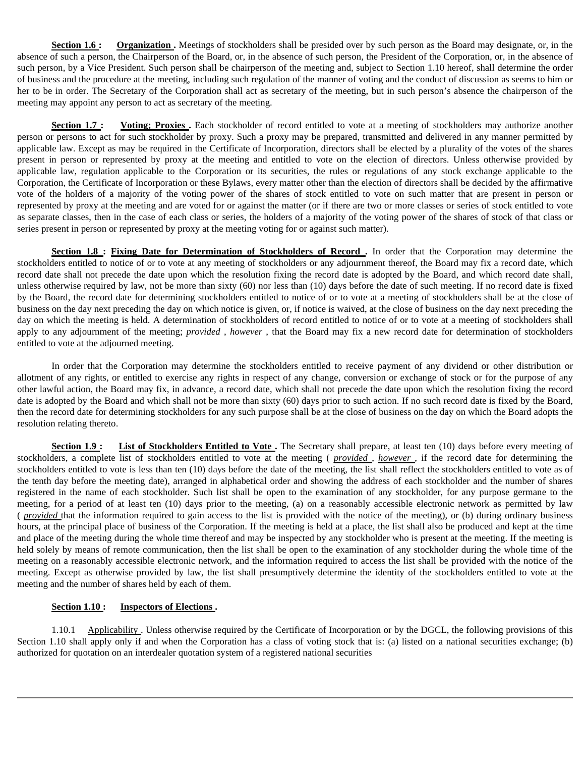**Section 1.6 :** **Organization .** Meetings of stockholders shall be presided over by such person as the Board may designate, or, in the absence of such a person, the Chairperson of the Board, or, in the absence of such person, the President of the Corporation, or, in the absence of such person, by a Vice President. Such person shall be chairperson of the meeting and, subject to Section 1.10 hereof, shall determine the order of business and the procedure at the meeting, including such regulation of the manner of voting and the conduct of discussion as seems to him or her to be in order. The Secretary of the Corporation shall act as secretary of the meeting, but in such person's absence the chairperson of the meeting may appoint any person to act as secretary of the meeting.

**Section 1.7 :** **Voting; Proxies .** Each stockholder of record entitled to vote at a meeting of stockholders may authorize another person or persons to act for such stockholder by proxy. Such a proxy may be prepared, transmitted and delivered in any manner permitted by applicable law. Except as may be required in the Certificate of Incorporation, directors shall be elected by a plurality of the votes of the shares present in person or represented by proxy at the meeting and entitled to vote on the election of directors. Unless otherwise provided by applicable law, regulation applicable to the Corporation or its securities, the rules or regulations of any stock exchange applicable to the Corporation, the Certificate of Incorporation or these Bylaws, every matter other than the election of directors shall be decided by the affirmative vote of the holders of a majority of the voting power of the shares of stock entitled to vote on such matter that are present in person or represented by proxy at the meeting and are voted for or against the matter (or if there are two or more classes or series of stock entitled to vote as separate classes, then in the case of each class or series, the holders of a majority of the voting power of the shares of stock of that class or series present in person or represented by proxy at the meeting voting for or against such matter).

**Section 1.8 :** **Fixing Date for Determination of Stockholders of Record .** In order that the Corporation may determine the stockholders entitled to notice of or to vote at any meeting of stockholders or any adjournment thereof, the Board may fix a record date, which record date shall not precede the date upon which the resolution fixing the record date is adopted by the Board, and which record date shall, unless otherwise required by law, not be more than sixty (60) nor less than (10) days before the date of such meeting. If no record date is fixed by the Board, the record date for determining stockholders entitled to notice of or to vote at a meeting of stockholders shall be at the close of business on the day next preceding the day on which notice is given, or, if notice is waived, at the close of business on the day next preceding the day on which the meeting is held. A determination of stockholders of record entitled to notice of or to vote at a meeting of stockholders shall apply to any adjournment of the meeting; *provided* , *however* , that the Board may fix a new record date for determination of stockholders entitled to vote at the adjourned meeting.

In order that the Corporation may determine the stockholders entitled to receive payment of any dividend or other distribution or allotment of any rights, or entitled to exercise any rights in respect of any change, conversion or exchange of stock or for the purpose of any other lawful action, the Board may fix, in advance, a record date, which shall not precede the date upon which the resolution fixing the record date is adopted by the Board and which shall not be more than sixty (60) days prior to such action. If no such record date is fixed by the Board, then the record date for determining stockholders for any such purpose shall be at the close of business on the day on which the Board adopts the resolution relating thereto.

**Section 1.9 :** **List of Stockholders Entitled to Vote .** The Secretary shall prepare, at least ten (10) days before every meeting of stockholders, a complete list of stockholders entitled to vote at the meeting ( *provided* , *however* , if the record date for determining the stockholders entitled to vote is less than ten (10) days before the date of the meeting, the list shall reflect the stockholders entitled to vote as of the tenth day before the meeting date), arranged in alphabetical order and showing the address of each stockholder and the number of shares registered in the name of each stockholder. Such list shall be open to the examination of any stockholder, for any purpose germane to the meeting, for a period of at least ten (10) days prior to the meeting, (a) on a reasonably accessible electronic network as permitted by law ( *provided* that the information required to gain access to the list is provided with the notice of the meeting), or (b) during ordinary business hours, at the principal place of business of the Corporation. If the meeting is held at a place, the list shall also be produced and kept at the time and place of the meeting during the whole time thereof and may be inspected by any stockholder who is present at the meeting. If the meeting is held solely by means of remote communication, then the list shall be open to the examination of any stockholder during the whole time of the meeting on a reasonably accessible electronic network, and the information required to access the list shall be provided with the notice of the meeting. Except as otherwise provided by law, the list shall presumptively determine the identity of the stockholders entitled to vote at the meeting and the number of shares held by each of them.

**Section 1.10 :** **Inspectors of Elections .**

1.10.1 Applicability . Unless otherwise required by the Certificate of Incorporation or by the DGCL, the following provisions of this Section 1.10 shall apply only if and when the Corporation has a class of voting stock that is: (a) listed on a national securities exchange; (b) authorized for quotation on an interdealer quotation system of a registered national securities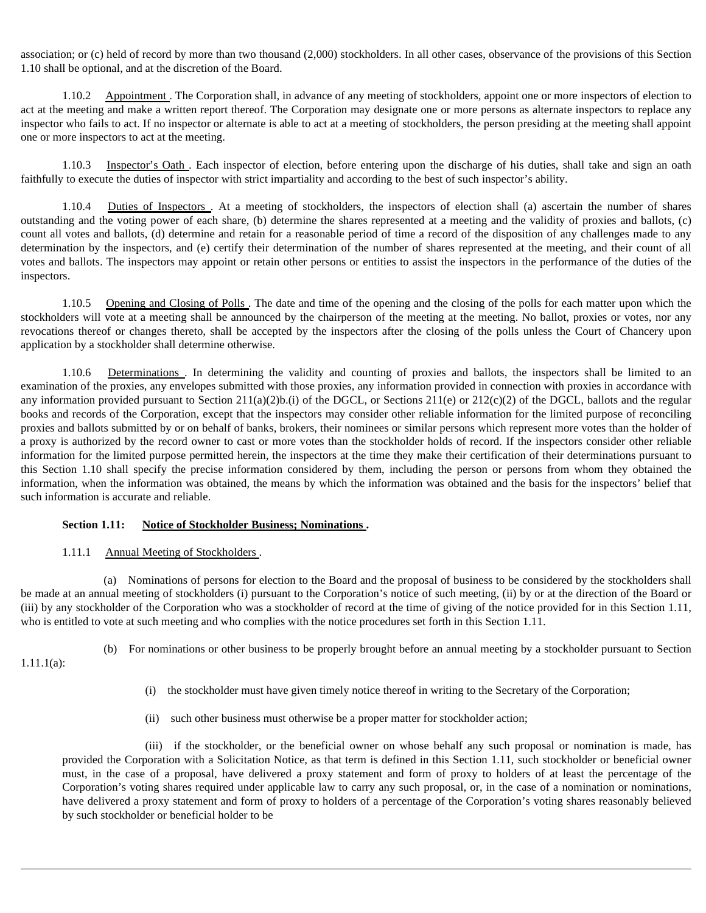association; or (c) held of record by more than two thousand (2,000) stockholders. In all other cases, observance of the provisions of this Section 1.10 shall be optional, and at the discretion of the Board.

1.10.2 Appointment. The Corporation shall, in advance of any meeting of stockholders, appoint one or more inspectors of election to act at the meeting and make a written report thereof. The Corporation may designate one or more persons as alternate inspectors to replace any inspector who fails to act. If no inspector or alternate is able to act at a meeting of stockholders, the person presiding at the meeting shall appoint one or more inspectors to act at the meeting.

1.10.3 Inspector's Oath. Each inspector of election, before entering upon the discharge of his duties, shall take and sign an oath faithfully to execute the duties of inspector with strict impartiality and according to the best of such inspector's ability.

1.10.4 Duties of Inspectors. At a meeting of stockholders, the inspectors of election shall (a) ascertain the number of shares outstanding and the voting power of each share, (b) determine the shares represented at a meeting and the validity of proxies and ballots, (c) count all votes and ballots, (d) determine and retain for a reasonable period of time a record of the disposition of any challenges made to any determination by the inspectors, and (e) certify their determination of the number of shares represented at the meeting, and their count of all votes and ballots. The inspectors may appoint or retain other persons or entities to assist the inspectors in the performance of the duties of the inspectors.

1.10.5 Opening and Closing of Polls. The date and time of the opening and the closing of the polls for each matter upon which the stockholders will vote at a meeting shall be announced by the chairperson of the meeting at the meeting. No ballot, proxies or votes, nor any revocations thereof or changes thereto, shall be accepted by the inspectors after the closing of the polls unless the Court of Chancery upon application by a stockholder shall determine otherwise.

1.10.6 Determinations. In determining the validity and counting of proxies and ballots, the inspectors shall be limited to an examination of the proxies, any envelopes submitted with those proxies, any information provided in connection with proxies in accordance with any information provided pursuant to Section 211(a)(2)b.(i) of the DGCL, or Sections 211(e) or 212(c)(2) of the DGCL, ballots and the regular books and records of the Corporation, except that the inspectors may consider other reliable information for the limited purpose of reconciling proxies and ballots submitted by or on behalf of banks, brokers, their nominees or similar persons which represent more votes than the holder of a proxy is authorized by the record owner to cast or more votes than the stockholder holds of record. If the inspectors consider other reliable information for the limited purpose permitted herein, the inspectors at the time they make their certification of their determinations pursuant to this Section 1.10 shall specify the precise information considered by them, including the person or persons from whom they obtained the information, when the information was obtained, the means by which the information was obtained and the basis for the inspectors' belief that such information is accurate and reliable.

**Section 1.11: Notice of Stockholder Business; Nominations.**

1.11.1 Annual Meeting of Stockholders.

(a) Nominations of persons for election to the Board and the proposal of business to be considered by the stockholders shall be made at an annual meeting of stockholders (i) pursuant to the Corporation's notice of such meeting, (ii) by or at the direction of the Board or (iii) by any stockholder of the Corporation who was a stockholder of record at the time of giving of the notice provided for in this Section 1.11, who is entitled to vote at such meeting and who complies with the notice procedures set forth in this Section 1.11.

(b) For nominations or other business to be properly brought before an annual meeting by a stockholder pursuant to Section 1.11.1(a):

(i) the stockholder must have given timely notice thereof in writing to the Secretary of the Corporation;

(ii) such other business must otherwise be a proper matter for stockholder action;

(iii) if the stockholder, or the beneficial owner on whose behalf any such proposal or nomination is made, has provided the Corporation with a Solicitation Notice, as that term is defined in this Section 1.11, such stockholder or beneficial owner must, in the case of a proposal, have delivered a proxy statement and form of proxy to holders of at least the percentage of the Corporation's voting shares required under applicable law to carry any such proposal, or, in the case of a nomination or nominations, have delivered a proxy statement and form of proxy to holders of a percentage of the Corporation's voting shares reasonably believed by such stockholder or beneficial holder to be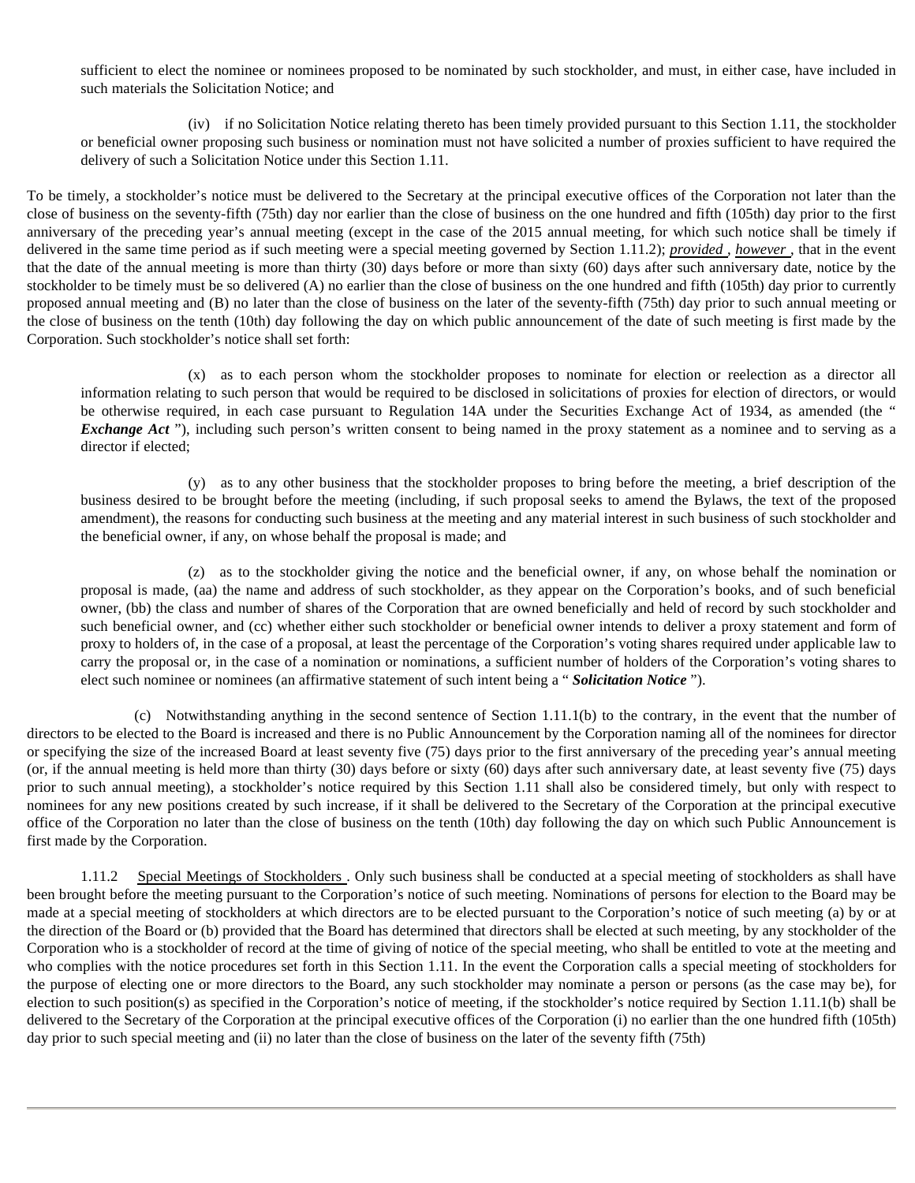sufficient to elect the nominee or nominees proposed to be nominated by such stockholder, and must, in either case, have included in such materials the Solicitation Notice; and

(iv) if no Solicitation Notice relating thereto has been timely provided pursuant to this Section 1.11, the stockholder or beneficial owner proposing such business or nomination must not have solicited a number of proxies sufficient to have required the delivery of such a Solicitation Notice under this Section 1.11.

To be timely, a stockholder's notice must be delivered to the Secretary at the principal executive offices of the Corporation not later than the close of business on the seventy-fifth (75th) day nor earlier than the close of business on the one hundred and fifth (105th) day prior to the first anniversary of the preceding year's annual meeting (except in the case of the 2015 annual meeting, for which such notice shall be timely if delivered in the same time period as if such meeting were a special meeting governed by Section 1.11.2); ***provided***, ***however***, that in the event that the date of the annual meeting is more than thirty (30) days before or more than sixty (60) days after such anniversary date, notice by the stockholder to be timely must be so delivered (A) no earlier than the close of business on the one hundred and fifth (105th) day prior to currently proposed annual meeting and (B) no later than the close of business on the later of the seventy-fifth (75th) day prior to such annual meeting or the close of business on the tenth (10th) day following the day on which public announcement of the date of such meeting is first made by the Corporation. Such stockholder's notice shall set forth:

(x) as to each person whom the stockholder proposes to nominate for election or reelection as a director all information relating to such person that would be required to be disclosed in solicitations of proxies for election of directors, or would be otherwise required, in each case pursuant to Regulation 14A under the Securities Exchange Act of 1934, as amended (the "***Exchange Act***"), including such person's written consent to being named in the proxy statement as a nominee and to serving as a director if elected;

(y) as to any other business that the stockholder proposes to bring before the meeting, a brief description of the business desired to be brought before the meeting (including, if such proposal seeks to amend the Bylaws, the text of the proposed amendment), the reasons for conducting such business at the meeting and any material interest in such business of such stockholder and the beneficial owner, if any, on whose behalf the proposal is made; and

(z) as to the stockholder giving the notice and the beneficial owner, if any, on whose behalf the nomination or proposal is made, (aa) the name and address of such stockholder, as they appear on the Corporation's books, and of such beneficial owner, (bb) the class and number of shares of the Corporation that are owned beneficially and held of record by such stockholder and such beneficial owner, and (cc) whether either such stockholder or beneficial owner intends to deliver a proxy statement and form of proxy to holders of, in the case of a proposal, at least the percentage of the Corporation's voting shares required under applicable law to carry the proposal or, in the case of a nomination or nominations, a sufficient number of holders of the Corporation's voting shares to elect such nominee or nominees (an affirmative statement of such intent being a "***Solicitation Notice***").

(c) Notwithstanding anything in the second sentence of Section 1.11.1(b) to the contrary, in the event that the number of directors to be elected to the Board is increased and there is no Public Announcement by the Corporation naming all of the nominees for director or specifying the size of the increased Board at least seventy five (75) days prior to the first anniversary of the preceding year's annual meeting (or, if the annual meeting is held more than thirty (30) days before or sixty (60) days after such anniversary date, at least seventy five (75) days prior to such annual meeting), a stockholder's notice required by this Section 1.11 shall also be considered timely, but only with respect to nominees for any new positions created by such increase, if it shall be delivered to the Secretary of the Corporation at the principal executive office of the Corporation no later than the close of business on the tenth (10th) day following the day on which such Public Announcement is first made by the Corporation.

1.11.2 Special Meetings of Stockholders. Only such business shall be conducted at a special meeting of stockholders as shall have been brought before the meeting pursuant to the Corporation's notice of such meeting. Nominations of persons for election to the Board may be made at a special meeting of stockholders at which directors are to be elected pursuant to the Corporation's notice of such meeting (a) by or at the direction of the Board or (b) provided that the Board has determined that directors shall be elected at such meeting, by any stockholder of the Corporation who is a stockholder of record at the time of giving of notice of the special meeting, who shall be entitled to vote at the meeting and who complies with the notice procedures set forth in this Section 1.11. In the event the Corporation calls a special meeting of stockholders for the purpose of electing one or more directors to the Board, any such stockholder may nominate a person or persons (as the case may be), for election to such position(s) as specified in the Corporation's notice of meeting, if the stockholder's notice required by Section 1.11.1(b) shall be delivered to the Secretary of the Corporation at the principal executive offices of the Corporation (i) no earlier than the one hundred fifth (105th) day prior to such special meeting and (ii) no later than the close of business on the later of the seventy fifth (75th)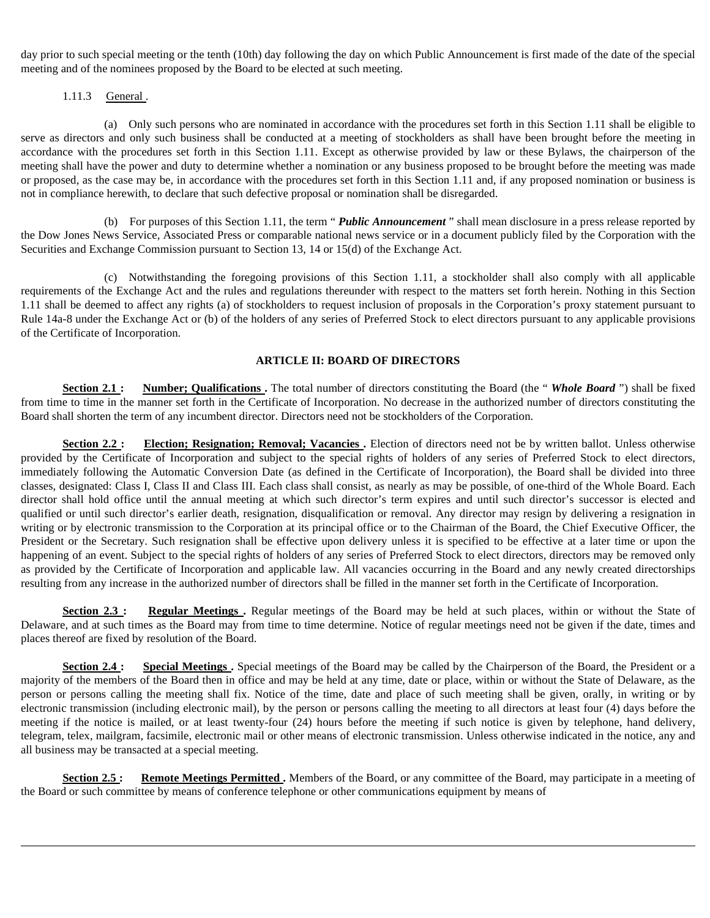day prior to such special meeting or the tenth (10th) day following the day on which Public Announcement is first made of the date of the special meeting and of the nominees proposed by the Board to be elected at such meeting.

1.11.3 General .

(a) Only such persons who are nominated in accordance with the procedures set forth in this Section 1.11 shall be eligible to serve as directors and only such business shall be conducted at a meeting of stockholders as shall have been brought before the meeting in accordance with the procedures set forth in this Section 1.11. Except as otherwise provided by law or these Bylaws, the chairperson of the meeting shall have the power and duty to determine whether a nomination or any business proposed to be brought before the meeting was made or proposed, as the case may be, in accordance with the procedures set forth in this Section 1.11 and, if any proposed nomination or business is not in compliance herewith, to declare that such defective proposal or nomination shall be disregarded.

(b) For purposes of this Section 1.11, the term " ***Public Announcement*** " shall mean disclosure in a press release reported by the Dow Jones News Service, Associated Press or comparable national news service or in a document publicly filed by the Corporation with the Securities and Exchange Commission pursuant to Section 13, 14 or 15(d) of the Exchange Act.

(c) Notwithstanding the foregoing provisions of this Section 1.11, a stockholder shall also comply with all applicable requirements of the Exchange Act and the rules and regulations thereunder with respect to the matters set forth herein. Nothing in this Section 1.11 shall be deemed to affect any rights (a) of stockholders to request inclusion of proposals in the Corporation's proxy statement pursuant to Rule 14a-8 under the Exchange Act or (b) of the holders of any series of Preferred Stock to elect directors pursuant to any applicable provisions of the Certificate of Incorporation.

## ARTICLE II: BOARD OF DIRECTORS

**Section 2.1 : Number; Qualifications .** The total number of directors constituting the Board (the " ***Whole Board*** ") shall be fixed from time to time in the manner set forth in the Certificate of Incorporation. No decrease in the authorized number of directors constituting the Board shall shorten the term of any incumbent director. Directors need not be stockholders of the Corporation.

**Section 2.2 : Election; Resignation; Removal; Vacancies .** Election of directors need not be by written ballot. Unless otherwise provided by the Certificate of Incorporation and subject to the special rights of holders of any series of Preferred Stock to elect directors, immediately following the Automatic Conversion Date (as defined in the Certificate of Incorporation), the Board shall be divided into three classes, designated: Class I, Class II and Class III. Each class shall consist, as nearly as may be possible, of one-third of the Whole Board. Each director shall hold office until the annual meeting at which such director's term expires and until such director's successor is elected and qualified or until such director's earlier death, resignation, disqualification or removal. Any director may resign by delivering a resignation in writing or by electronic transmission to the Corporation at its principal office or to the Chairman of the Board, the Chief Executive Officer, the President or the Secretary. Such resignation shall be effective upon delivery unless it is specified to be effective at a later time or upon the happening of an event. Subject to the special rights of holders of any series of Preferred Stock to elect directors, directors may be removed only as provided by the Certificate of Incorporation and applicable law. All vacancies occurring in the Board and any newly created directorships resulting from any increase in the authorized number of directors shall be filled in the manner set forth in the Certificate of Incorporation.

**Section 2.3 : Regular Meetings .** Regular meetings of the Board may be held at such places, within or without the State of Delaware, and at such times as the Board may from time to time determine. Notice of regular meetings need not be given if the date, times and places thereof are fixed by resolution of the Board.

**Section 2.4 : Special Meetings .** Special meetings of the Board may be called by the Chairperson of the Board, the President or a majority of the members of the Board then in office and may be held at any time, date or place, within or without the State of Delaware, as the person or persons calling the meeting shall fix. Notice of the time, date and place of such meeting shall be given, orally, in writing or by electronic transmission (including electronic mail), by the person or persons calling the meeting to all directors at least four (4) days before the meeting if the notice is mailed, or at least twenty-four (24) hours before the meeting if such notice is given by telephone, hand delivery, telegram, telex, mailgram, facsimile, electronic mail or other means of electronic transmission. Unless otherwise indicated in the notice, any and all business may be transacted at a special meeting.

**Section 2.5 : Remote Meetings Permitted .** Members of the Board, or any committee of the Board, may participate in a meeting of the Board or such committee by means of conference telephone or other communications equipment by means of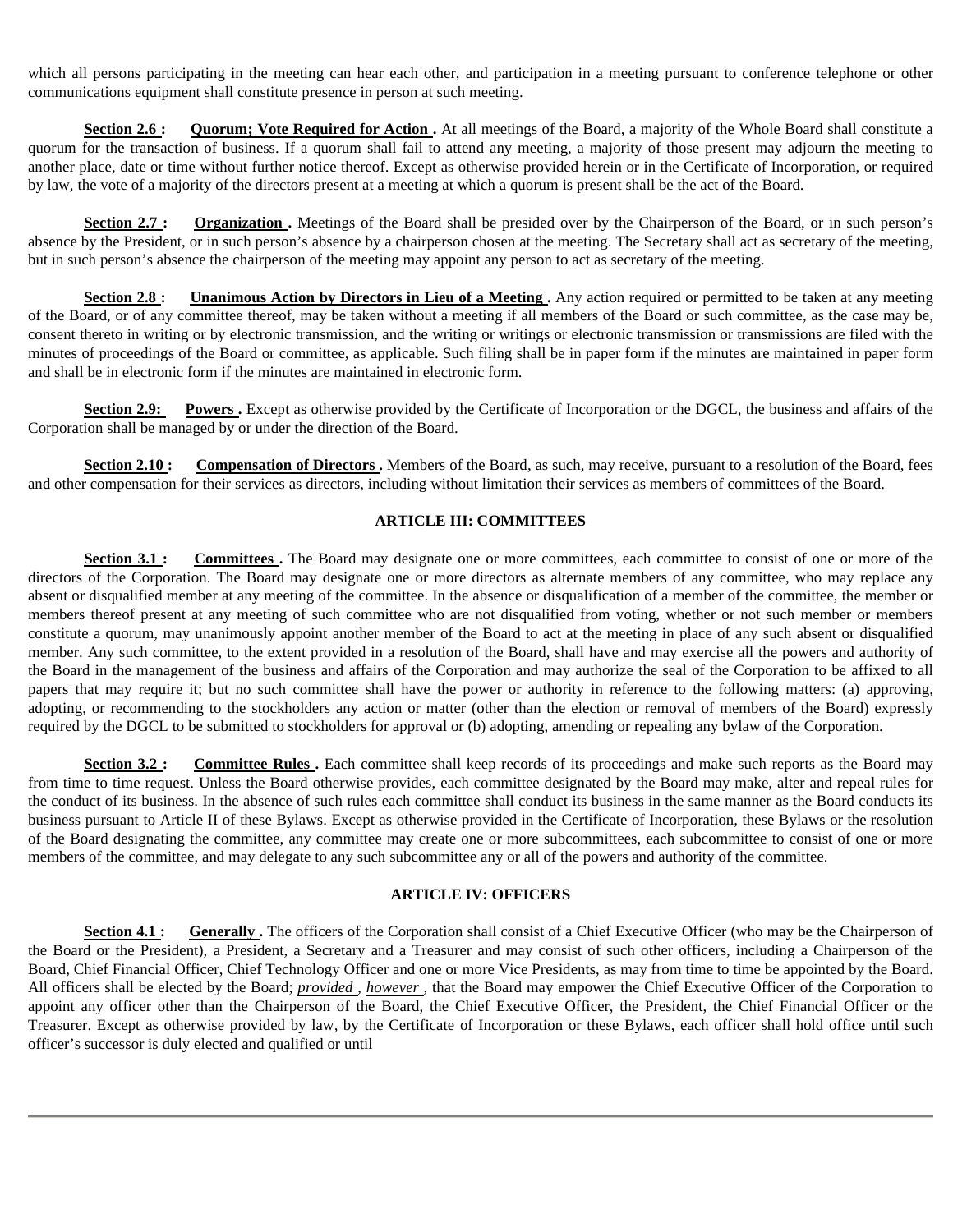which all persons participating in the meeting can hear each other, and participation in a meeting pursuant to conference telephone or other communications equipment shall constitute presence in person at such meeting.

**Section 2.6 :** **Quorum; Vote Required for Action .** At all meetings of the Board, a majority of the Whole Board shall constitute a quorum for the transaction of business. If a quorum shall fail to attend any meeting, a majority of those present may adjourn the meeting to another place, date or time without further notice thereof. Except as otherwise provided herein or in the Certificate of Incorporation, or required by law, the vote of a majority of the directors present at a meeting at which a quorum is present shall be the act of the Board.

**Section 2.7 :** **Organization .** Meetings of the Board shall be presided over by the Chairperson of the Board, or in such person's absence by the President, or in such person's absence by a chairperson chosen at the meeting. The Secretary shall act as secretary of the meeting, but in such person's absence the chairperson of the meeting may appoint any person to act as secretary of the meeting.

**Section 2.8 :** **Unanimous Action by Directors in Lieu of a Meeting .** Any action required or permitted to be taken at any meeting of the Board, or of any committee thereof, may be taken without a meeting if all members of the Board or such committee, as the case may be, consent thereto in writing or by electronic transmission, and the writing or writings or electronic transmission or transmissions are filed with the minutes of proceedings of the Board or committee, as applicable. Such filing shall be in paper form if the minutes are maintained in paper form and shall be in electronic form if the minutes are maintained in electronic form.

**Section 2.9:** **Powers .** Except as otherwise provided by the Certificate of Incorporation or the DGCL, the business and affairs of the Corporation shall be managed by or under the direction of the Board.

**Section 2.10 :** **Compensation of Directors .** Members of the Board, as such, may receive, pursuant to a resolution of the Board, fees and other compensation for their services as directors, including without limitation their services as members of committees of the Board.

## ARTICLE III: COMMITTEES

**Section 3.1 :** **Committees .** The Board may designate one or more committees, each committee to consist of one or more of the directors of the Corporation. The Board may designate one or more directors as alternate members of any committee, who may replace any absent or disqualified member at any meeting of the committee. In the absence or disqualification of a member of the committee, the member or members thereof present at any meeting of such committee who are not disqualified from voting, whether or not such member or members constitute a quorum, may unanimously appoint another member of the Board to act at the meeting in place of any such absent or disqualified member. Any such committee, to the extent provided in a resolution of the Board, shall have and may exercise all the powers and authority of the Board in the management of the business and affairs of the Corporation and may authorize the seal of the Corporation to be affixed to all papers that may require it; but no such committee shall have the power or authority in reference to the following matters: (a) approving, adopting, or recommending to the stockholders any action or matter (other than the election or removal of members of the Board) expressly required by the DGCL to be submitted to stockholders for approval or (b) adopting, amending or repealing any bylaw of the Corporation.

**Section 3.2 :** **Committee Rules .** Each committee shall keep records of its proceedings and make such reports as the Board may from time to time request. Unless the Board otherwise provides, each committee designated by the Board may make, alter and repeal rules for the conduct of its business. In the absence of such rules each committee shall conduct its business in the same manner as the Board conducts its business pursuant to Article II of these Bylaws. Except as otherwise provided in the Certificate of Incorporation, these Bylaws or the resolution of the Board designating the committee, any committee may create one or more subcommittees, each subcommittee to consist of one or more members of the committee, and may delegate to any such subcommittee any or all of the powers and authority of the committee.

## ARTICLE IV: OFFICERS

**Section 4.1 :** **Generally .** The officers of the Corporation shall consist of a Chief Executive Officer (who may be the Chairperson of the Board or the President), a President, a Secretary and a Treasurer and may consist of such other officers, including a Chairperson of the Board, Chief Financial Officer, Chief Technology Officer and one or more Vice Presidents, as may from time to time be appointed by the Board. All officers shall be elected by the Board; *provided* , *however* , that the Board may empower the Chief Executive Officer of the Corporation to appoint any officer other than the Chairperson of the Board, the Chief Executive Officer, the President, the Chief Financial Officer or the Treasurer. Except as otherwise provided by law, by the Certificate of Incorporation or these Bylaws, each officer shall hold office until such officer's successor is duly elected and qualified or until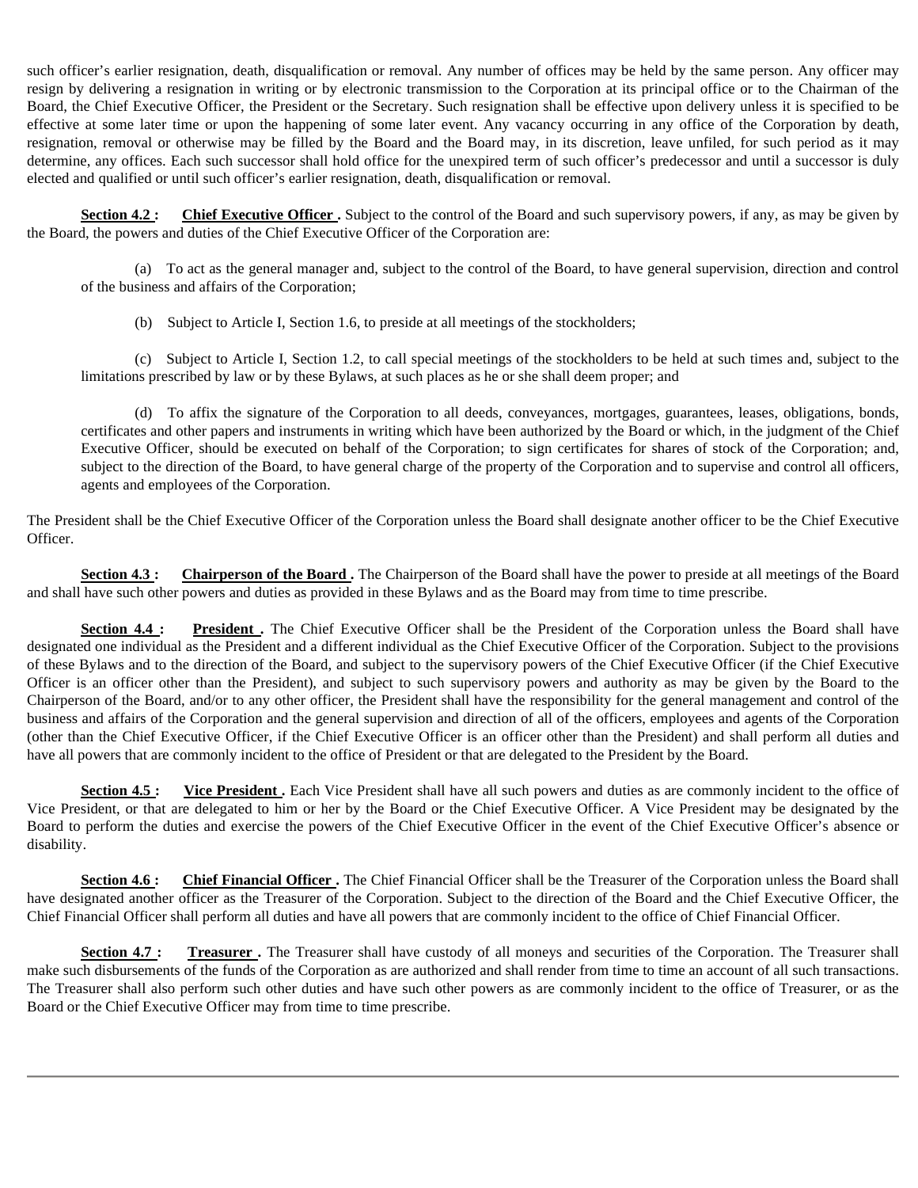such officer's earlier resignation, death, disqualification or removal. Any number of offices may be held by the same person. Any officer may resign by delivering a resignation in writing or by electronic transmission to the Corporation at its principal office or to the Chairman of the Board, the Chief Executive Officer, the President or the Secretary. Such resignation shall be effective upon delivery unless it is specified to be effective at some later time or upon the happening of some later event. Any vacancy occurring in any office of the Corporation by death, resignation, removal or otherwise may be filled by the Board and the Board may, in its discretion, leave unfiled, for such period as it may determine, any offices. Each such successor shall hold office for the unexpired term of such officer's predecessor and until a successor is duly elected and qualified or until such officer's earlier resignation, death, disqualification or removal.

**Section 4.2 :** **Chief Executive Officer .** Subject to the control of the Board and such supervisory powers, if any, as may be given by the Board, the powers and duties of the Chief Executive Officer of the Corporation are:

(a) To act as the general manager and, subject to the control of the Board, to have general supervision, direction and control of the business and affairs of the Corporation;

(b) Subject to Article I, Section 1.6, to preside at all meetings of the stockholders;

(c) Subject to Article I, Section 1.2, to call special meetings of the stockholders to be held at such times and, subject to the limitations prescribed by law or by these Bylaws, at such places as he or she shall deem proper; and

(d) To affix the signature of the Corporation to all deeds, conveyances, mortgages, guarantees, leases, obligations, bonds, certificates and other papers and instruments in writing which have been authorized by the Board or which, in the judgment of the Chief Executive Officer, should be executed on behalf of the Corporation; to sign certificates for shares of stock of the Corporation; and, subject to the direction of the Board, to have general charge of the property of the Corporation and to supervise and control all officers, agents and employees of the Corporation.

The President shall be the Chief Executive Officer of the Corporation unless the Board shall designate another officer to be the Chief Executive Officer.

**Section 4.3 :** **Chairperson of the Board .** The Chairperson of the Board shall have the power to preside at all meetings of the Board and shall have such other powers and duties as provided in these Bylaws and as the Board may from time to time prescribe.

**Section 4.4 :** **President .** The Chief Executive Officer shall be the President of the Corporation unless the Board shall have designated one individual as the President and a different individual as the Chief Executive Officer of the Corporation. Subject to the provisions of these Bylaws and to the direction of the Board, and subject to the supervisory powers of the Chief Executive Officer (if the Chief Executive Officer is an officer other than the President), and subject to such supervisory powers and authority as may be given by the Board to the Chairperson of the Board, and/or to any other officer, the President shall have the responsibility for the general management and control of the business and affairs of the Corporation and the general supervision and direction of all of the officers, employees and agents of the Corporation (other than the Chief Executive Officer, if the Chief Executive Officer is an officer other than the President) and shall perform all duties and have all powers that are commonly incident to the office of President or that are delegated to the President by the Board.

**Section 4.5 :** **Vice President .** Each Vice President shall have all such powers and duties as are commonly incident to the office of Vice President, or that are delegated to him or her by the Board or the Chief Executive Officer. A Vice President may be designated by the Board to perform the duties and exercise the powers of the Chief Executive Officer in the event of the Chief Executive Officer's absence or disability.

**Section 4.6 :** **Chief Financial Officer .** The Chief Financial Officer shall be the Treasurer of the Corporation unless the Board shall have designated another officer as the Treasurer of the Corporation. Subject to the direction of the Board and the Chief Executive Officer, the Chief Financial Officer shall perform all duties and have all powers that are commonly incident to the office of Chief Financial Officer.

**Section 4.7 :** **Treasurer .** The Treasurer shall have custody of all moneys and securities of the Corporation. The Treasurer shall make such disbursements of the funds of the Corporation as are authorized and shall render from time to time an account of all such transactions. The Treasurer shall also perform such other duties and have such other powers as are commonly incident to the office of Treasurer, or as the Board or the Chief Executive Officer may from time to time prescribe.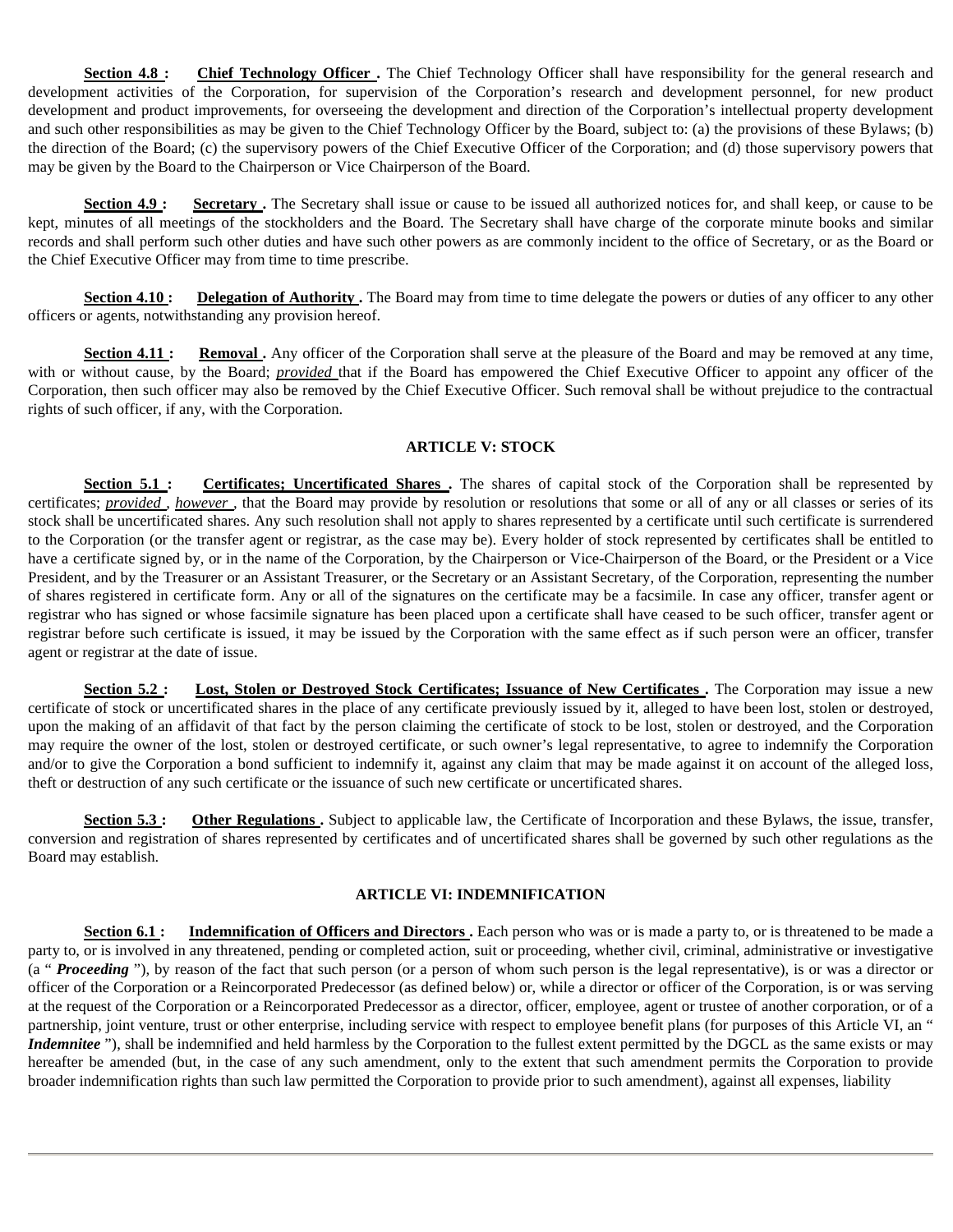**Section 4.8 : Chief Technology Officer .** The Chief Technology Officer shall have responsibility for the general research and development activities of the Corporation, for supervision of the Corporation's research and development personnel, for new product development and product improvements, for overseeing the development and direction of the Corporation's intellectual property development and such other responsibilities as may be given to the Chief Technology Officer by the Board, subject to: (a) the provisions of these Bylaws; (b) the direction of the Board; (c) the supervisory powers of the Chief Executive Officer of the Corporation; and (d) those supervisory powers that may be given by the Board to the Chairperson or Vice Chairperson of the Board.

**Section 4.9 : Secretary .** The Secretary shall issue or cause to be issued all authorized notices for, and shall keep, or cause to be kept, minutes of all meetings of the stockholders and the Board. The Secretary shall have charge of the corporate minute books and similar records and shall perform such other duties and have such other powers as are commonly incident to the office of Secretary, or as the Board or the Chief Executive Officer may from time to time prescribe.

**Section 4.10 : Delegation of Authority .** The Board may from time to time delegate the powers or duties of any officer to any other officers or agents, notwithstanding any provision hereof.

**Section 4.11 : Removal .** Any officer of the Corporation shall serve at the pleasure of the Board and may be removed at any time, with or without cause, by the Board; *provided* that if the Board has empowered the Chief Executive Officer to appoint any officer of the Corporation, then such officer may also be removed by the Chief Executive Officer. Such removal shall be without prejudice to the contractual rights of such officer, if any, with the Corporation.

## ARTICLE V: STOCK

**Section 5.1 : Certificates; Uncertificated Shares .** The shares of capital stock of the Corporation shall be represented by certificates; *provided* , *however* , that the Board may provide by resolution or resolutions that some or all of any or all classes or series of its stock shall be uncertificated shares. Any such resolution shall not apply to shares represented by a certificate until such certificate is surrendered to the Corporation (or the transfer agent or registrar, as the case may be). Every holder of stock represented by certificates shall be entitled to have a certificate signed by, or in the name of the Corporation, by the Chairperson or Vice-Chairperson of the Board, or the President or a Vice President, and by the Treasurer or an Assistant Treasurer, or the Secretary or an Assistant Secretary, of the Corporation, representing the number of shares registered in certificate form. Any or all of the signatures on the certificate may be a facsimile. In case any officer, transfer agent or registrar who has signed or whose facsimile signature has been placed upon a certificate shall have ceased to be such officer, transfer agent or registrar before such certificate is issued, it may be issued by the Corporation with the same effect as if such person were an officer, transfer agent or registrar at the date of issue.

**Section 5.2 : Lost, Stolen or Destroyed Stock Certificates; Issuance of New Certificates .** The Corporation may issue a new certificate of stock or uncertificated shares in the place of any certificate previously issued by it, alleged to have been lost, stolen or destroyed, upon the making of an affidavit of that fact by the person claiming the certificate of stock to be lost, stolen or destroyed, and the Corporation may require the owner of the lost, stolen or destroyed certificate, or such owner's legal representative, to agree to indemnify the Corporation and/or to give the Corporation a bond sufficient to indemnify it, against any claim that may be made against it on account of the alleged loss, theft or destruction of any such certificate or the issuance of such new certificate or uncertificated shares.

**Section 5.3 : Other Regulations .** Subject to applicable law, the Certificate of Incorporation and these Bylaws, the issue, transfer, conversion and registration of shares represented by certificates and of uncertificated shares shall be governed by such other regulations as the Board may establish.

## ARTICLE VI: INDEMNIFICATION

**Section 6.1 : Indemnification of Officers and Directors .** Each person who was or is made a party to, or is threatened to be made a party to, or is involved in any threatened, pending or completed action, suit or proceeding, whether civil, criminal, administrative or investigative (a " ***Proceeding*** "), by reason of the fact that such person (or a person of whom such person is the legal representative), is or was a director or officer of the Corporation or a Reincorporated Predecessor (as defined below) or, while a director or officer of the Corporation, is or was serving at the request of the Corporation or a Reincorporated Predecessor as a director, officer, employee, agent or trustee of another corporation, or of a partnership, joint venture, trust or other enterprise, including service with respect to employee benefit plans (for purposes of this Article VI, an " ***Indemnitee*** "), shall be indemnified and held harmless by the Corporation to the fullest extent permitted by the DGCL as the same exists or may hereafter be amended (but, in the case of any such amendment, only to the extent that such amendment permits the Corporation to provide broader indemnification rights than such law permitted the Corporation to provide prior to such amendment), against all expenses, liability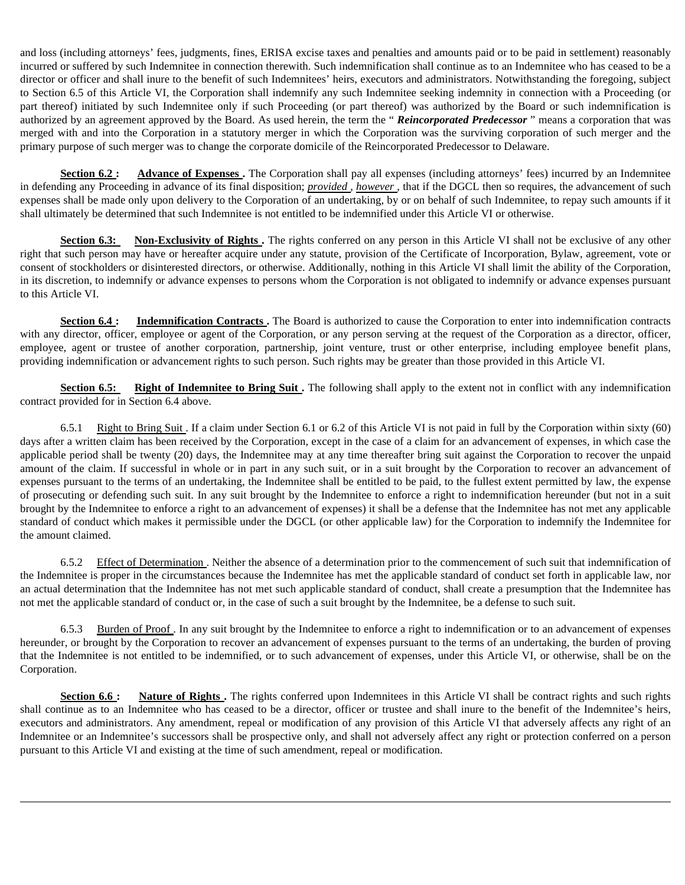and loss (including attorneys' fees, judgments, fines, ERISA excise taxes and penalties and amounts paid or to be paid in settlement) reasonably incurred or suffered by such Indemnitee in connection therewith. Such indemnification shall continue as to an Indemnitee who has ceased to be a director or officer and shall inure to the benefit of such Indemnitees' heirs, executors and administrators. Notwithstanding the foregoing, subject to Section 6.5 of this Article VI, the Corporation shall indemnify any such Indemnitee seeking indemnity in connection with a Proceeding (or part thereof) initiated by such Indemnitee only if such Proceeding (or part thereof) was authorized by the Board or such indemnification is authorized by an agreement approved by the Board. As used herein, the term the " ***Reincorporated Predecessor*** " means a corporation that was merged with and into the Corporation in a statutory merger in which the Corporation was the surviving corporation of such merger and the primary purpose of such merger was to change the corporate domicile of the Reincorporated Predecessor to Delaware.

**Section 6.2 :** **Advance of Expenses .** The Corporation shall pay all expenses (including attorneys' fees) incurred by an Indemnitee in defending any Proceeding in advance of its final disposition; *provided , however ,* that if the DGCL then so requires, the advancement of such expenses shall be made only upon delivery to the Corporation of an undertaking, by or on behalf of such Indemnitee, to repay such amounts if it shall ultimately be determined that such Indemnitee is not entitled to be indemnified under this Article VI or otherwise.

**Section 6.3:** **Non-Exclusivity of Rights .** The rights conferred on any person in this Article VI shall not be exclusive of any other right that such person may have or hereafter acquire under any statute, provision of the Certificate of Incorporation, Bylaw, agreement, vote or consent of stockholders or disinterested directors, or otherwise. Additionally, nothing in this Article VI shall limit the ability of the Corporation, in its discretion, to indemnify or advance expenses to persons whom the Corporation is not obligated to indemnify or advance expenses pursuant to this Article VI.

**Section 6.4 :** **Indemnification Contracts .** The Board is authorized to cause the Corporation to enter into indemnification contracts with any director, officer, employee or agent of the Corporation, or any person serving at the request of the Corporation as a director, officer, employee, agent or trustee of another corporation, partnership, joint venture, trust or other enterprise, including employee benefit plans, providing indemnification or advancement rights to such person. Such rights may be greater than those provided in this Article VI.

**Section 6.5:** **Right of Indemnitee to Bring Suit .** The following shall apply to the extent not in conflict with any indemnification contract provided for in Section 6.4 above.

6.5.1 Right to Bring Suit . If a claim under Section 6.1 or 6.2 of this Article VI is not paid in full by the Corporation within sixty (60) days after a written claim has been received by the Corporation, except in the case of a claim for an advancement of expenses, in which case the applicable period shall be twenty (20) days, the Indemnitee may at any time thereafter bring suit against the Corporation to recover the unpaid amount of the claim. If successful in whole or in part in any such suit, or in a suit brought by the Corporation to recover an advancement of expenses pursuant to the terms of an undertaking, the Indemnitee shall be entitled to be paid, to the fullest extent permitted by law, the expense of prosecuting or defending such suit. In any suit brought by the Indemnitee to enforce a right to indemnification hereunder (but not in a suit brought by the Indemnitee to enforce a right to an advancement of expenses) it shall be a defense that the Indemnitee has not met any applicable standard of conduct which makes it permissible under the DGCL (or other applicable law) for the Corporation to indemnify the Indemnitee for the amount claimed.

6.5.2 Effect of Determination . Neither the absence of a determination prior to the commencement of such suit that indemnification of the Indemnitee is proper in the circumstances because the Indemnitee has met the applicable standard of conduct set forth in applicable law, nor an actual determination that the Indemnitee has not met such applicable standard of conduct, shall create a presumption that the Indemnitee has not met the applicable standard of conduct or, in the case of such a suit brought by the Indemnitee, be a defense to such suit.

6.5.3 Burden of Proof . In any suit brought by the Indemnitee to enforce a right to indemnification or to an advancement of expenses hereunder, or brought by the Corporation to recover an advancement of expenses pursuant to the terms of an undertaking, the burden of proving that the Indemnitee is not entitled to be indemnified, or to such advancement of expenses, under this Article VI, or otherwise, shall be on the Corporation.

**Section 6.6 :** **Nature of Rights .** The rights conferred upon Indemnitees in this Article VI shall be contract rights and such rights shall continue as to an Indemnitee who has ceased to be a director, officer or trustee and shall inure to the benefit of the Indemnitee's heirs, executors and administrators. Any amendment, repeal or modification of any provision of this Article VI that adversely affects any right of an Indemnitee or an Indemnitee's successors shall be prospective only, and shall not adversely affect any right or protection conferred on a person pursuant to this Article VI and existing at the time of such amendment, repeal or modification.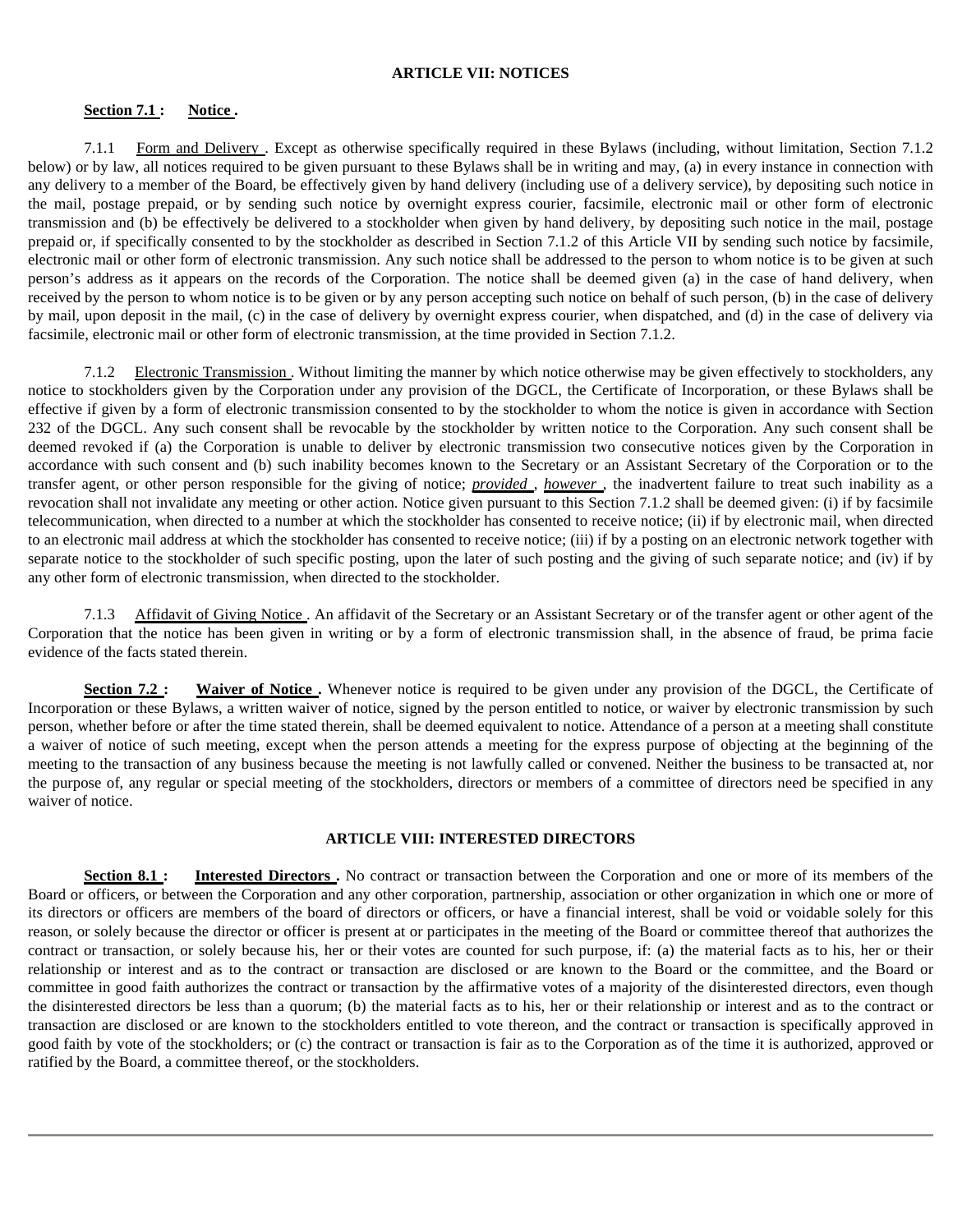## ARTICLE VII: NOTICES

**Section 7.1 : Notice .**

7.1.1 Form and Delivery . Except as otherwise specifically required in these Bylaws (including, without limitation, Section 7.1.2 below) or by law, all notices required to be given pursuant to these Bylaws shall be in writing and may, (a) in every instance in connection with any delivery to a member of the Board, be effectively given by hand delivery (including use of a delivery service), by depositing such notice in the mail, postage prepaid, or by sending such notice by overnight express courier, facsimile, electronic mail or other form of electronic transmission and (b) be effectively be delivered to a stockholder when given by hand delivery, by depositing such notice in the mail, postage prepaid or, if specifically consented to by the stockholder as described in Section 7.1.2 of this Article VII by sending such notice by facsimile, electronic mail or other form of electronic transmission. Any such notice shall be addressed to the person to whom notice is to be given at such person's address as it appears on the records of the Corporation. The notice shall be deemed given (a) in the case of hand delivery, when received by the person to whom notice is to be given or by any person accepting such notice on behalf of such person, (b) in the case of delivery by mail, upon deposit in the mail, (c) in the case of delivery by overnight express courier, when dispatched, and (d) in the case of delivery via facsimile, electronic mail or other form of electronic transmission, at the time provided in Section 7.1.2.

7.1.2 Electronic Transmission . Without limiting the manner by which notice otherwise may be given effectively to stockholders, any notice to stockholders given by the Corporation under any provision of the DGCL, the Certificate of Incorporation, or these Bylaws shall be effective if given by a form of electronic transmission consented to by the stockholder to whom the notice is given in accordance with Section 232 of the DGCL. Any such consent shall be revocable by the stockholder by written notice to the Corporation. Any such consent shall be deemed revoked if (a) the Corporation is unable to deliver by electronic transmission two consecutive notices given by the Corporation in accordance with such consent and (b) such inability becomes known to the Secretary or an Assistant Secretary of the Corporation or to the transfer agent, or other person responsible for the giving of notice; *provided* , *however* , the inadvertent failure to treat such inability as a revocation shall not invalidate any meeting or other action. Notice given pursuant to this Section 7.1.2 shall be deemed given: (i) if by facsimile telecommunication, when directed to a number at which the stockholder has consented to receive notice; (ii) if by electronic mail, when directed to an electronic mail address at which the stockholder has consented to receive notice; (iii) if by a posting on an electronic network together with separate notice to the stockholder of such specific posting, upon the later of such posting and the giving of such separate notice; and (iv) if by any other form of electronic transmission, when directed to the stockholder.

7.1.3 Affidavit of Giving Notice . An affidavit of the Secretary or an Assistant Secretary or of the transfer agent or other agent of the Corporation that the notice has been given in writing or by a form of electronic transmission shall, in the absence of fraud, be prima facie evidence of the facts stated therein.

**Section 7.2 : Waiver of Notice .** Whenever notice is required to be given under any provision of the DGCL, the Certificate of Incorporation or these Bylaws, a written waiver of notice, signed by the person entitled to notice, or waiver by electronic transmission by such person, whether before or after the time stated therein, shall be deemed equivalent to notice. Attendance of a person at a meeting shall constitute a waiver of notice of such meeting, except when the person attends a meeting for the express purpose of objecting at the beginning of the meeting to the transaction of any business because the meeting is not lawfully called or convened. Neither the business to be transacted at, nor the purpose of, any regular or special meeting of the stockholders, directors or members of a committee of directors need be specified in any waiver of notice.

## ARTICLE VIII: INTERESTED DIRECTORS

**Section 8.1 : Interested Directors .** No contract or transaction between the Corporation and one or more of its members of the Board or officers, or between the Corporation and any other corporation, partnership, association or other organization in which one or more of its directors or officers are members of the board of directors or officers, or have a financial interest, shall be void or voidable solely for this reason, or solely because the director or officer is present at or participates in the meeting of the Board or committee thereof that authorizes the contract or transaction, or solely because his, her or their votes are counted for such purpose, if: (a) the material facts as to his, her or their relationship or interest and as to the contract or transaction are disclosed or are known to the Board or the committee, and the Board or committee in good faith authorizes the contract or transaction by the affirmative votes of a majority of the disinterested directors, even though the disinterested directors be less than a quorum; (b) the material facts as to his, her or their relationship or interest and as to the contract or transaction are disclosed or are known to the stockholders entitled to vote thereon, and the contract or transaction is specifically approved in good faith by vote of the stockholders; or (c) the contract or transaction is fair as to the Corporation as of the time it is authorized, approved or ratified by the Board, a committee thereof, or the stockholders.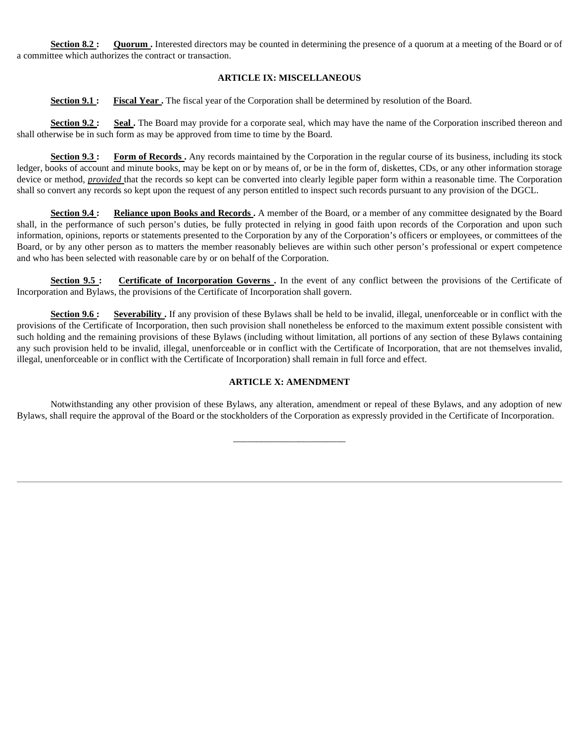**Section 8.2 :** **Quorum .** Interested directors may be counted in determining the presence of a quorum at a meeting of the Board or of a committee which authorizes the contract or transaction.

## ARTICLE IX: MISCELLANEOUS

**Section 9.1 :** **Fiscal Year .** The fiscal year of the Corporation shall be determined by resolution of the Board.

**Section 9.2 :** **Seal .** The Board may provide for a corporate seal, which may have the name of the Corporation inscribed thereon and shall otherwise be in such form as may be approved from time to time by the Board.

**Section 9.3 :** **Form of Records .** Any records maintained by the Corporation in the regular course of its business, including its stock ledger, books of account and minute books, may be kept on or by means of, or be in the form of, diskettes, CDs, or any other information storage device or method, *provided* that the records so kept can be converted into clearly legible paper form within a reasonable time. The Corporation shall so convert any records so kept upon the request of any person entitled to inspect such records pursuant to any provision of the DGCL.

**Section 9.4 :** **Reliance upon Books and Records .** A member of the Board, or a member of any committee designated by the Board shall, in the performance of such person's duties, be fully protected in relying in good faith upon records of the Corporation and upon such information, opinions, reports or statements presented to the Corporation by any of the Corporation's officers or employees, or committees of the Board, or by any other person as to matters the member reasonably believes are within such other person's professional or expert competence and who has been selected with reasonable care by or on behalf of the Corporation.

**Section 9.5 :** **Certificate of Incorporation Governs .** In the event of any conflict between the provisions of the Certificate of Incorporation and Bylaws, the provisions of the Certificate of Incorporation shall govern.

**Section 9.6 :** **Severability .** If any provision of these Bylaws shall be held to be invalid, illegal, unenforceable or in conflict with the provisions of the Certificate of Incorporation, then such provision shall nonetheless be enforced to the maximum extent possible consistent with such holding and the remaining provisions of these Bylaws (including without limitation, all portions of any section of these Bylaws containing any such provision held to be invalid, illegal, unenforceable or in conflict with the Certificate of Incorporation, that are not themselves invalid, illegal, unenforceable or in conflict with the Certificate of Incorporation) shall remain in full force and effect.

## ARTICLE X: AMENDMENT

Notwithstanding any other provision of these Bylaws, any alteration, amendment or repeal of these Bylaws, and any adoption of new Bylaws, shall require the approval of the Board or the stockholders of the Corporation as expressly provided in the Certificate of Incorporation.

\_\_\_\_\_\_\_\_\_\_\_\_\_\_\_\_\_\_\_\_\_\_\_\_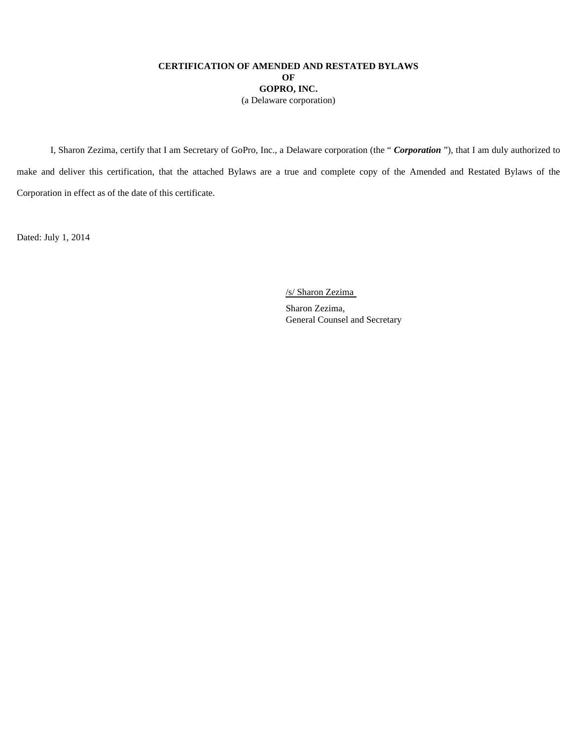**CERTIFICATION OF AMENDED AND RESTATED BYLAWS**
**OF**
**GOPRO, INC.**
(a Delaware corporation)

I, Sharon Zezima, certify that I am Secretary of GoPro, Inc., a Delaware corporation (the " ***Corporation*** "), that I am duly authorized to make and deliver this certification, that the attached Bylaws are a true and complete copy of the Amended and Restated Bylaws of the Corporation in effect as of the date of this certificate.

Dated: July 1, 2014

/s/ Sharon Zezima

Sharon Zezima,
General Counsel and Secretary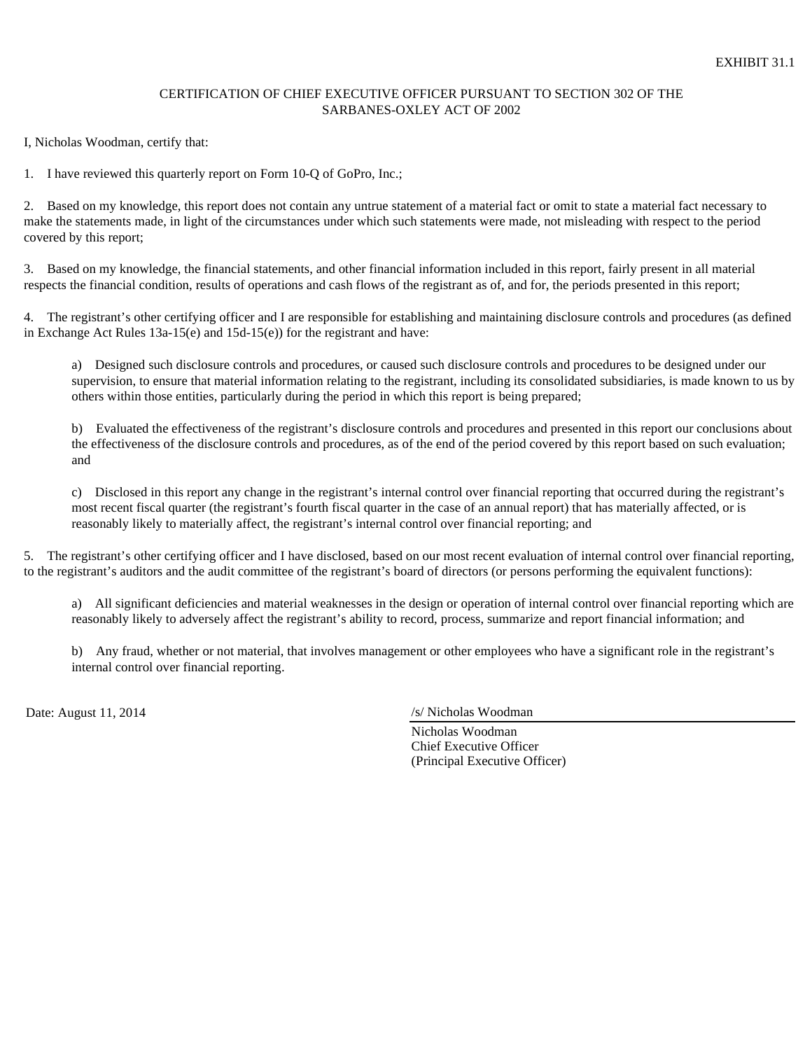EXHIBIT 31.1

CERTIFICATION OF CHIEF EXECUTIVE OFFICER PURSUANT TO SECTION 302 OF THE SARBANES-OXLEY ACT OF 2002

I, Nicholas Woodman, certify that:

1. I have reviewed this quarterly report on Form 10-Q of GoPro, Inc.;

2. Based on my knowledge, this report does not contain any untrue statement of a material fact or omit to state a material fact necessary to make the statements made, in light of the circumstances under which such statements were made, not misleading with respect to the period covered by this report;

3. Based on my knowledge, the financial statements, and other financial information included in this report, fairly present in all material respects the financial condition, results of operations and cash flows of the registrant as of, and for, the periods presented in this report;

4. The registrant's other certifying officer and I are responsible for establishing and maintaining disclosure controls and procedures (as defined in Exchange Act Rules 13a-15(e) and 15d-15(e)) for the registrant and have:

   a) Designed such disclosure controls and procedures, or caused such disclosure controls and procedures to be designed under our supervision, to ensure that material information relating to the registrant, including its consolidated subsidiaries, is made known to us by others within those entities, particularly during the period in which this report is being prepared;

   b) Evaluated the effectiveness of the registrant's disclosure controls and procedures and presented in this report our conclusions about the effectiveness of the disclosure controls and procedures, as of the end of the period covered by this report based on such evaluation; and

   c) Disclosed in this report any change in the registrant's internal control over financial reporting that occurred during the registrant's most recent fiscal quarter (the registrant's fourth fiscal quarter in the case of an annual report) that has materially affected, or is reasonably likely to materially affect, the registrant's internal control over financial reporting; and

5. The registrant's other certifying officer and I have disclosed, based on our most recent evaluation of internal control over financial reporting, to the registrant's auditors and the audit committee of the registrant's board of directors (or persons performing the equivalent functions):

   a) All significant deficiencies and material weaknesses in the design or operation of internal control over financial reporting which are reasonably likely to adversely affect the registrant's ability to record, process, summarize and report financial information; and

   b) Any fraud, whether or not material, that involves management or other employees who have a significant role in the registrant's internal control over financial reporting.

Date: August 11, 2014

/s/ Nicholas Woodman

Nicholas Woodman
Chief Executive Officer
(Principal Executive Officer)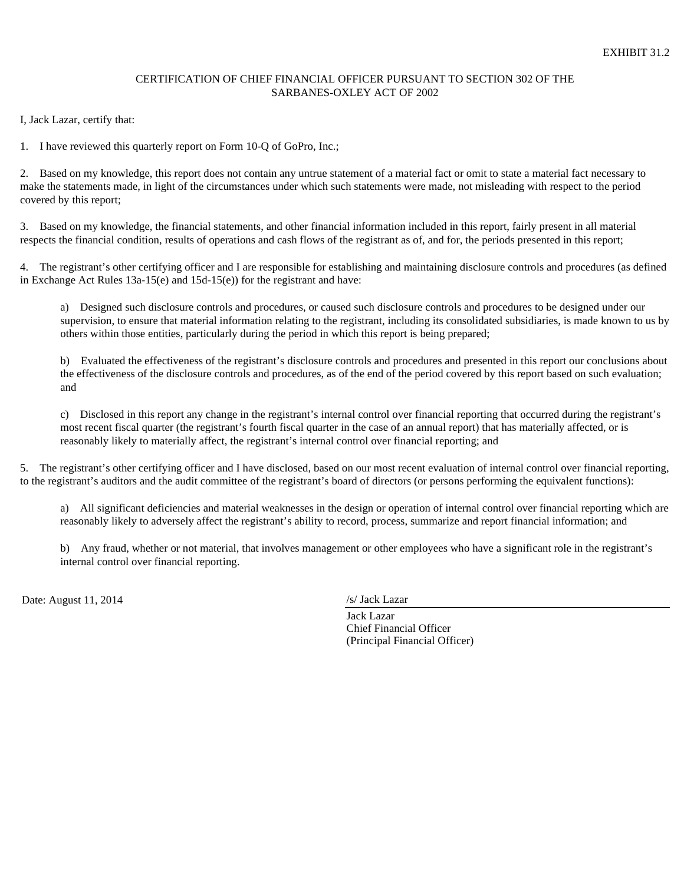EXHIBIT 31.2

CERTIFICATION OF CHIEF FINANCIAL OFFICER PURSUANT TO SECTION 302 OF THE SARBANES-OXLEY ACT OF 2002

I, Jack Lazar, certify that:

1. I have reviewed this quarterly report on Form 10-Q of GoPro, Inc.;

2. Based on my knowledge, this report does not contain any untrue statement of a material fact or omit to state a material fact necessary to make the statements made, in light of the circumstances under which such statements were made, not misleading with respect to the period covered by this report;

3. Based on my knowledge, the financial statements, and other financial information included in this report, fairly present in all material respects the financial condition, results of operations and cash flows of the registrant as of, and for, the periods presented in this report;

4. The registrant's other certifying officer and I are responsible for establishing and maintaining disclosure controls and procedures (as defined in Exchange Act Rules 13a-15(e) and 15d-15(e)) for the registrant and have:

   a) Designed such disclosure controls and procedures, or caused such disclosure controls and procedures to be designed under our supervision, to ensure that material information relating to the registrant, including its consolidated subsidiaries, is made known to us by others within those entities, particularly during the period in which this report is being prepared;

   b) Evaluated the effectiveness of the registrant's disclosure controls and procedures and presented in this report our conclusions about the effectiveness of the disclosure controls and procedures, as of the end of the period covered by this report based on such evaluation; and

   c) Disclosed in this report any change in the registrant's internal control over financial reporting that occurred during the registrant's most recent fiscal quarter (the registrant's fourth fiscal quarter in the case of an annual report) that has materially affected, or is reasonably likely to materially affect, the registrant's internal control over financial reporting; and

5. The registrant's other certifying officer and I have disclosed, based on our most recent evaluation of internal control over financial reporting, to the registrant's auditors and the audit committee of the registrant's board of directors (or persons performing the equivalent functions):

   a) All significant deficiencies and material weaknesses in the design or operation of internal control over financial reporting which are reasonably likely to adversely affect the registrant's ability to record, process, summarize and report financial information; and

   b) Any fraud, whether or not material, that involves management or other employees who have a significant role in the registrant's internal control over financial reporting.

Date: August 11, 2014

/s/ Jack Lazar

Jack Lazar
Chief Financial Officer
(Principal Financial Officer)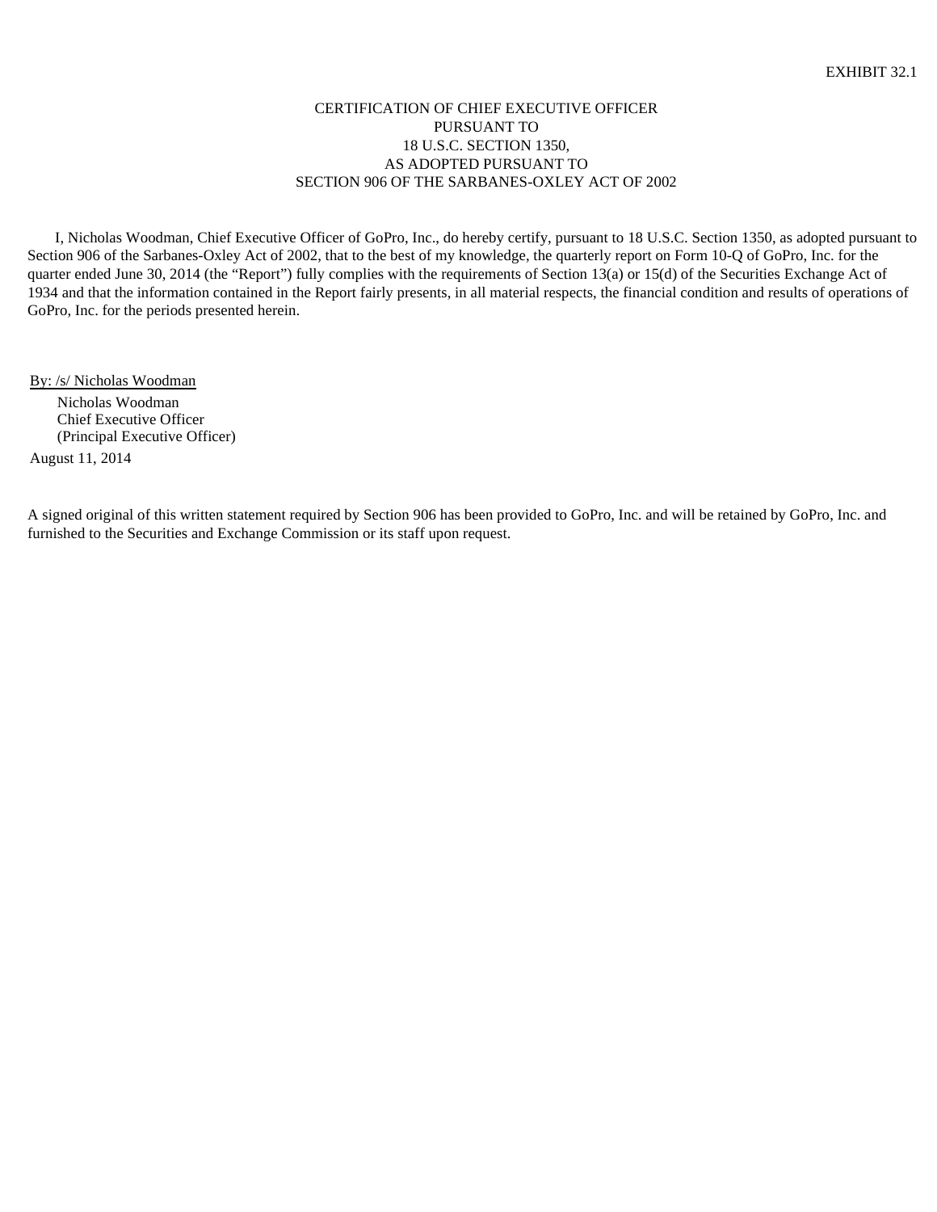EXHIBIT 32.1

CERTIFICATION OF CHIEF EXECUTIVE OFFICER
PURSUANT TO
18 U.S.C. SECTION 1350,
AS ADOPTED PURSUANT TO
SECTION 906 OF THE SARBANES-OXLEY ACT OF 2002

I, Nicholas Woodman, Chief Executive Officer of GoPro, Inc., do hereby certify, pursuant to 18 U.S.C. Section 1350, as adopted pursuant to Section 906 of the Sarbanes-Oxley Act of 2002, that to the best of my knowledge, the quarterly report on Form 10-Q of GoPro, Inc. for the quarter ended June 30, 2014 (the "Report") fully complies with the requirements of Section 13(a) or 15(d) of the Securities Exchange Act of 1934 and that the information contained in the Report fairly presents, in all material respects, the financial condition and results of operations of GoPro, Inc. for the periods presented herein.

By: /s/ Nicholas Woodman
Nicholas Woodman
Chief Executive Officer
(Principal Executive Officer)

August 11, 2014

A signed original of this written statement required by Section 906 has been provided to GoPro, Inc. and will be retained by GoPro, Inc. and furnished to the Securities and Exchange Commission or its staff upon request.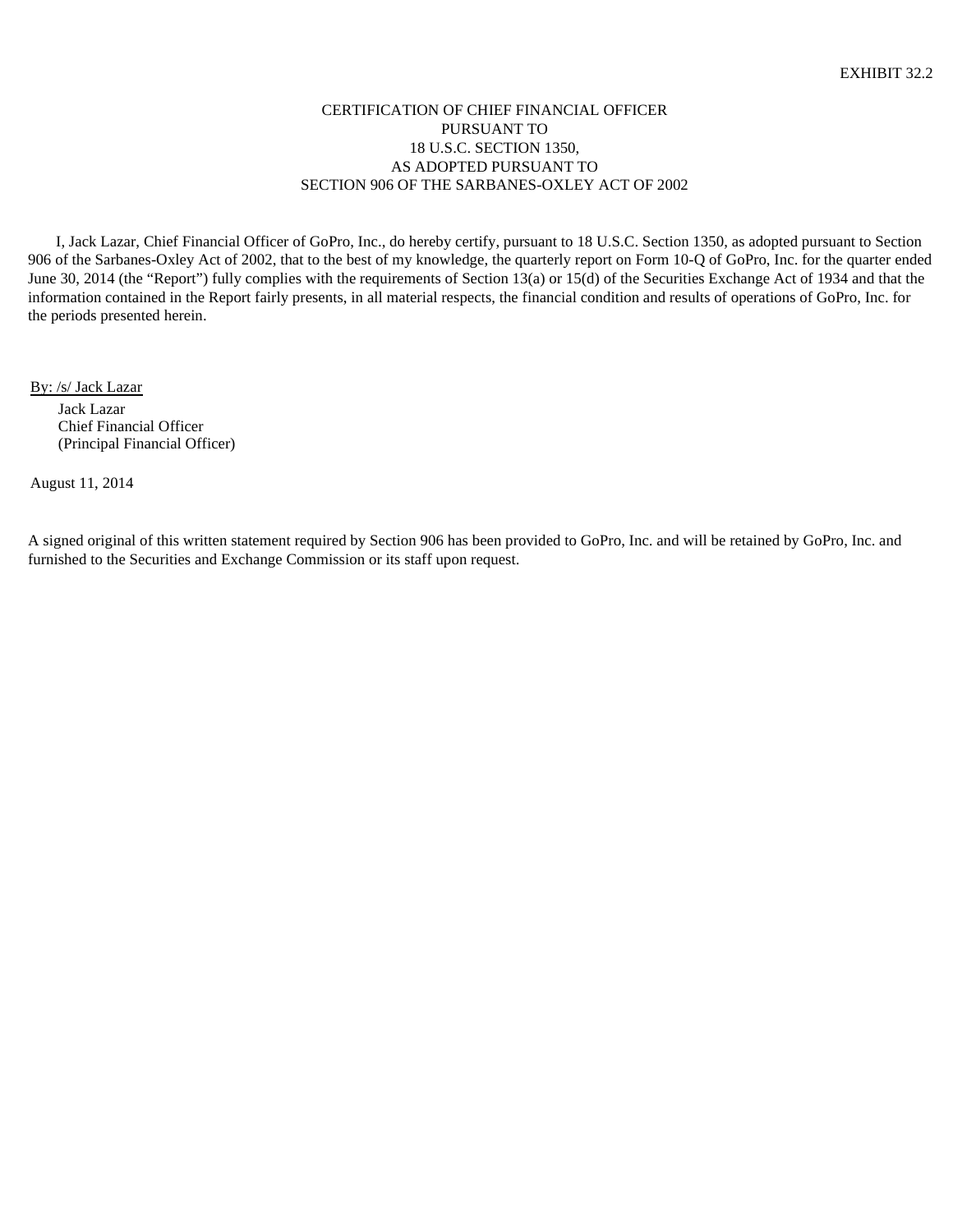EXHIBIT 32.2

CERTIFICATION OF CHIEF FINANCIAL OFFICER
PURSUANT TO
18 U.S.C. SECTION 1350,
AS ADOPTED PURSUANT TO
SECTION 906 OF THE SARBANES-OXLEY ACT OF 2002

I, Jack Lazar, Chief Financial Officer of GoPro, Inc., do hereby certify, pursuant to 18 U.S.C. Section 1350, as adopted pursuant to Section 906 of the Sarbanes-Oxley Act of 2002, that to the best of my knowledge, the quarterly report on Form 10-Q of GoPro, Inc. for the quarter ended June 30, 2014 (the "Report") fully complies with the requirements of Section 13(a) or 15(d) of the Securities Exchange Act of 1934 and that the information contained in the Report fairly presents, in all material respects, the financial condition and results of operations of GoPro, Inc. for the periods presented herein.

By: /s/ Jack Lazar
Jack Lazar
Chief Financial Officer
(Principal Financial Officer)

August 11, 2014

A signed original of this written statement required by Section 906 has been provided to GoPro, Inc. and will be retained by GoPro, Inc. and furnished to the Securities and Exchange Commission or its staff upon request.